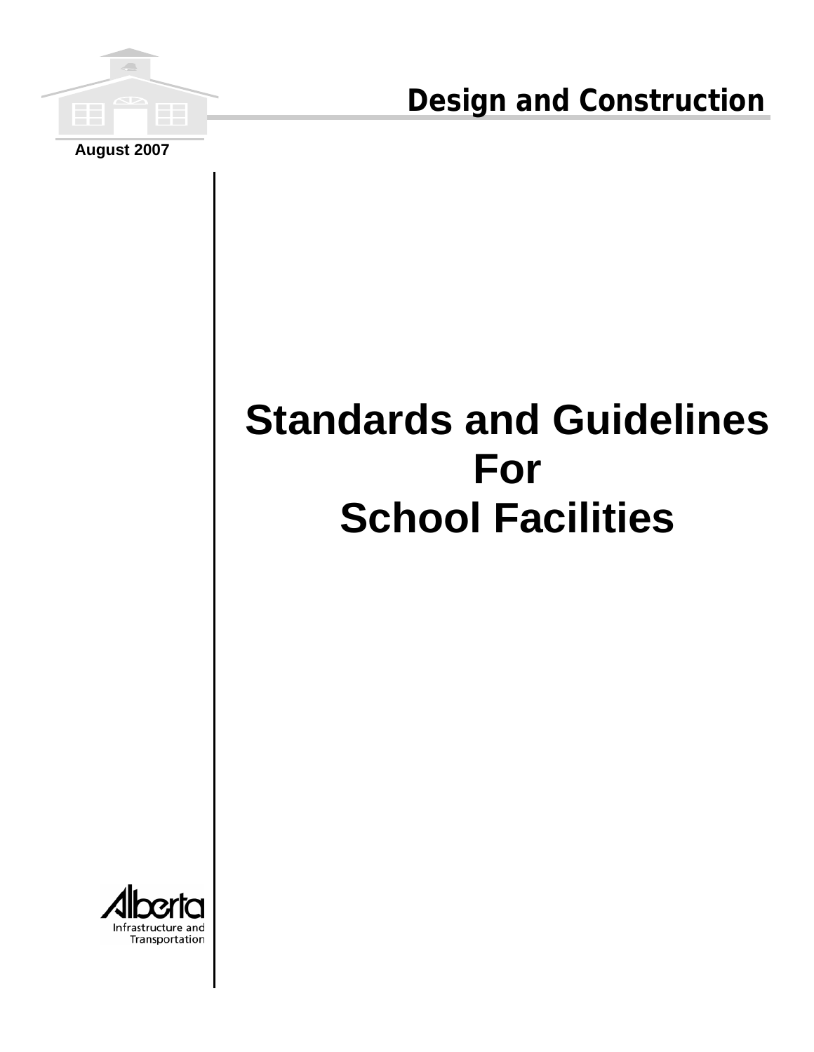Design and Construction

August 2007

# Standards and Guidelines For School Facilities

Alberta Infrastructure and Transportation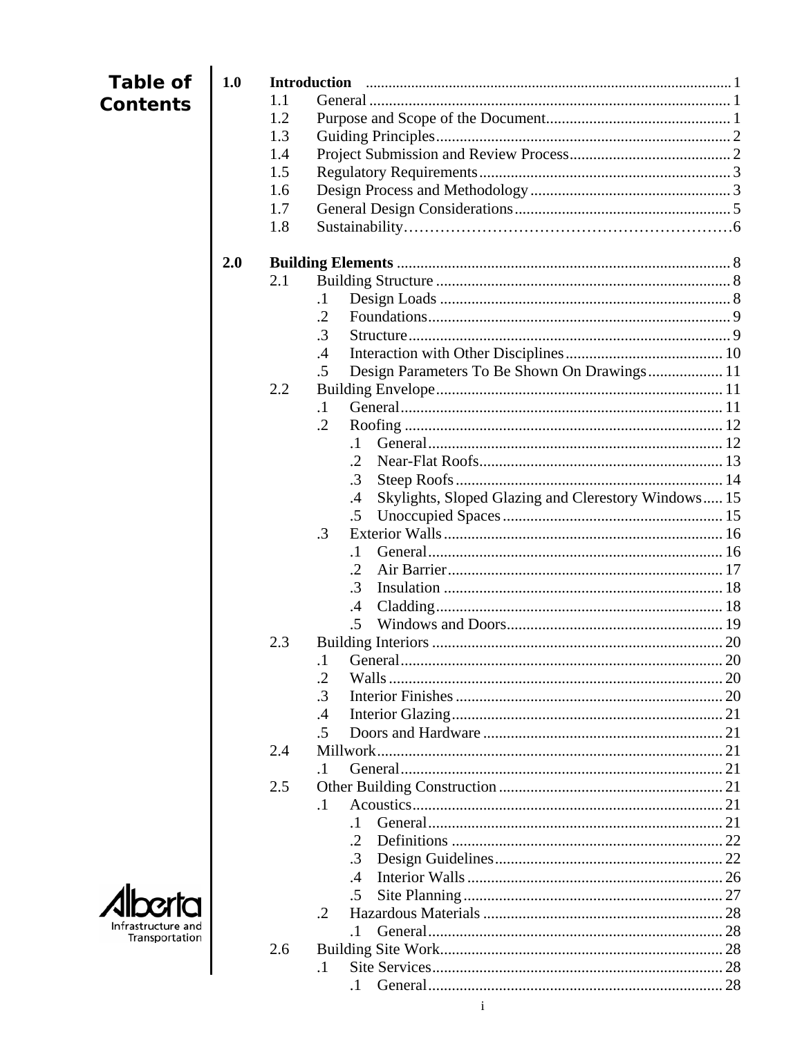# Table of Contents

- **1.0 Introduction** 1
  - 1.1 General 1
  - 1.2 Purpose and Scope of the Document 1
  - 1.3 Guiding Principles 2
  - 1.4 Project Submission and Review Process 2
  - 1.5 Regulatory Requirements 3
  - 1.6 Design Process and Methodology 3
  - 1.7 General Design Considerations 5
  - 1.8 Sustainability 6

- **2.0 Building Elements** 8
  - 2.1 Building Structure 8
    - .1 Design Loads 8
    - .2 Foundations 9
    - .3 Structure 9
    - .4 Interaction with Other Disciplines 10
    - .5 Design Parameters To Be Shown On Drawings 11
  - 2.2 Building Envelope 11
    - .1 General 11
    - .2 Roofing 12
      - .1 General 12
      - .2 Near-Flat Roofs 13
      - .3 Steep Roofs 14
      - .4 Skylights, Sloped Glazing and Clerestory Windows 15
      - .5 Unoccupied Spaces 15
    - .3 Exterior Walls 16
      - .1 General 16
      - .2 Air Barrier 17
      - .3 Insulation 18
      - .4 Cladding 18
      - .5 Windows and Doors 19
  - 2.3 Building Interiors 20
    - .1 General 20
    - .2 Walls 20
    - .3 Interior Finishes 20
    - .4 Interior Glazing 21
    - .5 Doors and Hardware 21
  - 2.4 Millwork 21
    - .1 General 21
  - 2.5 Other Building Construction 21
    - .1 Acoustics 21
      - .1 General 21
      - .2 Definitions 22
      - .3 Design Guidelines 22
      - .4 Interior Walls 26
      - .5 Site Planning 27
    - .2 Hazardous Materials 28
      - .1 General 28
  - 2.6 Building Site Work 28
    - .1 Site Services 28
      - .1 General 28

Alberta Infrastructure and Transportation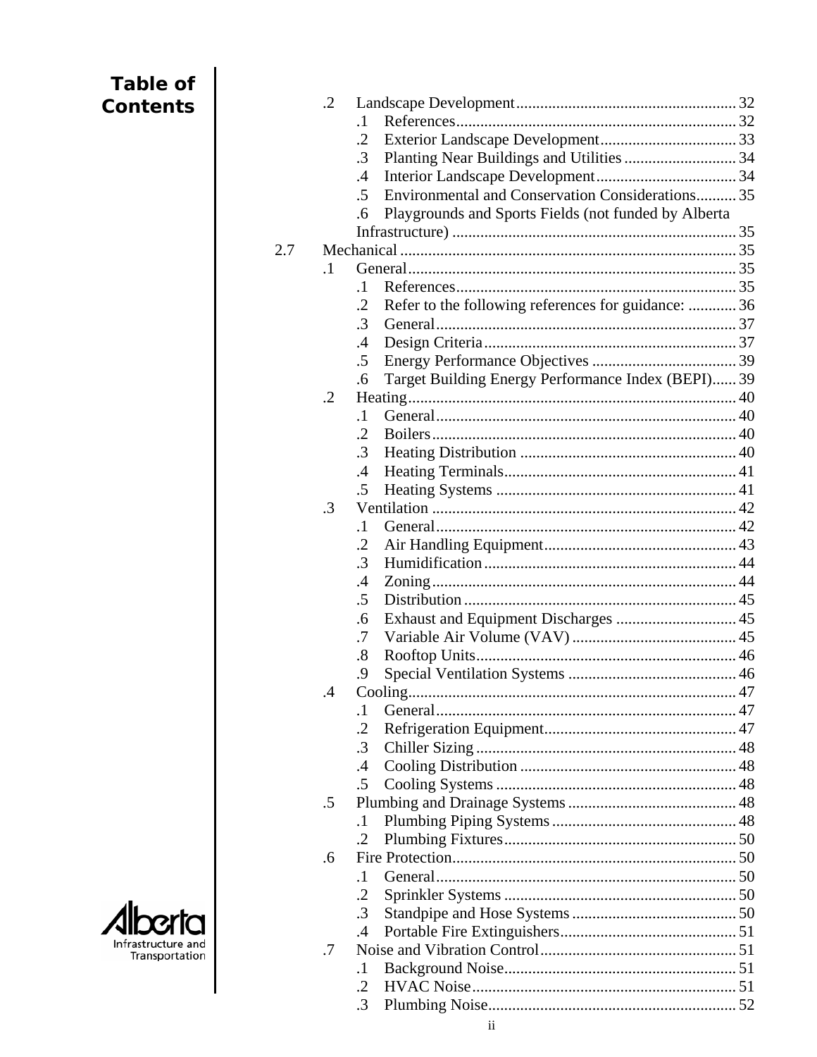**Table of Contents**

- .2 Landscape Development ....... 32
  - .1 References ....... 32
  - .2 Exterior Landscape Development ....... 33
  - .3 Planting Near Buildings and Utilities ....... 34
  - .4 Interior Landscape Development ....... 34
  - .5 Environmental and Conservation Considerations ....... 35
  - .6 Playgrounds and Sports Fields (not funded by Alberta Infrastructure) ....... 35

2.7 Mechanical ....... 35

- .1 General ....... 35
  - .1 References ....... 35
  - .2 Refer to the following references for guidance: ....... 36
  - .3 General ....... 37
  - .4 Design Criteria ....... 37
  - .5 Energy Performance Objectives ....... 39
  - .6 Target Building Energy Performance Index (BEPI) ....... 39
- .2 Heating ....... 40
  - .1 General ....... 40
  - .2 Boilers ....... 40
  - .3 Heating Distribution ....... 40
  - .4 Heating Terminals ....... 41
  - .5 Heating Systems ....... 41
- .3 Ventilation ....... 42
  - .1 General ....... 42
  - .2 Air Handling Equipment ....... 43
  - .3 Humidification ....... 44
  - .4 Zoning ....... 44
  - .5 Distribution ....... 45
  - .6 Exhaust and Equipment Discharges ....... 45
  - .7 Variable Air Volume (VAV) ....... 45
  - .8 Rooftop Units ....... 46
  - .9 Special Ventilation Systems ....... 46
- .4 Cooling ....... 47
  - .1 General ....... 47
  - .2 Refrigeration Equipment ....... 47
  - .3 Chiller Sizing ....... 48
  - .4 Cooling Distribution ....... 48
  - .5 Cooling Systems ....... 48
- .5 Plumbing and Drainage Systems ....... 48
  - .1 Plumbing Piping Systems ....... 48
  - .2 Plumbing Fixtures ....... 50
- .6 Fire Protection ....... 50
  - .1 General ....... 50
  - .2 Sprinkler Systems ....... 50
  - .3 Standpipe and Hose Systems ....... 50
  - .4 Portable Fire Extinguishers ....... 51
- .7 Noise and Vibration Control ....... 51
  - .1 Background Noise ....... 51
  - .2 HVAC Noise ....... 51
  - .3 Plumbing Noise ....... 52

Alberta Infrastructure and Transportation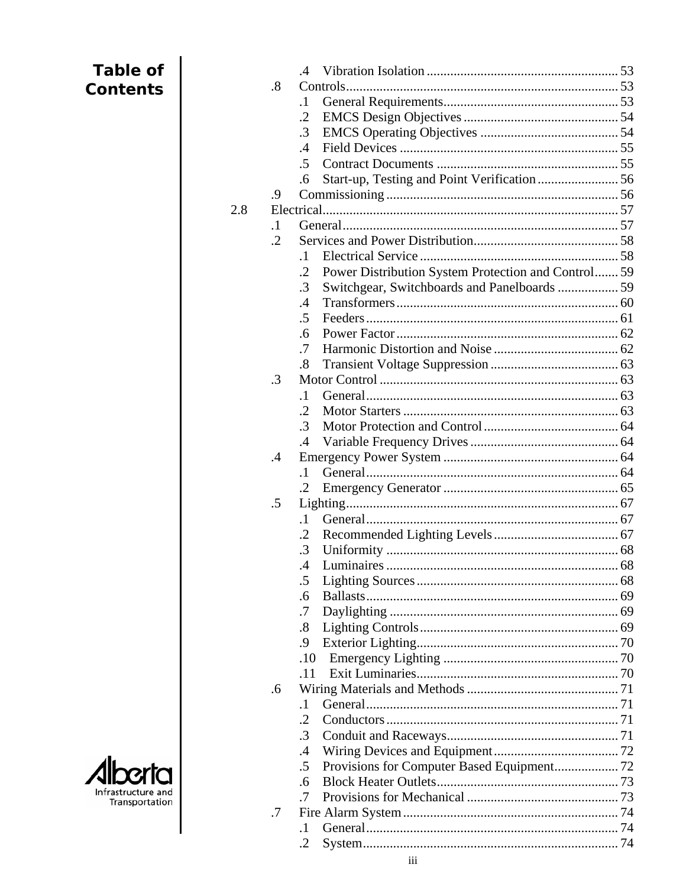**Table of Contents**

| | | | | |
|---|---|---|---|---|
| | | .4 | Vibration Isolation | 53 |
| | .8 | | Controls | 53 |
| | | .1 | General Requirements | 53 |
| | | .2 | EMCS Design Objectives | 54 |
| | | .3 | EMCS Operating Objectives | 54 |
| | | .4 | Field Devices | 55 |
| | | .5 | Contract Documents | 55 |
| | | .6 | Start-up, Testing and Point Verification | 56 |
| | .9 | | Commissioning | 56 |
| 2.8 | | | Electrical | 57 |
| | .1 | | General | 57 |
| | .2 | | Services and Power Distribution | 58 |
| | | .1 | Electrical Service | 58 |
| | | .2 | Power Distribution System Protection and Control | 59 |
| | | .3 | Switchgear, Switchboards and Panelboards | 59 |
| | | .4 | Transformers | 60 |
| | | .5 | Feeders | 61 |
| | | .6 | Power Factor | 62 |
| | | .7 | Harmonic Distortion and Noise | 62 |
| | | .8 | Transient Voltage Suppression | 63 |
| | .3 | | Motor Control | 63 |
| | | .1 | General | 63 |
| | | .2 | Motor Starters | 63 |
| | | .3 | Motor Protection and Control | 64 |
| | | .4 | Variable Frequency Drives | 64 |
| | .4 | | Emergency Power System | 64 |
| | | .1 | General | 64 |
| | | .2 | Emergency Generator | 65 |
| | .5 | | Lighting | 67 |
| | | .1 | General | 67 |
| | | .2 | Recommended Lighting Levels | 67 |
| | | .3 | Uniformity | 68 |
| | | .4 | Luminaires | 68 |
| | | .5 | Lighting Sources | 68 |
| | | .6 | Ballasts | 69 |
| | | .7 | Daylighting | 69 |
| | | .8 | Lighting Controls | 69 |
| | | .9 | Exterior Lighting | 70 |
| | | .10 | Emergency Lighting | 70 |
| | | .11 | Exit Luminaries | 70 |
| | .6 | | Wiring Materials and Methods | 71 |
| | | .1 | General | 71 |
| | | .2 | Conductors | 71 |
| | | .3 | Conduit and Raceways | 71 |
| | | .4 | Wiring Devices and Equipment | 72 |
| | | .5 | Provisions for Computer Based Equipment | 72 |
| | | .6 | Block Heater Outlets | 73 |
| | | .7 | Provisions for Mechanical | 73 |
| | .7 | | Fire Alarm System | 74 |
| | | .1 | General | 74 |
| | | .2 | System | 74 |

Alberta Infrastructure and Transportation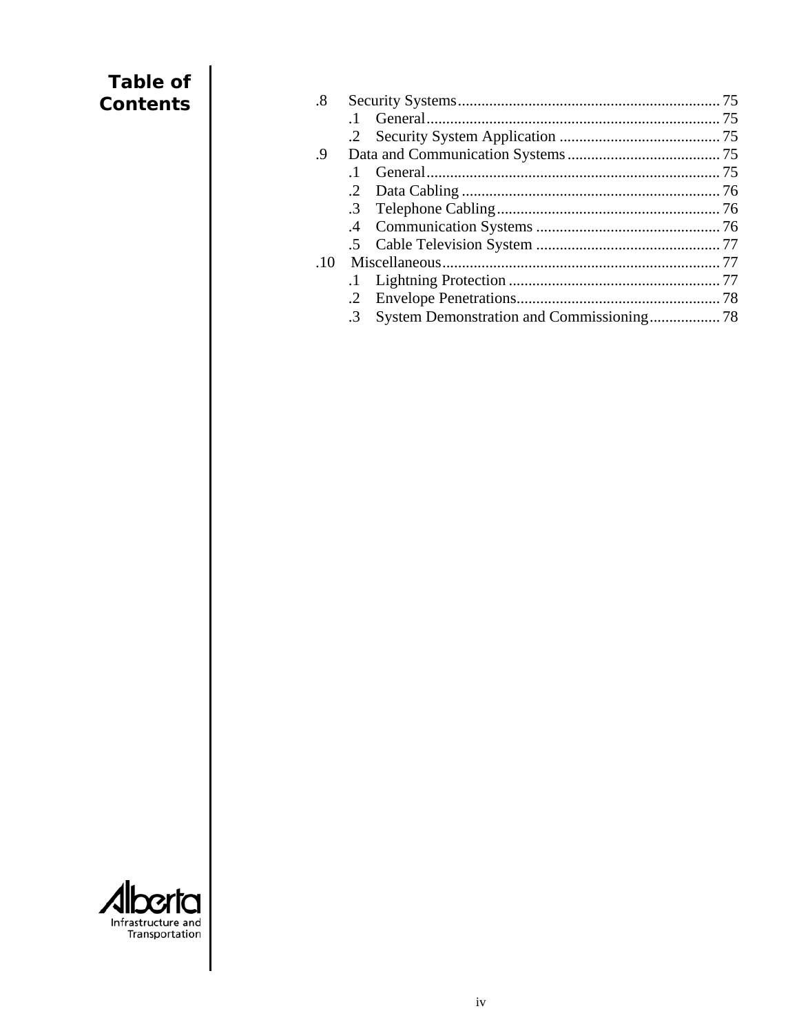# Table of Contents

.8 Security Systems .......... 75
- .1 General .......... 75
- .2 Security System Application .......... 75

.9 Data and Communication Systems .......... 75
- .1 General .......... 75
- .2 Data Cabling .......... 76
- .3 Telephone Cabling .......... 76
- .4 Communication Systems .......... 76
- .5 Cable Television System .......... 77

.10 Miscellaneous .......... 77
- .1 Lightning Protection .......... 77
- .2 Envelope Penetrations .......... 78
- .3 System Demonstration and Commissioning .......... 78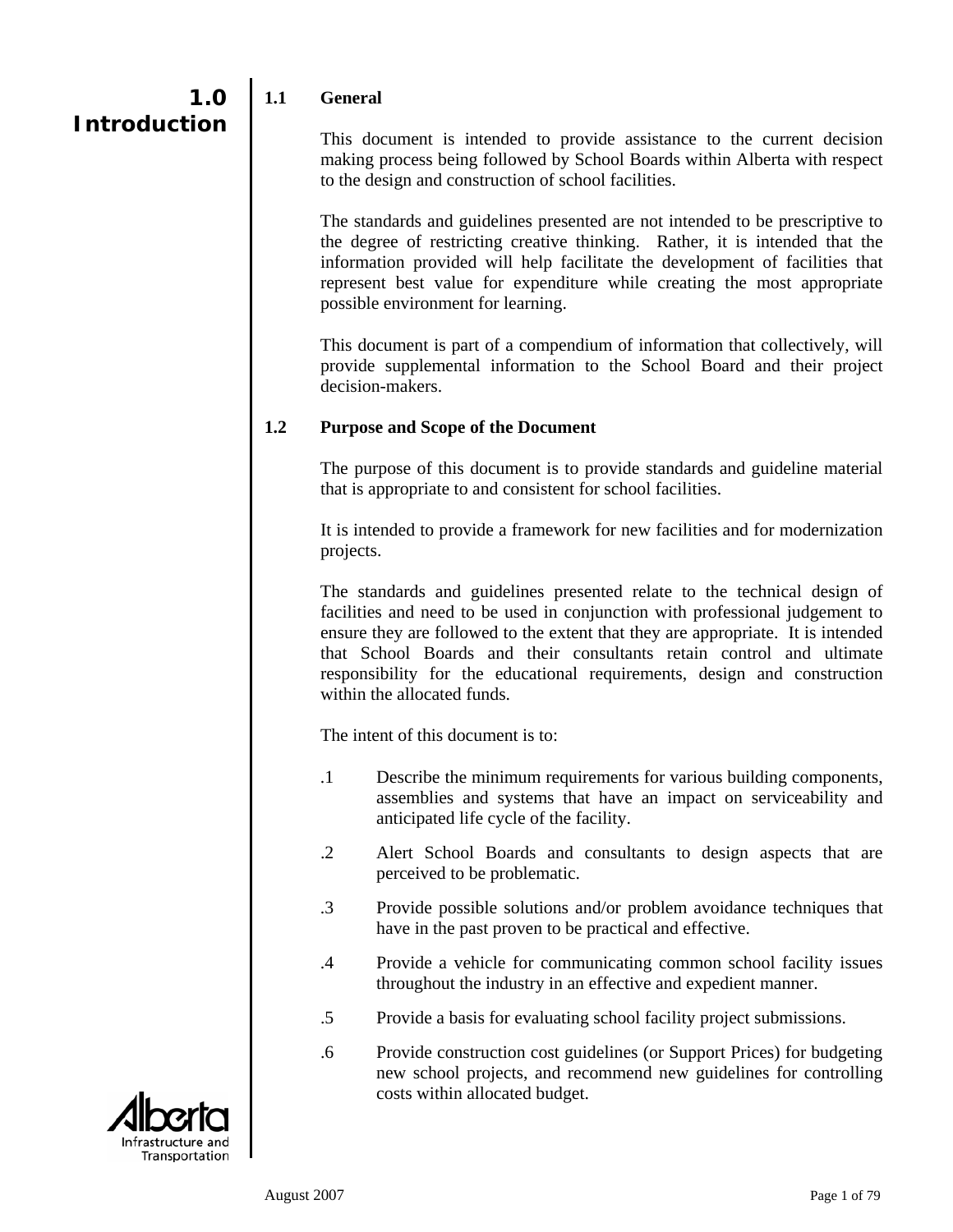# 1.0 Introduction

## 1.1 General

This document is intended to provide assistance to the current decision making process being followed by School Boards within Alberta with respect to the design and construction of school facilities.

The standards and guidelines presented are not intended to be prescriptive to the degree of restricting creative thinking. Rather, it is intended that the information provided will help facilitate the development of facilities that represent best value for expenditure while creating the most appropriate possible environment for learning.

This document is part of a compendium of information that collectively, will provide supplemental information to the School Board and their project decision-makers.

## 1.2 Purpose and Scope of the Document

The purpose of this document is to provide standards and guideline material that is appropriate to and consistent for school facilities.

It is intended to provide a framework for new facilities and for modernization projects.

The standards and guidelines presented relate to the technical design of facilities and need to be used in conjunction with professional judgement to ensure they are followed to the extent that they are appropriate. It is intended that School Boards and their consultants retain control and ultimate responsibility for the educational requirements, design and construction within the allocated funds.

The intent of this document is to:

.1 Describe the minimum requirements for various building components, assemblies and systems that have an impact on serviceability and anticipated life cycle of the facility.

.2 Alert School Boards and consultants to design aspects that are perceived to be problematic.

.3 Provide possible solutions and/or problem avoidance techniques that have in the past proven to be practical and effective.

.4 Provide a vehicle for communicating common school facility issues throughout the industry in an effective and expedient manner.

.5 Provide a basis for evaluating school facility project submissions.

.6 Provide construction cost guidelines (or Support Prices) for budgeting new school projects, and recommend new guidelines for controlling costs within allocated budget.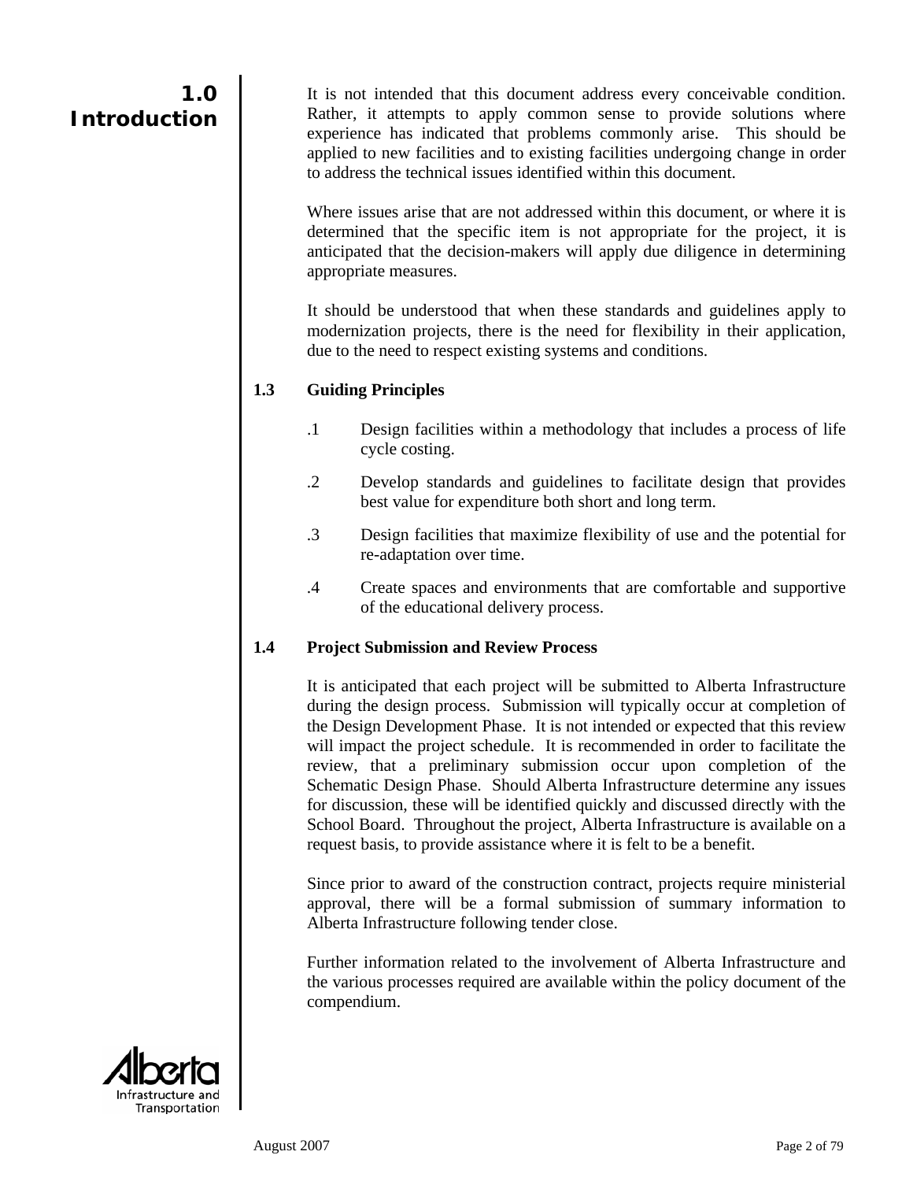It is not intended that this document address every conceivable condition. Rather, it attempts to apply common sense to provide solutions where experience has indicated that problems commonly arise. This should be applied to new facilities and to existing facilities undergoing change in order to address the technical issues identified within this document.

Where issues arise that are not addressed within this document, or where it is determined that the specific item is not appropriate for the project, it is anticipated that the decision-makers will apply due diligence in determining appropriate measures.

It should be understood that when these standards and guidelines apply to modernization projects, there is the need for flexibility in their application, due to the need to respect existing systems and conditions.

### 1.3 Guiding Principles

.1 Design facilities within a methodology that includes a process of life cycle costing.

.2 Develop standards and guidelines to facilitate design that provides best value for expenditure both short and long term.

.3 Design facilities that maximize flexibility of use and the potential for re-adaptation over time.

.4 Create spaces and environments that are comfortable and supportive of the educational delivery process.

### 1.4 Project Submission and Review Process

It is anticipated that each project will be submitted to Alberta Infrastructure during the design process. Submission will typically occur at completion of the Design Development Phase. It is not intended or expected that this review will impact the project schedule. It is recommended in order to facilitate the review, that a preliminary submission occur upon completion of the Schematic Design Phase. Should Alberta Infrastructure determine any issues for discussion, these will be identified quickly and discussed directly with the School Board. Throughout the project, Alberta Infrastructure is available on a request basis, to provide assistance where it is felt to be a benefit.

Since prior to award of the construction contract, projects require ministerial approval, there will be a formal submission of summary information to Alberta Infrastructure following tender close.

Further information related to the involvement of Alberta Infrastructure and the various processes required are available within the policy document of the compendium.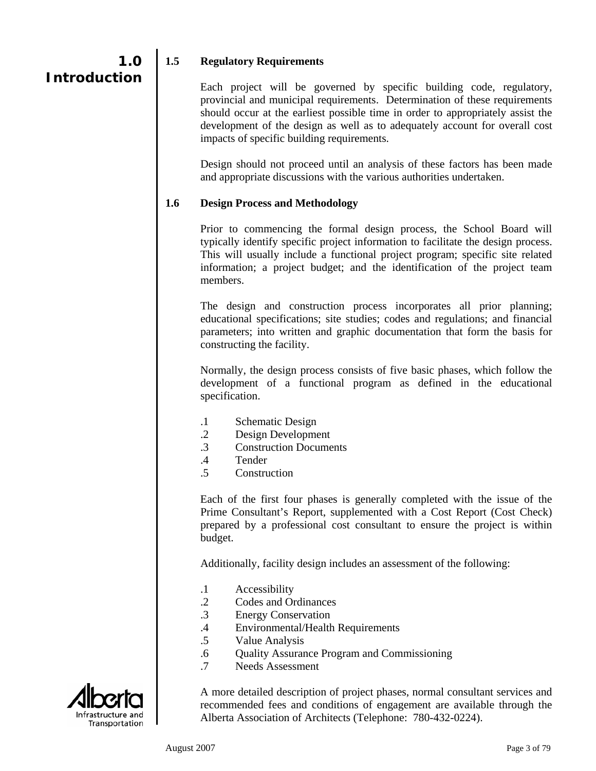# 1.0 Introduction

## 1.5 Regulatory Requirements

Each project will be governed by specific building code, regulatory, provincial and municipal requirements. Determination of these requirements should occur at the earliest possible time in order to appropriately assist the development of the design as well as to adequately account for overall cost impacts of specific building requirements.

Design should not proceed until an analysis of these factors has been made and appropriate discussions with the various authorities undertaken.

## 1.6 Design Process and Methodology

Prior to commencing the formal design process, the School Board will typically identify specific project information to facilitate the design process. This will usually include a functional project program; specific site related information; a project budget; and the identification of the project team members.

The design and construction process incorporates all prior planning; educational specifications; site studies; codes and regulations; and financial parameters; into written and graphic documentation that form the basis for constructing the facility.

Normally, the design process consists of five basic phases, which follow the development of a functional program as defined in the educational specification.

.1 Schematic Design
.2 Design Development
.3 Construction Documents
.4 Tender
.5 Construction

Each of the first four phases is generally completed with the issue of the Prime Consultant's Report, supplemented with a Cost Report (Cost Check) prepared by a professional cost consultant to ensure the project is within budget.

Additionally, facility design includes an assessment of the following:

.1 Accessibility
.2 Codes and Ordinances
.3 Energy Conservation
.4 Environmental/Health Requirements
.5 Value Analysis
.6 Quality Assurance Program and Commissioning
.7 Needs Assessment

A more detailed description of project phases, normal consultant services and recommended fees and conditions of engagement are available through the Alberta Association of Architects (Telephone: 780-432-0224).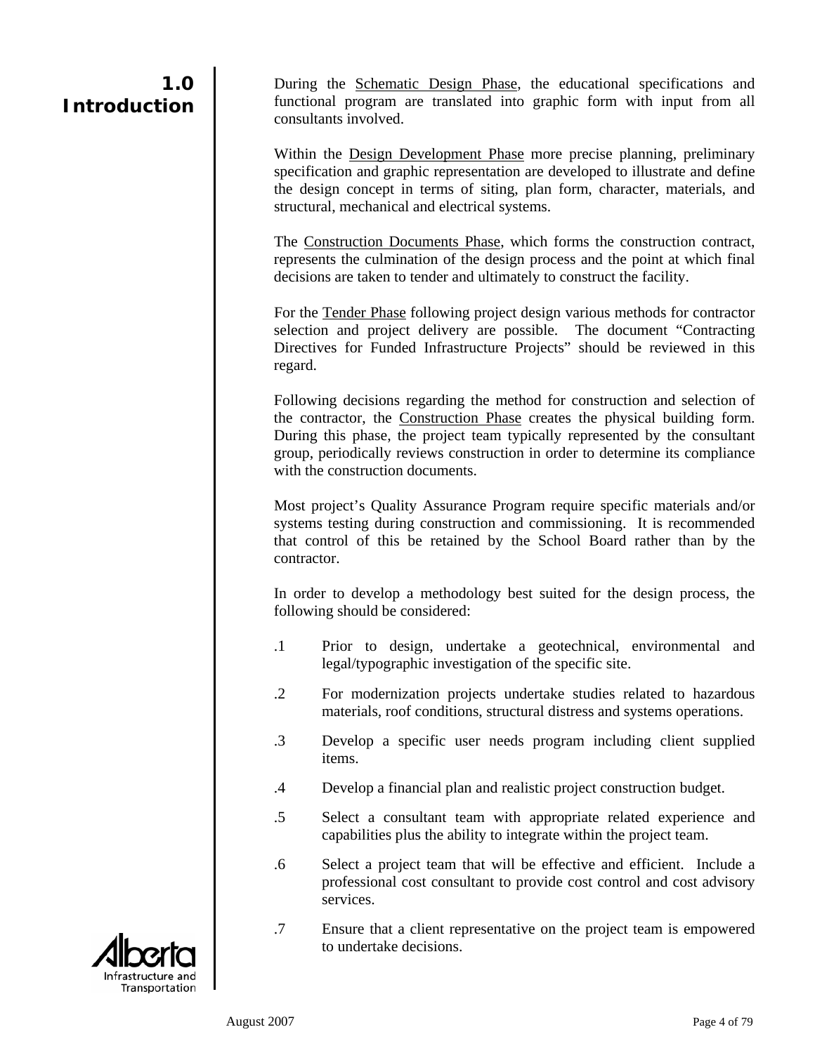# 1.0 Introduction

During the Schematic Design Phase, the educational specifications and functional program are translated into graphic form with input from all consultants involved.

Within the Design Development Phase more precise planning, preliminary specification and graphic representation are developed to illustrate and define the design concept in terms of siting, plan form, character, materials, and structural, mechanical and electrical systems.

The Construction Documents Phase, which forms the construction contract, represents the culmination of the design process and the point at which final decisions are taken to tender and ultimately to construct the facility.

For the Tender Phase following project design various methods for contractor selection and project delivery are possible. The document "Contracting Directives for Funded Infrastructure Projects" should be reviewed in this regard.

Following decisions regarding the method for construction and selection of the contractor, the Construction Phase creates the physical building form. During this phase, the project team typically represented by the consultant group, periodically reviews construction in order to determine its compliance with the construction documents.

Most project's Quality Assurance Program require specific materials and/or systems testing during construction and commissioning. It is recommended that control of this be retained by the School Board rather than by the contractor.

In order to develop a methodology best suited for the design process, the following should be considered:

.1 Prior to design, undertake a geotechnical, environmental and legal/typographic investigation of the specific site.

.2 For modernization projects undertake studies related to hazardous materials, roof conditions, structural distress and systems operations.

.3 Develop a specific user needs program including client supplied items.

.4 Develop a financial plan and realistic project construction budget.

.5 Select a consultant team with appropriate related experience and capabilities plus the ability to integrate within the project team.

.6 Select a project team that will be effective and efficient. Include a professional cost consultant to provide cost control and cost advisory services.

.7 Ensure that a client representative on the project team is empowered to undertake decisions.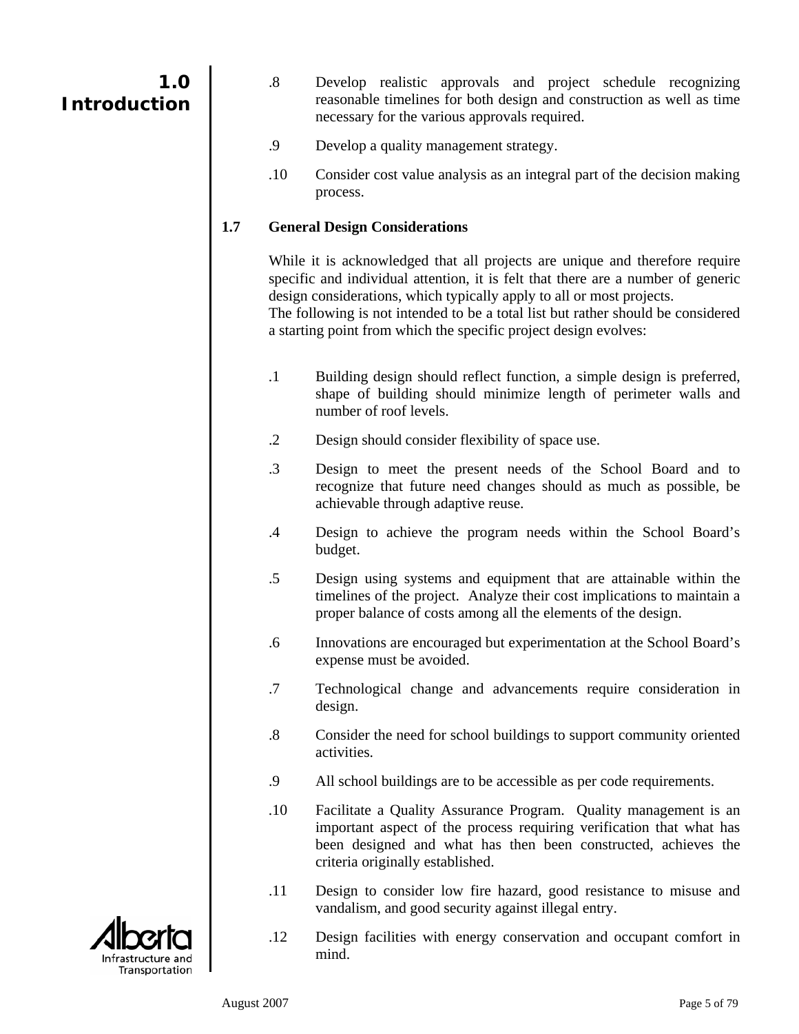.8 Develop realistic approvals and project schedule recognizing reasonable timelines for both design and construction as well as time necessary for the various approvals required.

.9 Develop a quality management strategy.

.10 Consider cost value analysis as an integral part of the decision making process.

## 1.7 General Design Considerations

While it is acknowledged that all projects are unique and therefore require specific and individual attention, it is felt that there are a number of generic design considerations, which typically apply to all or most projects.
The following is not intended to be a total list but rather should be considered a starting point from which the specific project design evolves:

.1 Building design should reflect function, a simple design is preferred, shape of building should minimize length of perimeter walls and number of roof levels.

.2 Design should consider flexibility of space use.

.3 Design to meet the present needs of the School Board and to recognize that future need changes should as much as possible, be achievable through adaptive reuse.

.4 Design to achieve the program needs within the School Board's budget.

.5 Design using systems and equipment that are attainable within the timelines of the project. Analyze their cost implications to maintain a proper balance of costs among all the elements of the design.

.6 Innovations are encouraged but experimentation at the School Board's expense must be avoided.

.7 Technological change and advancements require consideration in design.

.8 Consider the need for school buildings to support community oriented activities.

.9 All school buildings are to be accessible as per code requirements.

.10 Facilitate a Quality Assurance Program. Quality management is an important aspect of the process requiring verification that what has been designed and what has then been constructed, achieves the criteria originally established.

.11 Design to consider low fire hazard, good resistance to misuse and vandalism, and good security against illegal entry.

.12 Design facilities with energy conservation and occupant comfort in mind.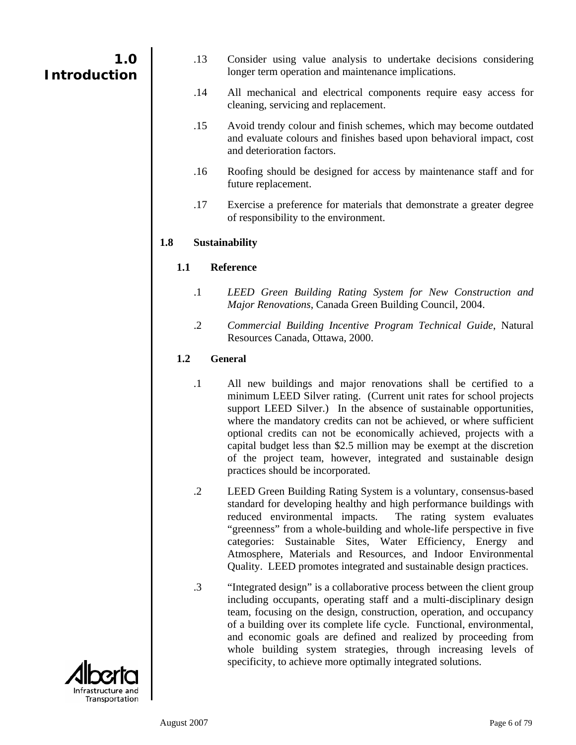.13 Consider using value analysis to undertake decisions considering longer term operation and maintenance implications.

.14 All mechanical and electrical components require easy access for cleaning, servicing and replacement.

.15 Avoid trendy colour and finish schemes, which may become outdated and evaluate colours and finishes based upon behavioral impact, cost and deterioration factors.

.16 Roofing should be designed for access by maintenance staff and for future replacement.

.17 Exercise a preference for materials that demonstrate a greater degree of responsibility to the environment.

## 1.8 Sustainability

### 1.1 Reference

.1 *LEED Green Building Rating System for New Construction and Major Renovations*, Canada Green Building Council, 2004.

.2 *Commercial Building Incentive Program Technical Guide*, Natural Resources Canada, Ottawa, 2000.

### 1.2 General

.1 All new buildings and major renovations shall be certified to a minimum LEED Silver rating. (Current unit rates for school projects support LEED Silver.) In the absence of sustainable opportunities, where the mandatory credits can not be achieved, or where sufficient optional credits can not be economically achieved, projects with a capital budget less than $2.5 million may be exempt at the discretion of the project team, however, integrated and sustainable design practices should be incorporated.

.2 LEED Green Building Rating System is a voluntary, consensus-based standard for developing healthy and high performance buildings with reduced environmental impacts. The rating system evaluates "greenness" from a whole-building and whole-life perspective in five categories: Sustainable Sites, Water Efficiency, Energy and Atmosphere, Materials and Resources, and Indoor Environmental Quality. LEED promotes integrated and sustainable design practices.

.3 "Integrated design" is a collaborative process between the client group including occupants, operating staff and a multi-disciplinary design team, focusing on the design, construction, operation, and occupancy of a building over its complete life cycle. Functional, environmental, and economic goals are defined and realized by proceeding from whole building system strategies, through increasing levels of specificity, to achieve more optimally integrated solutions.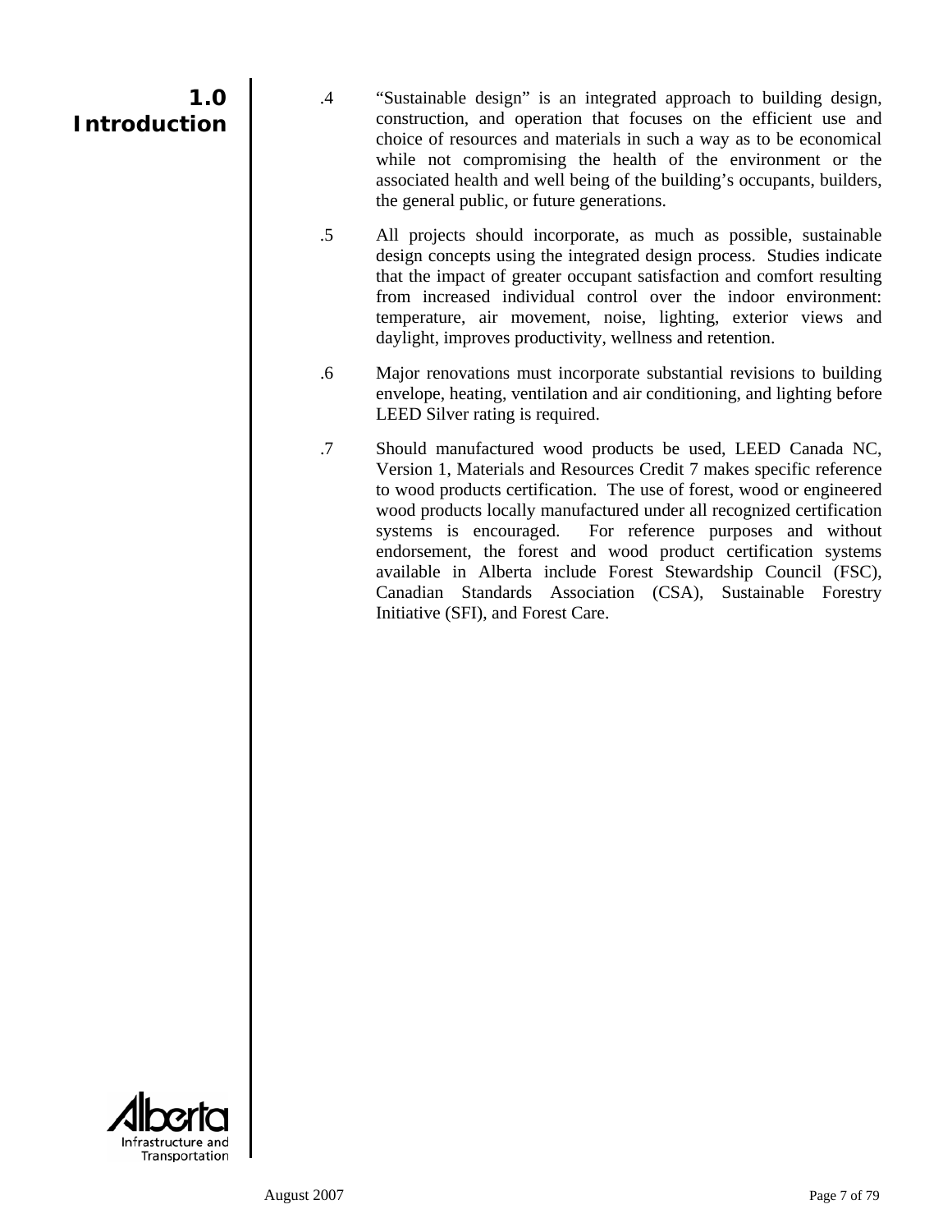# 1.0 Introduction

.4 "Sustainable design" is an integrated approach to building design, construction, and operation that focuses on the efficient use and choice of resources and materials in such a way as to be economical while not compromising the health of the environment or the associated health and well being of the building's occupants, builders, the general public, or future generations.

.5 All projects should incorporate, as much as possible, sustainable design concepts using the integrated design process. Studies indicate that the impact of greater occupant satisfaction and comfort resulting from increased individual control over the indoor environment: temperature, air movement, noise, lighting, exterior views and daylight, improves productivity, wellness and retention.

.6 Major renovations must incorporate substantial revisions to building envelope, heating, ventilation and air conditioning, and lighting before LEED Silver rating is required.

.7 Should manufactured wood products be used, LEED Canada NC, Version 1, Materials and Resources Credit 7 makes specific reference to wood products certification. The use of forest, wood or engineered wood products locally manufactured under all recognized certification systems is encouraged. For reference purposes and without endorsement, the forest and wood product certification systems available in Alberta include Forest Stewardship Council (FSC), Canadian Standards Association (CSA), Sustainable Forestry Initiative (SFI), and Forest Care.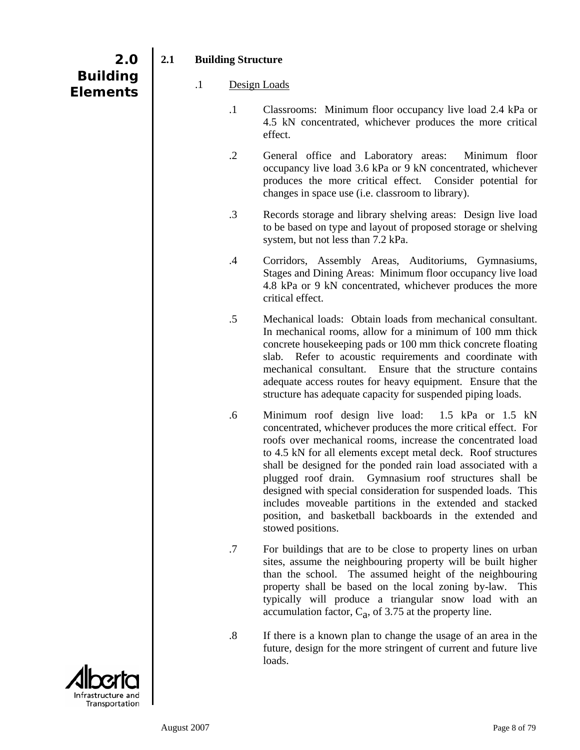# 2.0 Building Elements

## 2.1 Building Structure

### .1 Design Loads

.1 Classrooms: Minimum floor occupancy live load 2.4 kPa or 4.5 kN concentrated, whichever produces the more critical effect.

.2 General office and Laboratory areas: Minimum floor occupancy live load 3.6 kPa or 9 kN concentrated, whichever produces the more critical effect. Consider potential for changes in space use (i.e. classroom to library).

.3 Records storage and library shelving areas: Design live load to be based on type and layout of proposed storage or shelving system, but not less than 7.2 kPa.

.4 Corridors, Assembly Areas, Auditoriums, Gymnasiums, Stages and Dining Areas: Minimum floor occupancy live load 4.8 kPa or 9 kN concentrated, whichever produces the more critical effect.

.5 Mechanical loads: Obtain loads from mechanical consultant. In mechanical rooms, allow for a minimum of 100 mm thick concrete housekeeping pads or 100 mm thick concrete floating slab. Refer to acoustic requirements and coordinate with mechanical consultant. Ensure that the structure contains adequate access routes for heavy equipment. Ensure that the structure has adequate capacity for suspended piping loads.

.6 Minimum roof design live load: 1.5 kPa or 1.5 kN concentrated, whichever produces the more critical effect. For roofs over mechanical rooms, increase the concentrated load to 4.5 kN for all elements except metal deck. Roof structures shall be designed for the ponded rain load associated with a plugged roof drain. Gymnasium roof structures shall be designed with special consideration for suspended loads. This includes moveable partitions in the extended and stacked position, and basketball backboards in the extended and stowed positions.

.7 For buildings that are to be close to property lines on urban sites, assume the neighbouring property will be built higher than the school. The assumed height of the neighbouring property shall be based on the local zoning by-law. This typically will produce a triangular snow load with an accumulation factor, $C_a$, of 3.75 at the property line.

.8 If there is a known plan to change the usage of an area in the future, design for the more stringent of current and future live loads.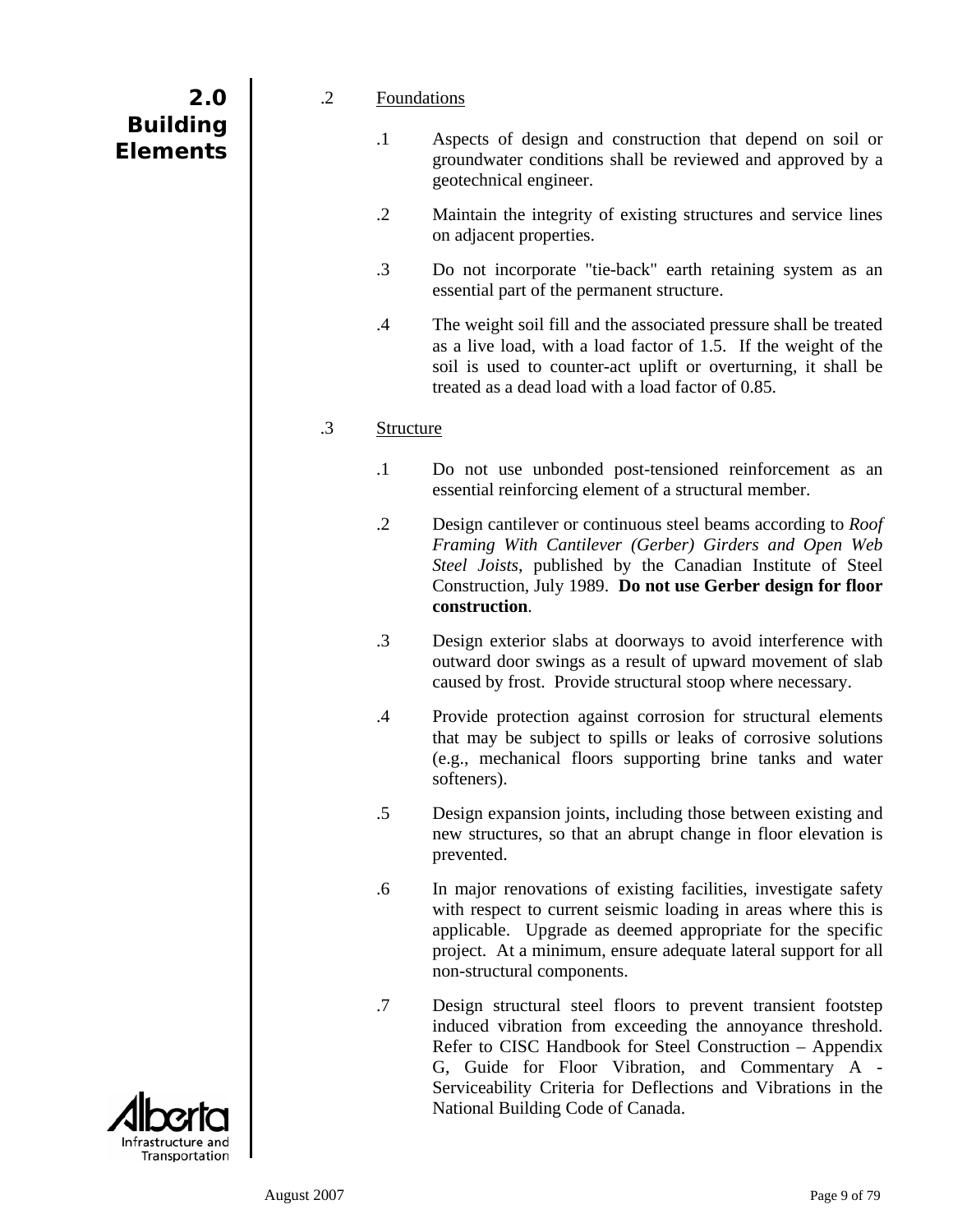# 2.0 Building Elements

.2 Foundations

.1 Aspects of design and construction that depend on soil or groundwater conditions shall be reviewed and approved by a geotechnical engineer.

.2 Maintain the integrity of existing structures and service lines on adjacent properties.

.3 Do not incorporate "tie-back" earth retaining system as an essential part of the permanent structure.

.4 The weight soil fill and the associated pressure shall be treated as a live load, with a load factor of 1.5. If the weight of the soil is used to counter-act uplift or overturning, it shall be treated as a dead load with a load factor of 0.85.

.3 Structure

.1 Do not use unbonded post-tensioned reinforcement as an essential reinforcing element of a structural member.

.2 Design cantilever or continuous steel beams according to *Roof Framing With Cantilever (Gerber) Girders and Open Web Steel Joists*, published by the Canadian Institute of Steel Construction, July 1989. **Do not use Gerber design for floor construction**.

.3 Design exterior slabs at doorways to avoid interference with outward door swings as a result of upward movement of slab caused by frost. Provide structural stoop where necessary.

.4 Provide protection against corrosion for structural elements that may be subject to spills or leaks of corrosive solutions (e.g., mechanical floors supporting brine tanks and water softeners).

.5 Design expansion joints, including those between existing and new structures, so that an abrupt change in floor elevation is prevented.

.6 In major renovations of existing facilities, investigate safety with respect to current seismic loading in areas where this is applicable. Upgrade as deemed appropriate for the specific project. At a minimum, ensure adequate lateral support for all non-structural components.

.7 Design structural steel floors to prevent transient footstep induced vibration from exceeding the annoyance threshold. Refer to CISC Handbook for Steel Construction – Appendix G, Guide for Floor Vibration, and Commentary A - Serviceability Criteria for Deflections and Vibrations in the National Building Code of Canada.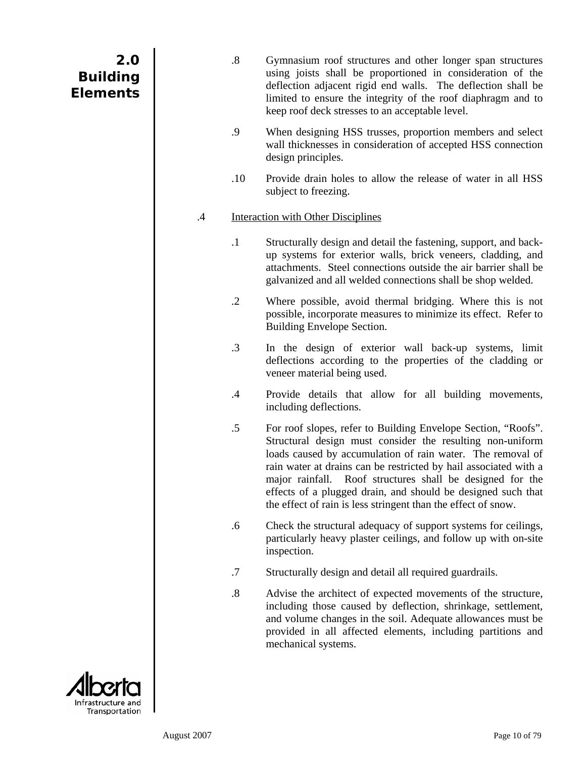.8 Gymnasium roof structures and other longer span structures using joists shall be proportioned in consideration of the deflection adjacent rigid end walls. The deflection shall be limited to ensure the integrity of the roof diaphragm and to keep roof deck stresses to an acceptable level.

.9 When designing HSS trusses, proportion members and select wall thicknesses in consideration of accepted HSS connection design principles.

.10 Provide drain holes to allow the release of water in all HSS subject to freezing.

.4 Interaction with Other Disciplines

.1 Structurally design and detail the fastening, support, and back-up systems for exterior walls, brick veneers, cladding, and attachments. Steel connections outside the air barrier shall be galvanized and all welded connections shall be shop welded.

.2 Where possible, avoid thermal bridging. Where this is not possible, incorporate measures to minimize its effect. Refer to Building Envelope Section.

.3 In the design of exterior wall back-up systems, limit deflections according to the properties of the cladding or veneer material being used.

.4 Provide details that allow for all building movements, including deflections.

.5 For roof slopes, refer to Building Envelope Section, "Roofs". Structural design must consider the resulting non-uniform loads caused by accumulation of rain water. The removal of rain water at drains can be restricted by hail associated with a major rainfall. Roof structures shall be designed for the effects of a plugged drain, and should be designed such that the effect of rain is less stringent than the effect of snow.

.6 Check the structural adequacy of support systems for ceilings, particularly heavy plaster ceilings, and follow up with on-site inspection.

.7 Structurally design and detail all required guardrails.

.8 Advise the architect of expected movements of the structure, including those caused by deflection, shrinkage, settlement, and volume changes in the soil. Adequate allowances must be provided in all affected elements, including partitions and mechanical systems.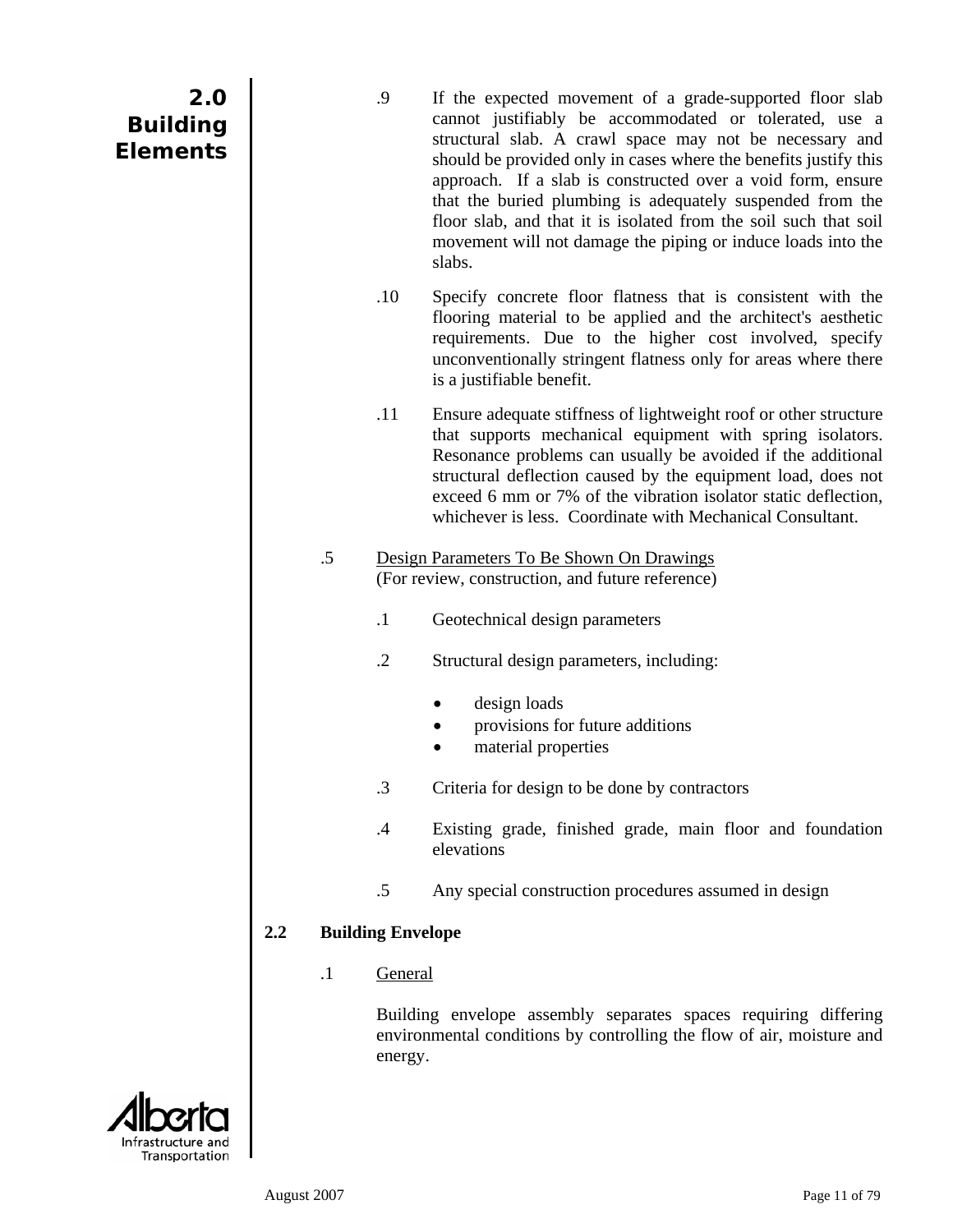.9 If the expected movement of a grade-supported floor slab cannot justifiably be accommodated or tolerated, use a structural slab. A crawl space may not be necessary and should be provided only in cases where the benefits justify this approach. If a slab is constructed over a void form, ensure that the buried plumbing is adequately suspended from the floor slab, and that it is isolated from the soil such that soil movement will not damage the piping or induce loads into the slabs.

.10 Specify concrete floor flatness that is consistent with the flooring material to be applied and the architect's aesthetic requirements. Due to the higher cost involved, specify unconventionally stringent flatness only for areas where there is a justifiable benefit.

.11 Ensure adequate stiffness of lightweight roof or other structure that supports mechanical equipment with spring isolators. Resonance problems can usually be avoided if the additional structural deflection caused by the equipment load, does not exceed 6 mm or 7% of the vibration isolator static deflection, whichever is less. Coordinate with Mechanical Consultant.

.5 Design Parameters To Be Shown On Drawings
(For review, construction, and future reference)

.1 Geotechnical design parameters

.2 Structural design parameters, including:

- design loads
- provisions for future additions
- material properties

.3 Criteria for design to be done by contractors

.4 Existing grade, finished grade, main floor and foundation elevations

.5 Any special construction procedures assumed in design

## 2.2 Building Envelope

.1 General

Building envelope assembly separates spaces requiring differing environmental conditions by controlling the flow of air, moisture and energy.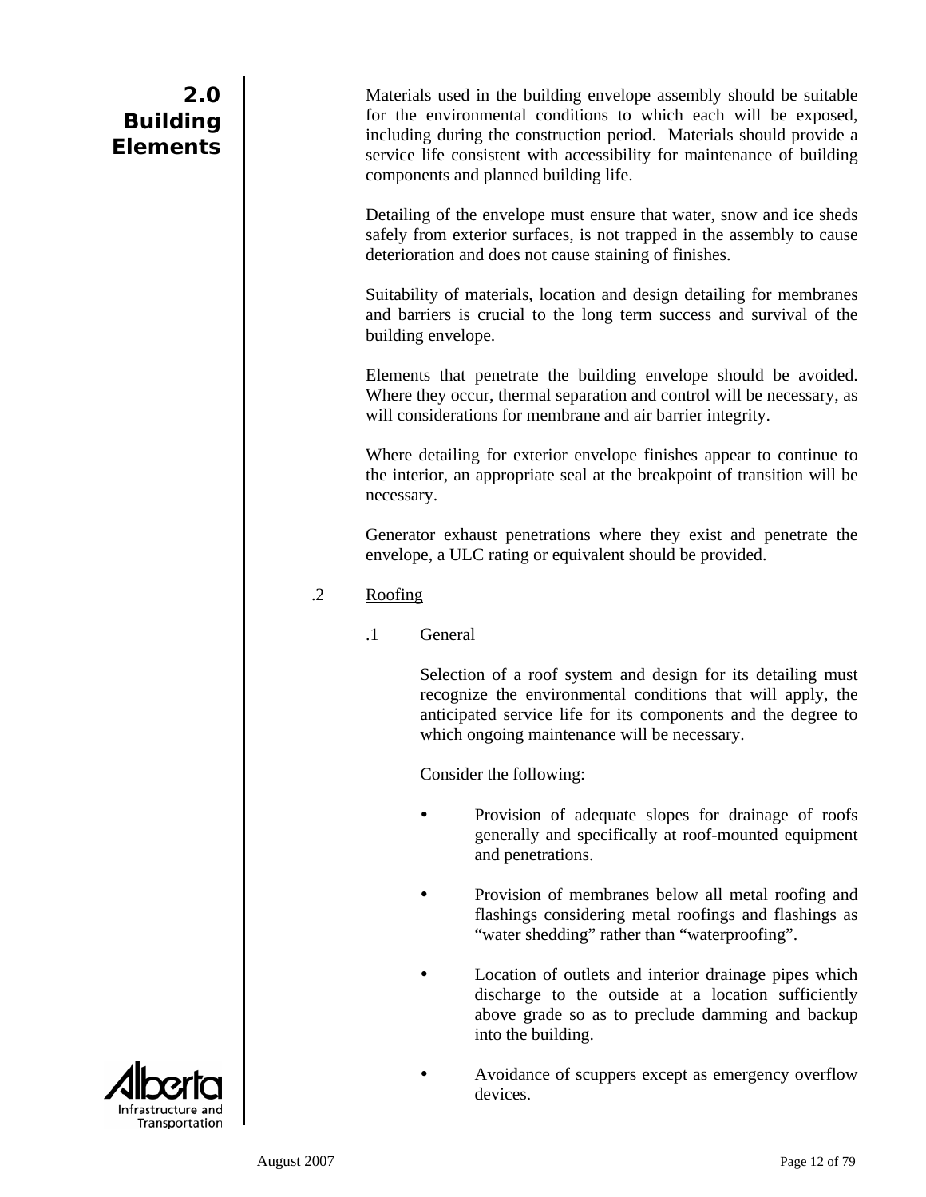Materials used in the building envelope assembly should be suitable for the environmental conditions to which each will be exposed, including during the construction period. Materials should provide a service life consistent with accessibility for maintenance of building components and planned building life.

Detailing of the envelope must ensure that water, snow and ice sheds safely from exterior surfaces, is not trapped in the assembly to cause deterioration and does not cause staining of finishes.

Suitability of materials, location and design detailing for membranes and barriers is crucial to the long term success and survival of the building envelope.

Elements that penetrate the building envelope should be avoided. Where they occur, thermal separation and control will be necessary, as will considerations for membrane and air barrier integrity.

Where detailing for exterior envelope finishes appear to continue to the interior, an appropriate seal at the breakpoint of transition will be necessary.

Generator exhaust penetrations where they exist and penetrate the envelope, a ULC rating or equivalent should be provided.

.2 Roofing

.1 General

Selection of a roof system and design for its detailing must recognize the environmental conditions that will apply, the anticipated service life for its components and the degree to which ongoing maintenance will be necessary.

Consider the following:

- Provision of adequate slopes for drainage of roofs generally and specifically at roof-mounted equipment and penetrations.
- Provision of membranes below all metal roofing and flashings considering metal roofings and flashings as "water shedding" rather than "waterproofing".
- Location of outlets and interior drainage pipes which discharge to the outside at a location sufficiently above grade so as to preclude damming and backup into the building.
- Avoidance of scuppers except as emergency overflow devices.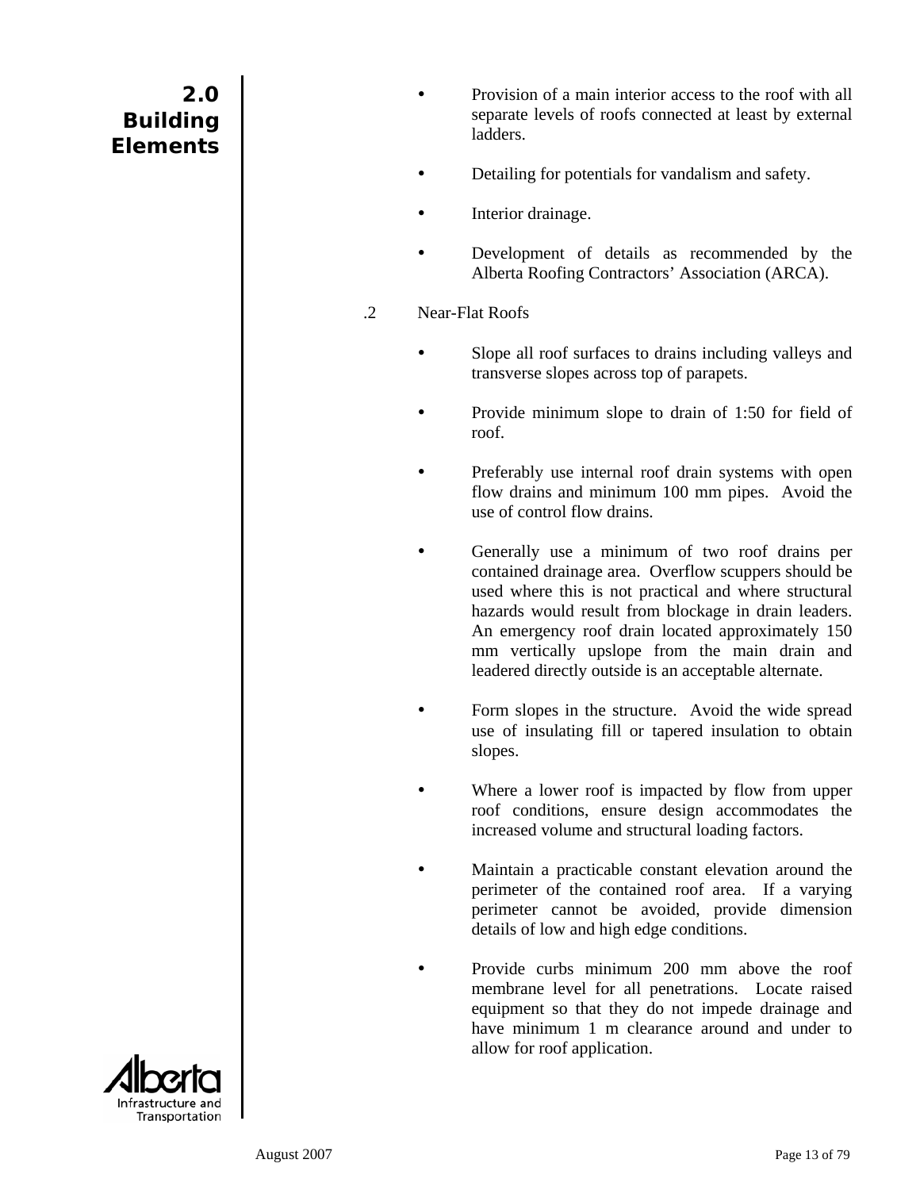- Provision of a main interior access to the roof with all separate levels of roofs connected at least by external ladders.

- Detailing for potentials for vandalism and safety.

- Interior drainage.

- Development of details as recommended by the Alberta Roofing Contractors' Association (ARCA).

.2 Near-Flat Roofs

- Slope all roof surfaces to drains including valleys and transverse slopes across top of parapets.

- Provide minimum slope to drain of 1:50 for field of roof.

- Preferably use internal roof drain systems with open flow drains and minimum 100 mm pipes. Avoid the use of control flow drains.

- Generally use a minimum of two roof drains per contained drainage area. Overflow scuppers should be used where this is not practical and where structural hazards would result from blockage in drain leaders. An emergency roof drain located approximately 150 mm vertically upslope from the main drain and leadered directly outside is an acceptable alternate.

- Form slopes in the structure. Avoid the wide spread use of insulating fill or tapered insulation to obtain slopes.

- Where a lower roof is impacted by flow from upper roof conditions, ensure design accommodates the increased volume and structural loading factors.

- Maintain a practicable constant elevation around the perimeter of the contained roof area. If a varying perimeter cannot be avoided, provide dimension details of low and high edge conditions.

- Provide curbs minimum 200 mm above the roof membrane level for all penetrations. Locate raised equipment so that they do not impede drainage and have minimum 1 m clearance around and under to allow for roof application.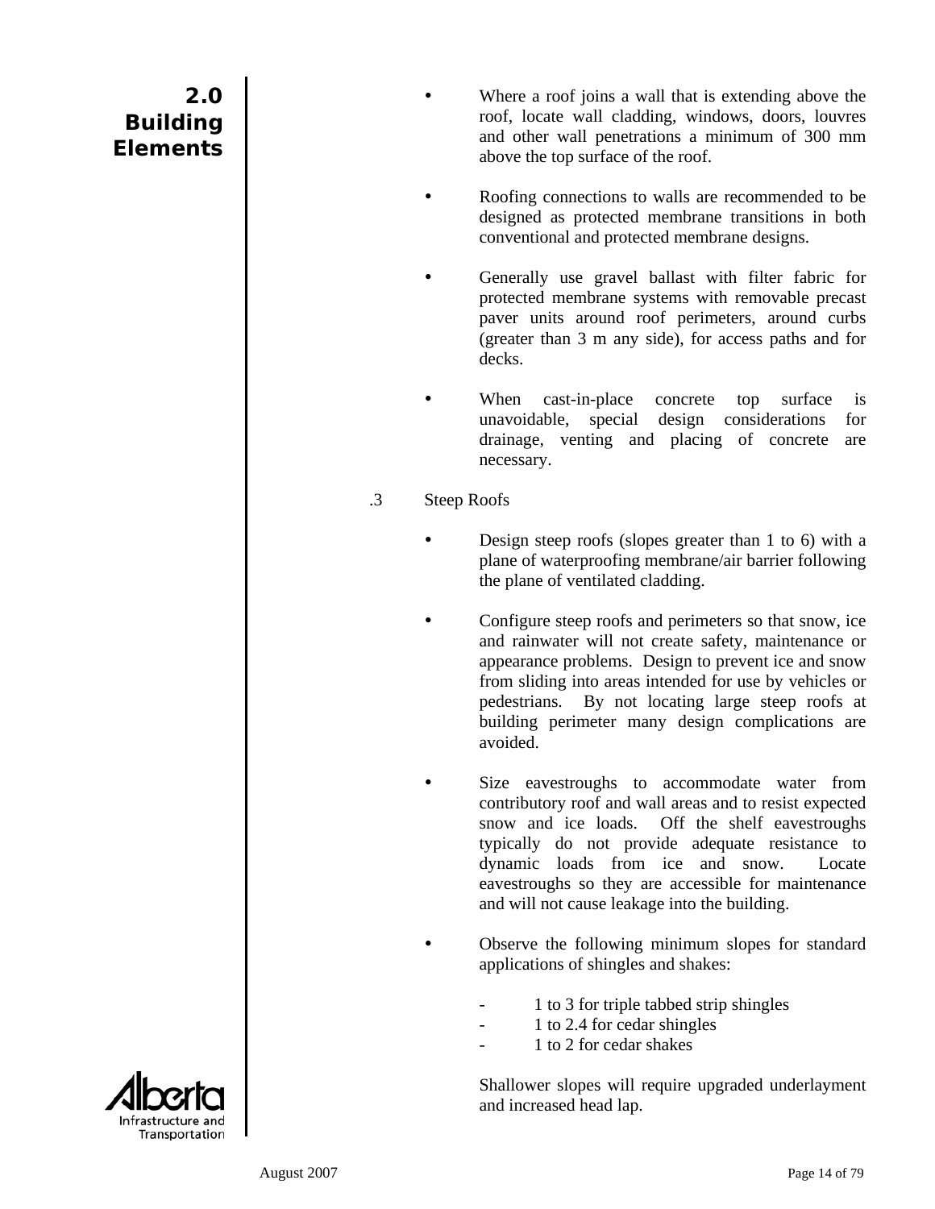- Where a roof joins a wall that is extending above the roof, locate wall cladding, windows, doors, louvres and other wall penetrations a minimum of 300 mm above the top surface of the roof.

- Roofing connections to walls are recommended to be designed as protected membrane transitions in both conventional and protected membrane designs.

- Generally use gravel ballast with filter fabric for protected membrane systems with removable precast paver units around roof perimeters, around curbs (greater than 3 m any side), for access paths and for decks.

- When cast-in-place concrete top surface is unavoidable, special design considerations for drainage, venting and placing of concrete are necessary.

.3 Steep Roofs

- Design steep roofs (slopes greater than 1 to 6) with a plane of waterproofing membrane/air barrier following the plane of ventilated cladding.

- Configure steep roofs and perimeters so that snow, ice and rainwater will not create safety, maintenance or appearance problems. Design to prevent ice and snow from sliding into areas intended for use by vehicles or pedestrians. By not locating large steep roofs at building perimeter many design complications are avoided.

- Size eavestroughs to accommodate water from contributory roof and wall areas and to resist expected snow and ice loads. Off the shelf eavestroughs typically do not provide adequate resistance to dynamic loads from ice and snow. Locate eavestroughs so they are accessible for maintenance and will not cause leakage into the building.

- Observe the following minimum slopes for standard applications of shingles and shakes:

  - 1 to 3 for triple tabbed strip shingles
  - 1 to 2.4 for cedar shingles
  - 1 to 2 for cedar shakes

  Shallower slopes will require upgraded underlayment and increased head lap.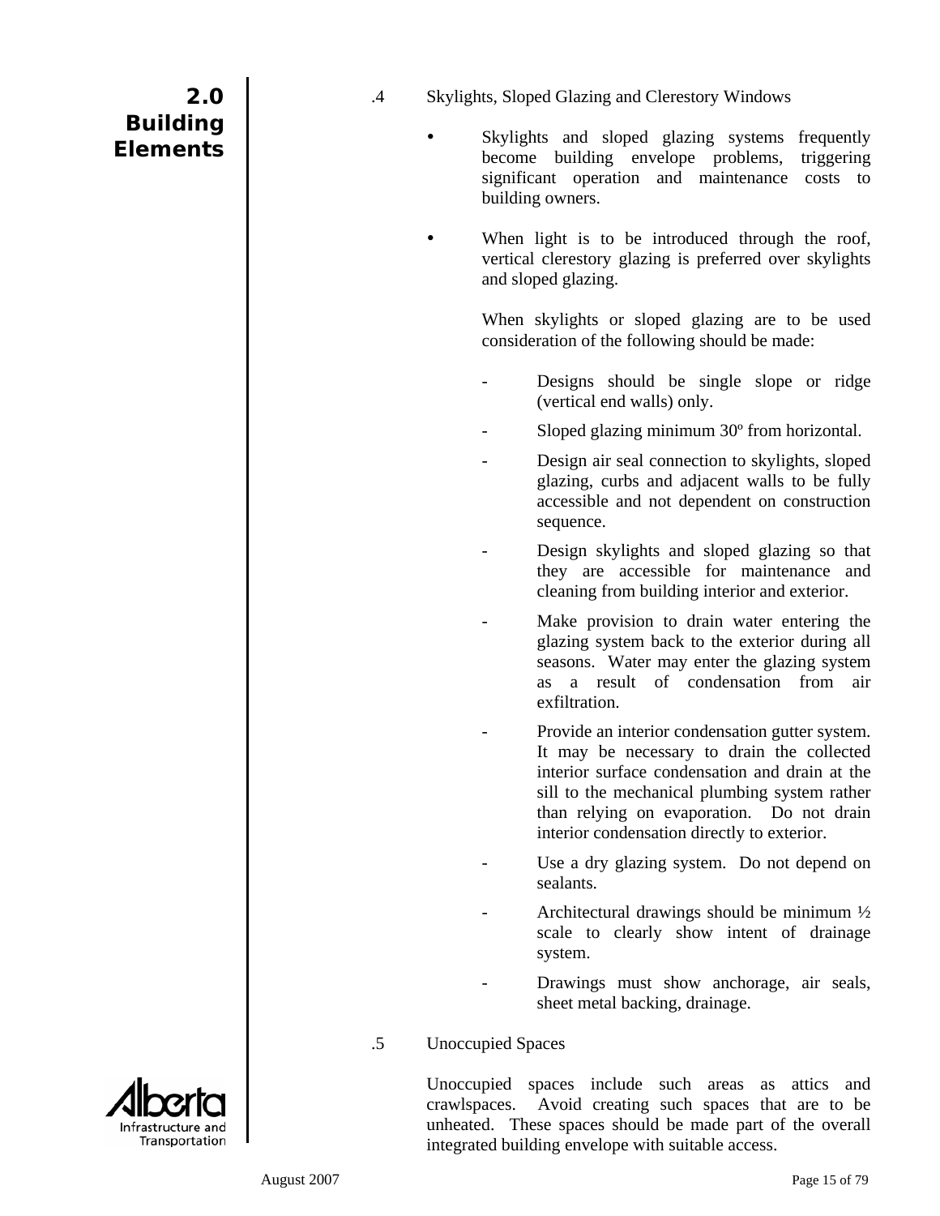## 2.0 Building Elements

.4 Skylights, Sloped Glazing and Clerestory Windows

- Skylights and sloped glazing systems frequently become building envelope problems, triggering significant operation and maintenance costs to building owners.

- When light is to be introduced through the roof, vertical clerestory glazing is preferred over skylights and sloped glazing.

  When skylights or sloped glazing are to be used consideration of the following should be made:

  - Designs should be single slope or ridge (vertical end walls) only.
  - Sloped glazing minimum 30º from horizontal.
  - Design air seal connection to skylights, sloped glazing, curbs and adjacent walls to be fully accessible and not dependent on construction sequence.
  - Design skylights and sloped glazing so that they are accessible for maintenance and cleaning from building interior and exterior.
  - Make provision to drain water entering the glazing system back to the exterior during all seasons. Water may enter the glazing system as a result of condensation from air exfiltration.
  - Provide an interior condensation gutter system. It may be necessary to drain the collected interior surface condensation and drain at the sill to the mechanical plumbing system rather than relying on evaporation. Do not drain interior condensation directly to exterior.
  - Use a dry glazing system. Do not depend on sealants.
  - Architectural drawings should be minimum ½ scale to clearly show intent of drainage system.
  - Drawings must show anchorage, air seals, sheet metal backing, drainage.

.5 Unoccupied Spaces

Unoccupied spaces include such areas as attics and crawlspaces. Avoid creating such spaces that are to be unheated. These spaces should be made part of the overall integrated building envelope with suitable access.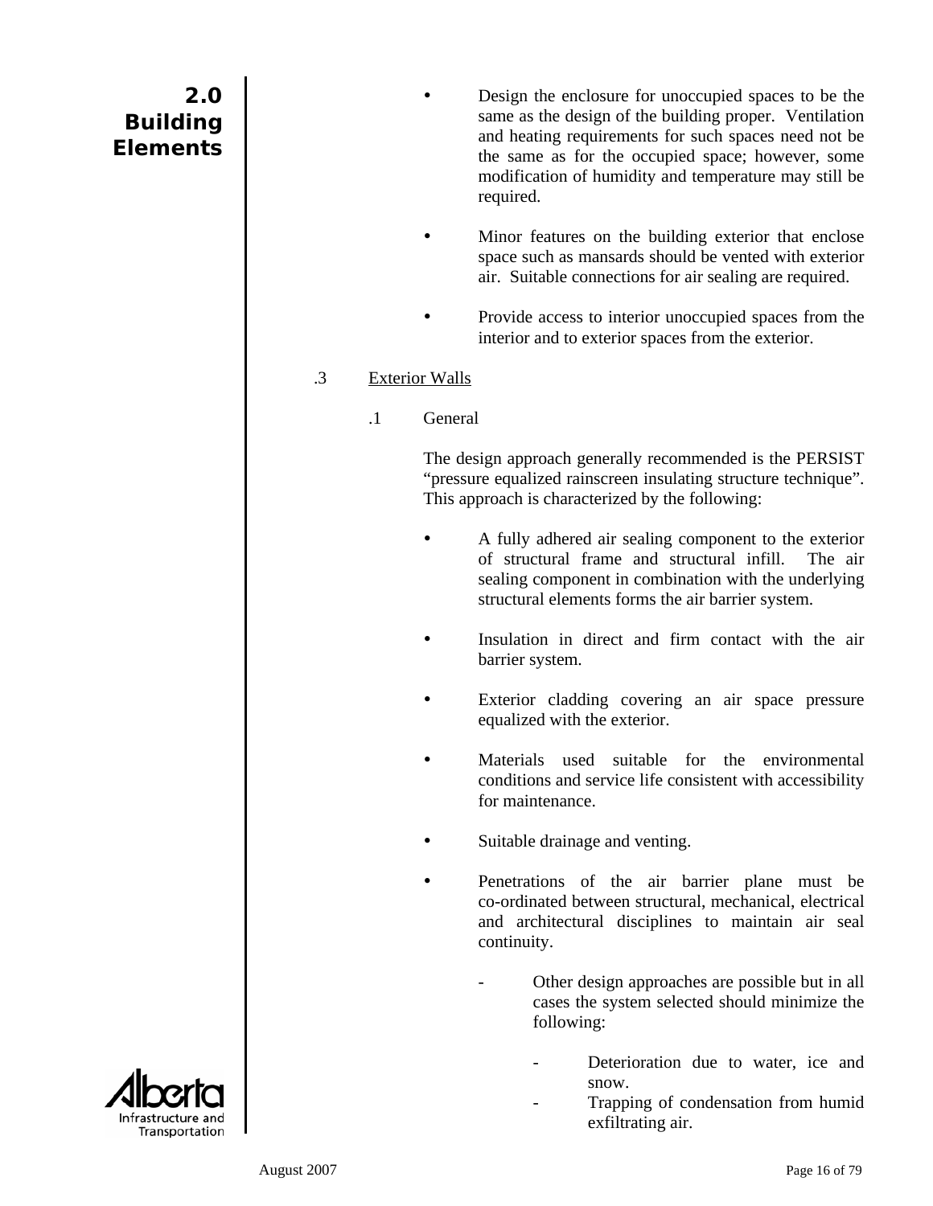- Design the enclosure for unoccupied spaces to be the same as the design of the building proper. Ventilation and heating requirements for such spaces need not be the same as for the occupied space; however, some modification of humidity and temperature may still be required.

- Minor features on the building exterior that enclose space such as mansards should be vented with exterior air. Suitable connections for air sealing are required.

- Provide access to interior unoccupied spaces from the interior and to exterior spaces from the exterior.

.3 Exterior Walls

.1 General

The design approach generally recommended is the PERSIST "pressure equalized rainscreen insulating structure technique". This approach is characterized by the following:

- A fully adhered air sealing component to the exterior of structural frame and structural infill. The air sealing component in combination with the underlying structural elements forms the air barrier system.

- Insulation in direct and firm contact with the air barrier system.

- Exterior cladding covering an air space pressure equalized with the exterior.

- Materials used suitable for the environmental conditions and service life consistent with accessibility for maintenance.

- Suitable drainage and venting.

- Penetrations of the air barrier plane must be co-ordinated between structural, mechanical, electrical and architectural disciplines to maintain air seal continuity.

  - Other design approaches are possible but in all cases the system selected should minimize the following:

    - Deterioration due to water, ice and snow.
    - Trapping of condensation from humid exfiltrating air.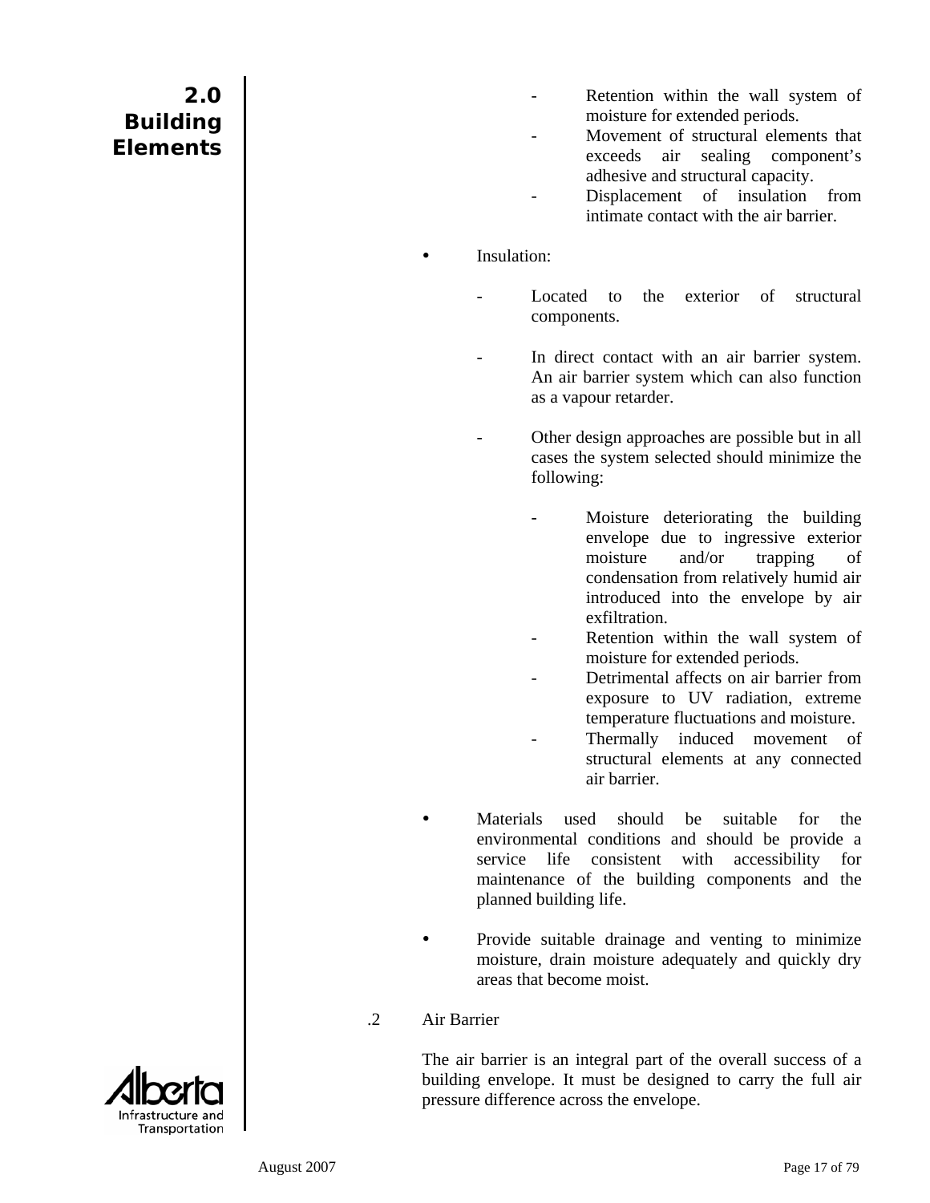- Retention within the wall system of moisture for extended periods.
- Movement of structural elements that exceeds air sealing component's adhesive and structural capacity.
- Displacement of insulation from intimate contact with the air barrier.

- Insulation:

  - Located to the exterior of structural components.

  - In direct contact with an air barrier system. An air barrier system which can also function as a vapour retarder.

  - Other design approaches are possible but in all cases the system selected should minimize the following:

    - Moisture deteriorating the building envelope due to ingressive exterior moisture and/or trapping of condensation from relatively humid air introduced into the envelope by air exfiltration.
    - Retention within the wall system of moisture for extended periods.
    - Detrimental affects on air barrier from exposure to UV radiation, extreme temperature fluctuations and moisture.
    - Thermally induced movement of structural elements at any connected air barrier.

- Materials used should be suitable for the environmental conditions and should be provide a service life consistent with accessibility for maintenance of the building components and the planned building life.

- Provide suitable drainage and venting to minimize moisture, drain moisture adequately and quickly dry areas that become moist.

.2 Air Barrier

The air barrier is an integral part of the overall success of a building envelope. It must be designed to carry the full air pressure difference across the envelope.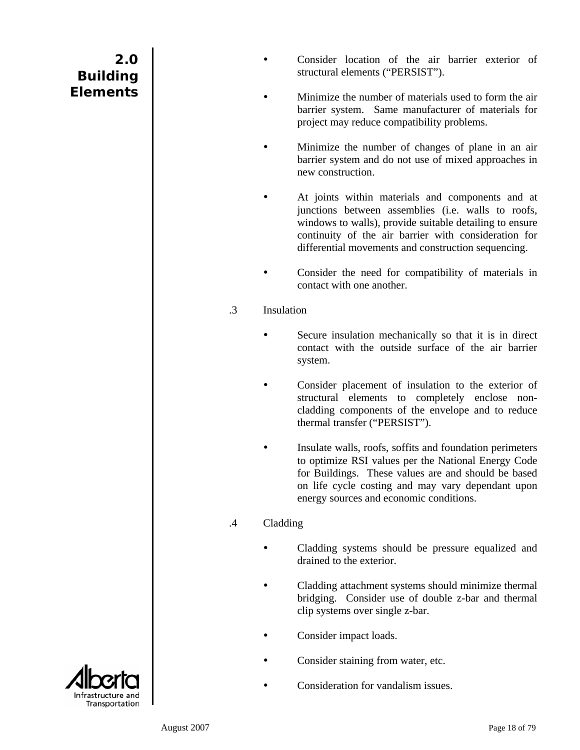- Consider location of the air barrier exterior of structural elements ("PERSIST").

- Minimize the number of materials used to form the air barrier system. Same manufacturer of materials for project may reduce compatibility problems.

- Minimize the number of changes of plane in an air barrier system and do not use of mixed approaches in new construction.

- At joints within materials and components and at junctions between assemblies (i.e. walls to roofs, windows to walls), provide suitable detailing to ensure continuity of the air barrier with consideration for differential movements and construction sequencing.

- Consider the need for compatibility of materials in contact with one another.

.3 Insulation

- Secure insulation mechanically so that it is in direct contact with the outside surface of the air barrier system.

- Consider placement of insulation to the exterior of structural elements to completely enclose non-cladding components of the envelope and to reduce thermal transfer ("PERSIST").

- Insulate walls, roofs, soffits and foundation perimeters to optimize RSI values per the National Energy Code for Buildings. These values are and should be based on life cycle costing and may vary dependant upon energy sources and economic conditions.

.4 Cladding

- Cladding systems should be pressure equalized and drained to the exterior.

- Cladding attachment systems should minimize thermal bridging. Consider use of double z-bar and thermal clip systems over single z-bar.

- Consider impact loads.

- Consider staining from water, etc.

- Consideration for vandalism issues.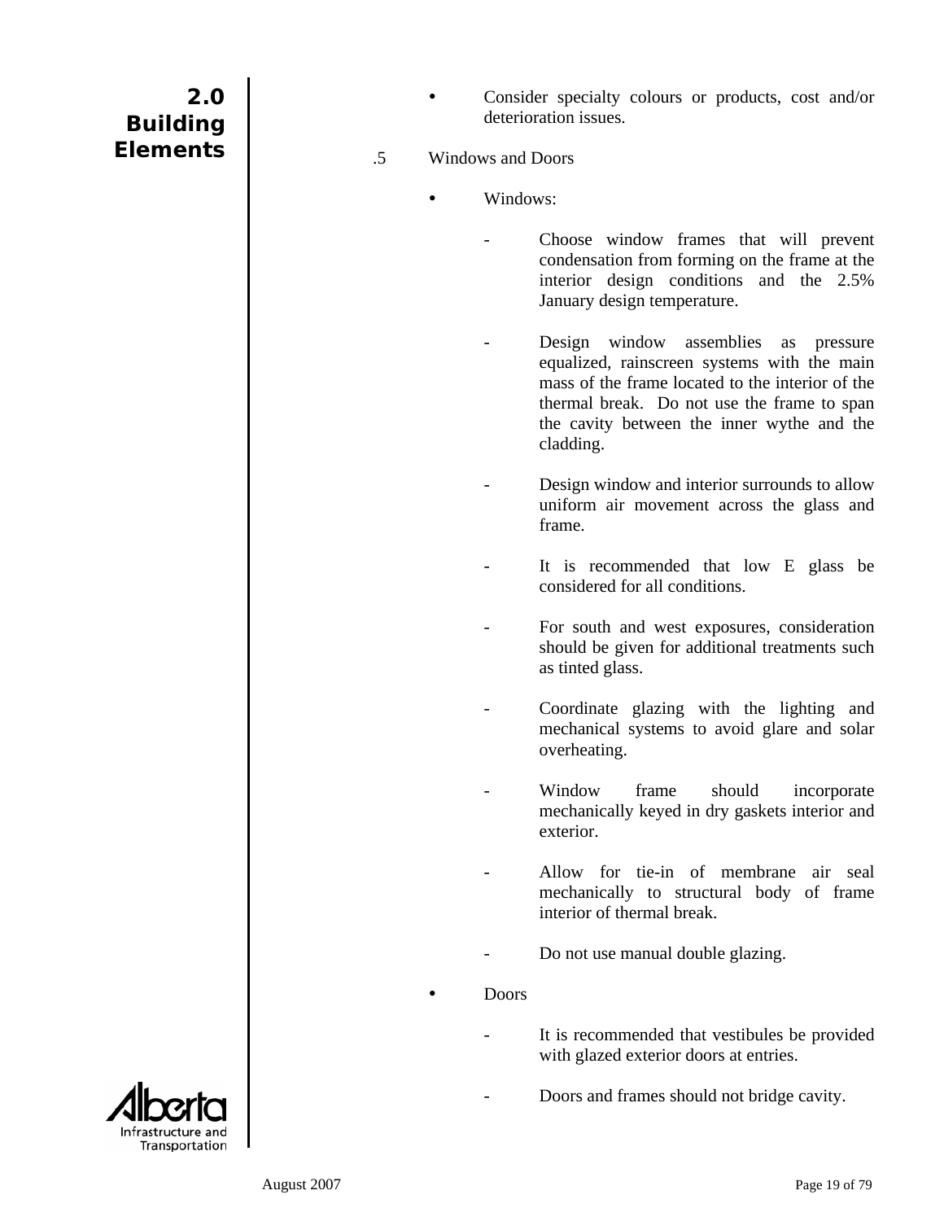- Consider specialty colours or products, cost and/or deterioration issues.

.5 Windows and Doors

- Windows:
  - Choose window frames that will prevent condensation from forming on the frame at the interior design conditions and the 2.5% January design temperature.
  - Design window assemblies as pressure equalized, rainscreen systems with the main mass of the frame located to the interior of the thermal break. Do not use the frame to span the cavity between the inner wythe and the cladding.
  - Design window and interior surrounds to allow uniform air movement across the glass and frame.
  - It is recommended that low E glass be considered for all conditions.
  - For south and west exposures, consideration should be given for additional treatments such as tinted glass.
  - Coordinate glazing with the lighting and mechanical systems to avoid glare and solar overheating.
  - Window frame should incorporate mechanically keyed in dry gaskets interior and exterior.
  - Allow for tie-in of membrane air seal mechanically to structural body of frame interior of thermal break.
  - Do not use manual double glazing.
- Doors
  - It is recommended that vestibules be provided with glazed exterior doors at entries.
  - Doors and frames should not bridge cavity.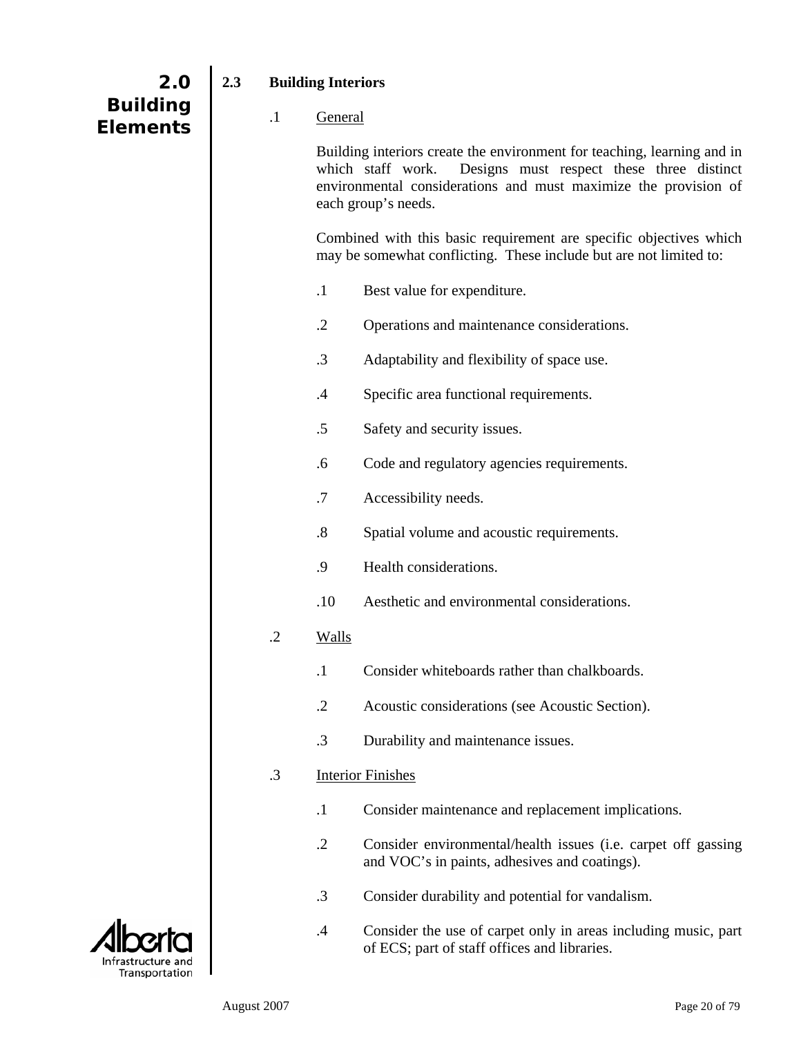## 2.0 Building Elements

### 2.3 Building Interiors

.1 General

Building interiors create the environment for teaching, learning and in which staff work. Designs must respect these three distinct environmental considerations and must maximize the provision of each group's needs.

Combined with this basic requirement are specific objectives which may be somewhat conflicting. These include but are not limited to:

.1 Best value for expenditure.

.2 Operations and maintenance considerations.

.3 Adaptability and flexibility of space use.

.4 Specific area functional requirements.

.5 Safety and security issues.

.6 Code and regulatory agencies requirements.

.7 Accessibility needs.

.8 Spatial volume and acoustic requirements.

.9 Health considerations.

.10 Aesthetic and environmental considerations.

.2 Walls

.1 Consider whiteboards rather than chalkboards.

.2 Acoustic considerations (see Acoustic Section).

.3 Durability and maintenance issues.

.3 Interior Finishes

.1 Consider maintenance and replacement implications.

.2 Consider environmental/health issues (i.e. carpet off gassing and VOC's in paints, adhesives and coatings).

.3 Consider durability and potential for vandalism.

.4 Consider the use of carpet only in areas including music, part of ECS; part of staff offices and libraries.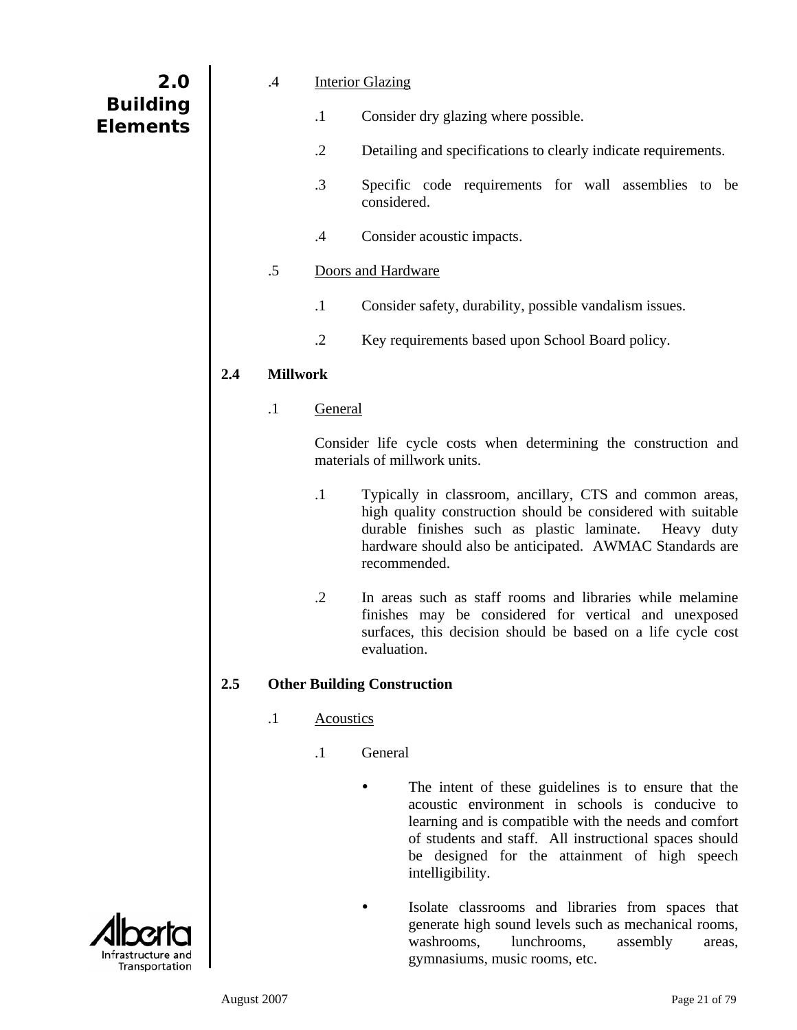.4 Interior Glazing

.1 Consider dry glazing where possible.

.2 Detailing and specifications to clearly indicate requirements.

.3 Specific code requirements for wall assemblies to be considered.

.4 Consider acoustic impacts.

.5 Doors and Hardware

.1 Consider safety, durability, possible vandalism issues.

.2 Key requirements based upon School Board policy.

## 2.4 Millwork

.1 General

Consider life cycle costs when determining the construction and materials of millwork units.

.1 Typically in classroom, ancillary, CTS and common areas, high quality construction should be considered with suitable durable finishes such as plastic laminate. Heavy duty hardware should also be anticipated. AWMAC Standards are recommended.

.2 In areas such as staff rooms and libraries while melamine finishes may be considered for vertical and unexposed surfaces, this decision should be based on a life cycle cost evaluation.

## 2.5 Other Building Construction

.1 Acoustics

.1 General

- The intent of these guidelines is to ensure that the acoustic environment in schools is conducive to learning and is compatible with the needs and comfort of students and staff. All instructional spaces should be designed for the attainment of high speech intelligibility.
- Isolate classrooms and libraries from spaces that generate high sound levels such as mechanical rooms, washrooms, lunchrooms, assembly areas, gymnasiums, music rooms, etc.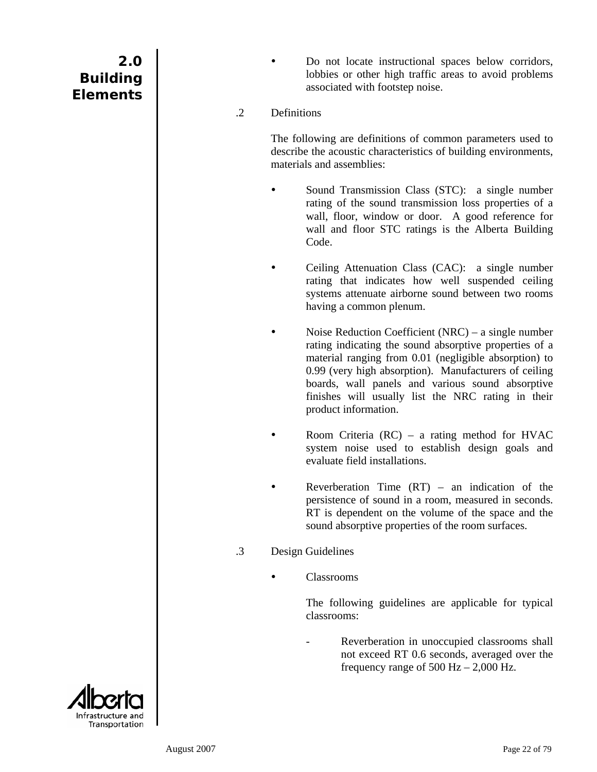- Do not locate instructional spaces below corridors, lobbies or other high traffic areas to avoid problems associated with footstep noise.

.2 Definitions

The following are definitions of common parameters used to describe the acoustic characteristics of building environments, materials and assemblies:

- Sound Transmission Class (STC): a single number rating of the sound transmission loss properties of a wall, floor, window or door. A good reference for wall and floor STC ratings is the Alberta Building Code.

- Ceiling Attenuation Class (CAC): a single number rating that indicates how well suspended ceiling systems attenuate airborne sound between two rooms having a common plenum.

- Noise Reduction Coefficient (NRC) – a single number rating indicating the sound absorptive properties of a material ranging from 0.01 (negligible absorption) to 0.99 (very high absorption). Manufacturers of ceiling boards, wall panels and various sound absorptive finishes will usually list the NRC rating in their product information.

- Room Criteria (RC) – a rating method for HVAC system noise used to establish design goals and evaluate field installations.

- Reverberation Time (RT) – an indication of the persistence of sound in a room, measured in seconds. RT is dependent on the volume of the space and the sound absorptive properties of the room surfaces.

.3 Design Guidelines

- Classrooms

  The following guidelines are applicable for typical classrooms:

  - Reverberation in unoccupied classrooms shall not exceed RT 0.6 seconds, averaged over the frequency range of 500 Hz – 2,000 Hz.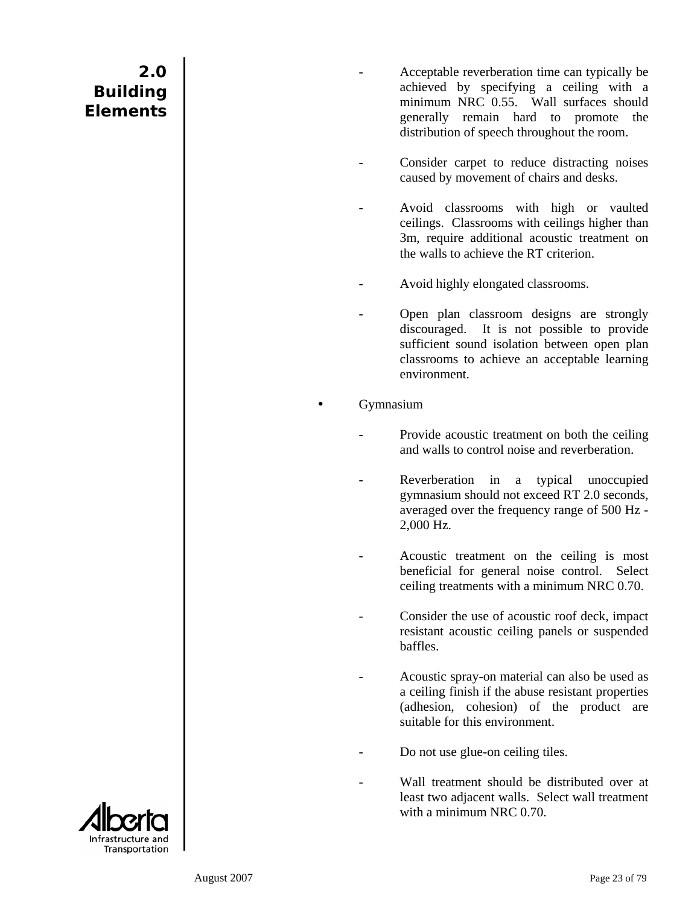- Acceptable reverberation time can typically be achieved by specifying a ceiling with a minimum NRC 0.55. Wall surfaces should generally remain hard to promote the distribution of speech throughout the room.

- Consider carpet to reduce distracting noises caused by movement of chairs and desks.

- Avoid classrooms with high or vaulted ceilings. Classrooms with ceilings higher than 3m, require additional acoustic treatment on the walls to achieve the RT criterion.

- Avoid highly elongated classrooms.

- Open plan classroom designs are strongly discouraged. It is not possible to provide sufficient sound isolation between open plan classrooms to achieve an acceptable learning environment.

- Gymnasium

  - Provide acoustic treatment on both the ceiling and walls to control noise and reverberation.

  - Reverberation in a typical unoccupied gymnasium should not exceed RT 2.0 seconds, averaged over the frequency range of 500 Hz - 2,000 Hz.

  - Acoustic treatment on the ceiling is most beneficial for general noise control. Select ceiling treatments with a minimum NRC 0.70.

  - Consider the use of acoustic roof deck, impact resistant acoustic ceiling panels or suspended baffles.

  - Acoustic spray-on material can also be used as a ceiling finish if the abuse resistant properties (adhesion, cohesion) of the product are suitable for this environment.

  - Do not use glue-on ceiling tiles.

  - Wall treatment should be distributed over at least two adjacent walls. Select wall treatment with a minimum NRC 0.70.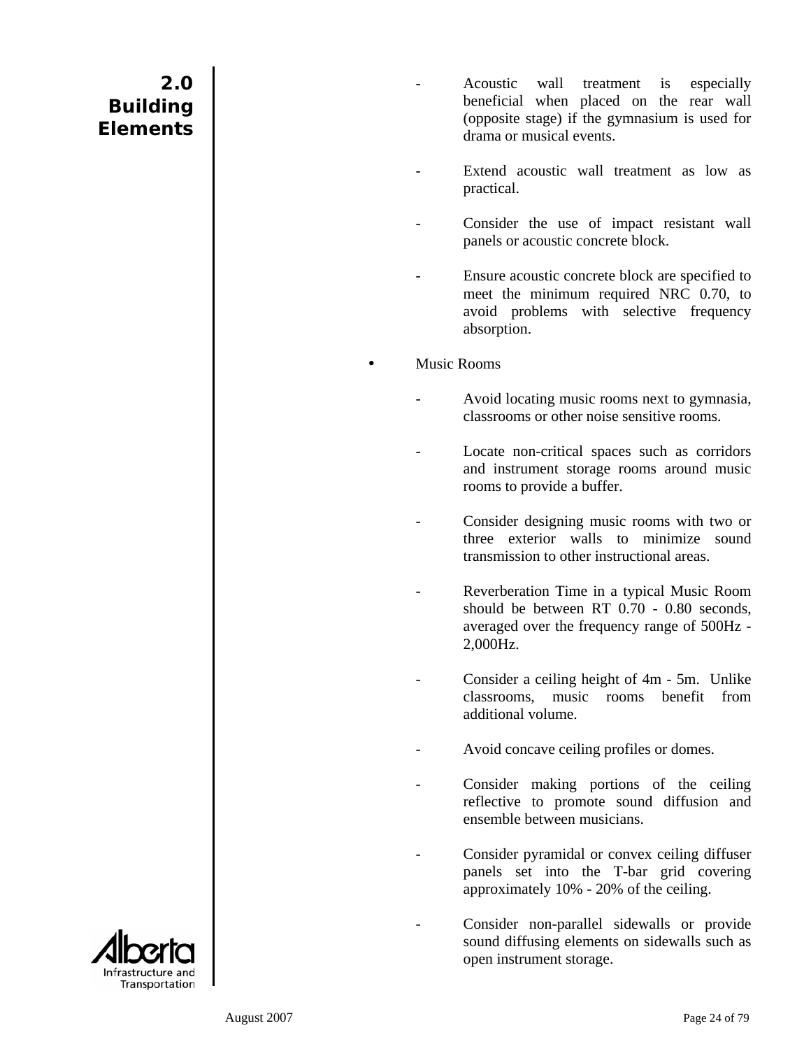## 2.0 Building Elements

- Acoustic wall treatment is especially beneficial when placed on the rear wall (opposite stage) if the gymnasium is used for drama or musical events.

- Extend acoustic wall treatment as low as practical.

- Consider the use of impact resistant wall panels or acoustic concrete block.

- Ensure acoustic concrete block are specified to meet the minimum required NRC 0.70, to avoid problems with selective frequency absorption.

- Music Rooms

  - Avoid locating music rooms next to gymnasia, classrooms or other noise sensitive rooms.

  - Locate non-critical spaces such as corridors and instrument storage rooms around music rooms to provide a buffer.

  - Consider designing music rooms with two or three exterior walls to minimize sound transmission to other instructional areas.

  - Reverberation Time in a typical Music Room should be between RT 0.70 - 0.80 seconds, averaged over the frequency range of 500Hz - 2,000Hz.

  - Consider a ceiling height of 4m - 5m. Unlike classrooms, music rooms benefit from additional volume.

  - Avoid concave ceiling profiles or domes.

  - Consider making portions of the ceiling reflective to promote sound diffusion and ensemble between musicians.

  - Consider pyramidal or convex ceiling diffuser panels set into the T-bar grid covering approximately 10% - 20% of the ceiling.

  - Consider non-parallel sidewalls or provide sound diffusing elements on sidewalls such as open instrument storage.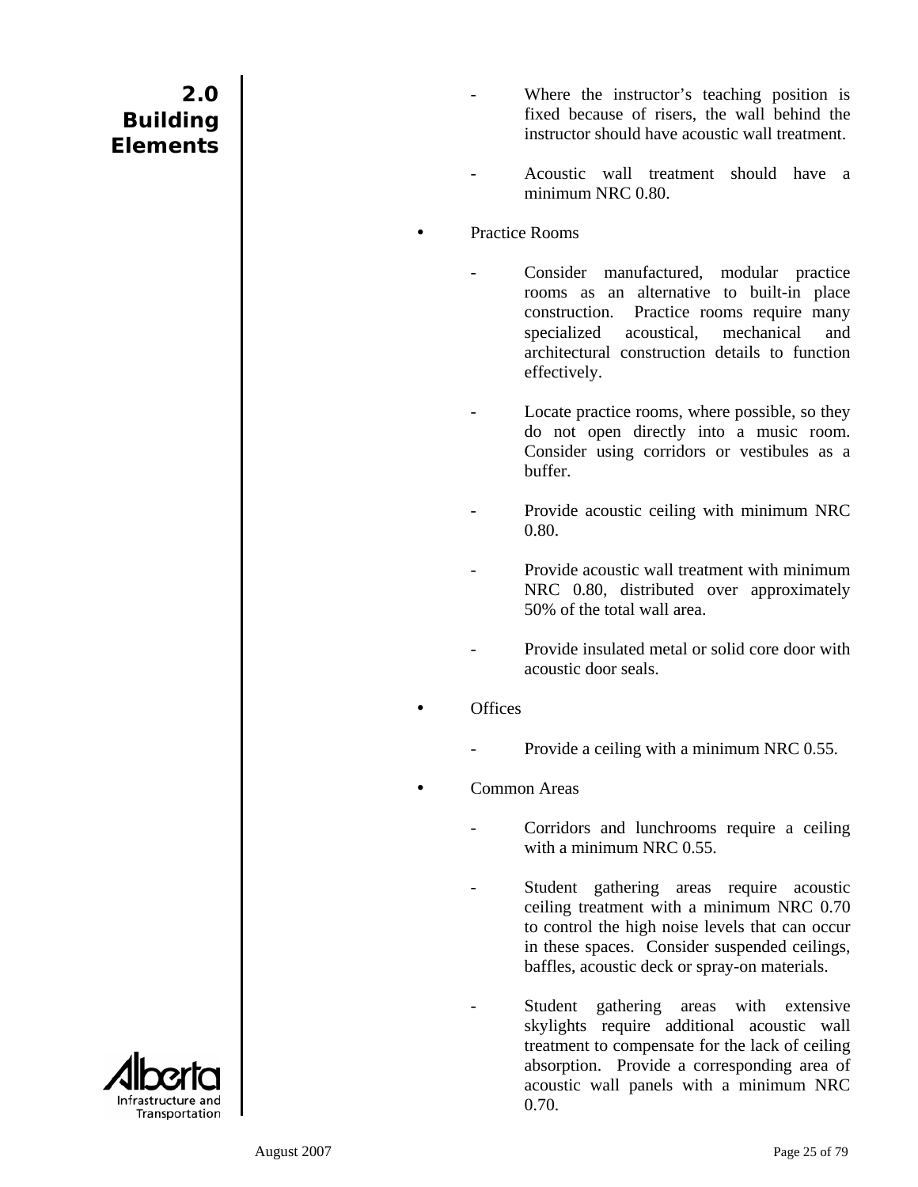- Where the instructor's teaching position is fixed because of risers, the wall behind the instructor should have acoustic wall treatment.

- Acoustic wall treatment should have a minimum NRC 0.80.

- Practice Rooms

  - Consider manufactured, modular practice rooms as an alternative to built-in place construction. Practice rooms require many specialized acoustical, mechanical and architectural construction details to function effectively.

  - Locate practice rooms, where possible, so they do not open directly into a music room. Consider using corridors or vestibules as a buffer.

  - Provide acoustic ceiling with minimum NRC 0.80.

  - Provide acoustic wall treatment with minimum NRC 0.80, distributed over approximately 50% of the total wall area.

  - Provide insulated metal or solid core door with acoustic door seals.

- Offices

  - Provide a ceiling with a minimum NRC 0.55.

- Common Areas

  - Corridors and lunchrooms require a ceiling with a minimum NRC 0.55.

  - Student gathering areas require acoustic ceiling treatment with a minimum NRC 0.70 to control the high noise levels that can occur in these spaces. Consider suspended ceilings, baffles, acoustic deck or spray-on materials.

  - Student gathering areas with extensive skylights require additional acoustic wall treatment to compensate for the lack of ceiling absorption. Provide a corresponding area of acoustic wall panels with a minimum NRC 0.70.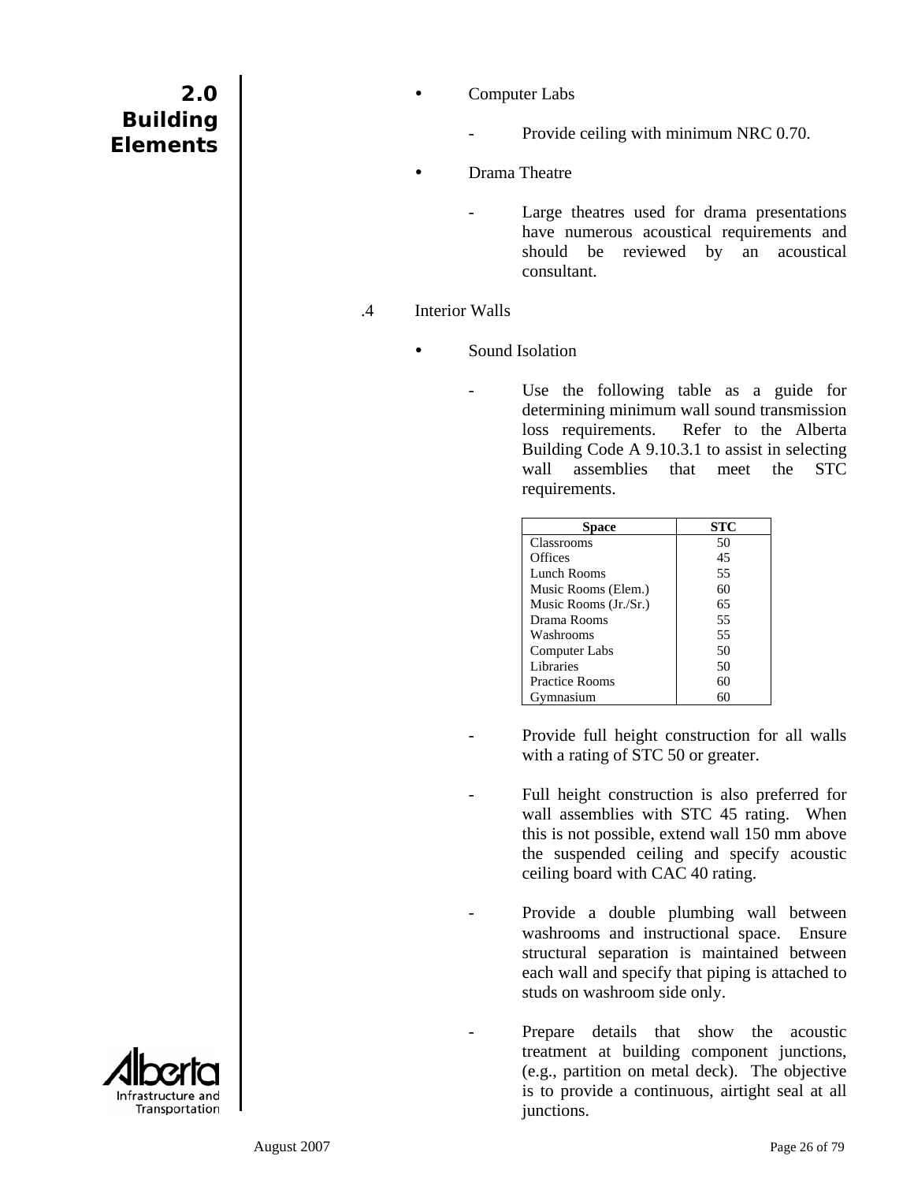- Computer Labs

  - Provide ceiling with minimum NRC 0.70.

- Drama Theatre

  - Large theatres used for drama presentations have numerous acoustical requirements and should be reviewed by an acoustical consultant.

.4 Interior Walls

- Sound Isolation

  - Use the following table as a guide for determining minimum wall sound transmission loss requirements. Refer to the Alberta Building Code A 9.10.3.1 to assist in selecting wall assemblies that meet the STC requirements.

| Space | STC |
|---|---|
| Classrooms | 50 |
| Offices | 45 |
| Lunch Rooms | 55 |
| Music Rooms (Elem.) | 60 |
| Music Rooms (Jr./Sr.) | 65 |
| Drama Rooms | 55 |
| Washrooms | 55 |
| Computer Labs | 50 |
| Libraries | 50 |
| Practice Rooms | 60 |
| Gymnasium | 60 |

  - Provide full height construction for all walls with a rating of STC 50 or greater.

  - Full height construction is also preferred for wall assemblies with STC 45 rating. When this is not possible, extend wall 150 mm above the suspended ceiling and specify acoustic ceiling board with CAC 40 rating.

  - Provide a double plumbing wall between washrooms and instructional space. Ensure structural separation is maintained between each wall and specify that piping is attached to studs on washroom side only.

  - Prepare details that show the acoustic treatment at building component junctions, (e.g., partition on metal deck). The objective is to provide a continuous, airtight seal at all junctions.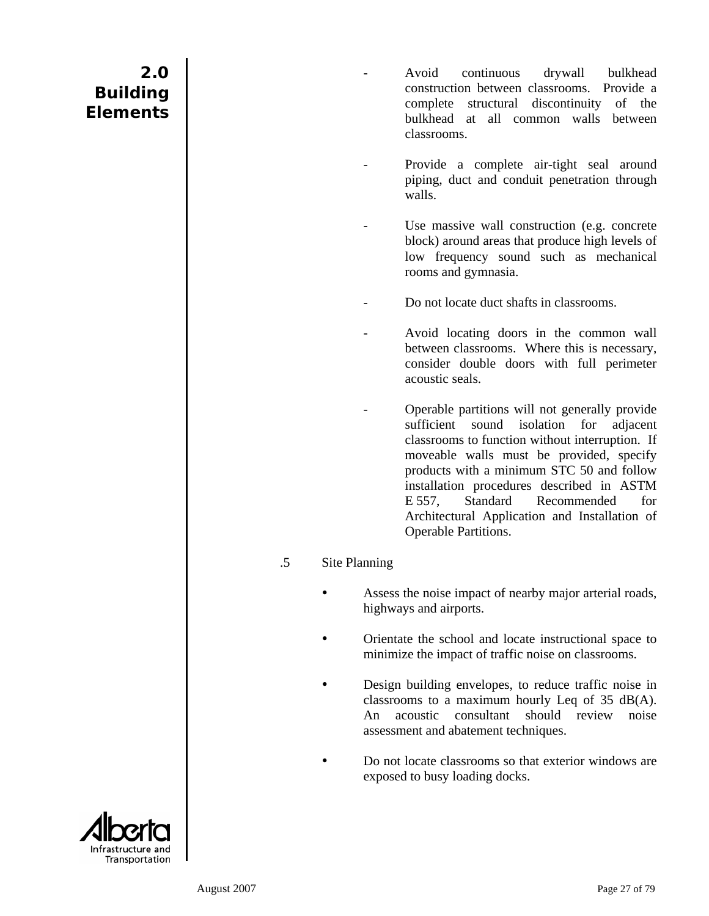- Avoid continuous drywall bulkhead construction between classrooms. Provide a complete structural discontinuity of the bulkhead at all common walls between classrooms.

- Provide a complete air-tight seal around piping, duct and conduit penetration through walls.

- Use massive wall construction (e.g. concrete block) around areas that produce high levels of low frequency sound such as mechanical rooms and gymnasia.

- Do not locate duct shafts in classrooms.

- Avoid locating doors in the common wall between classrooms. Where this is necessary, consider double doors with full perimeter acoustic seals.

- Operable partitions will not generally provide sufficient sound isolation for adjacent classrooms to function without interruption. If moveable walls must be provided, specify products with a minimum STC 50 and follow installation procedures described in ASTM E 557, Standard Recommended for Architectural Application and Installation of Operable Partitions.

.5 Site Planning

- Assess the noise impact of nearby major arterial roads, highways and airports.

- Orientate the school and locate instructional space to minimize the impact of traffic noise on classrooms.

- Design building envelopes, to reduce traffic noise in classrooms to a maximum hourly Leq of 35 dB(A). An acoustic consultant should review noise assessment and abatement techniques.

- Do not locate classrooms so that exterior windows are exposed to busy loading docks.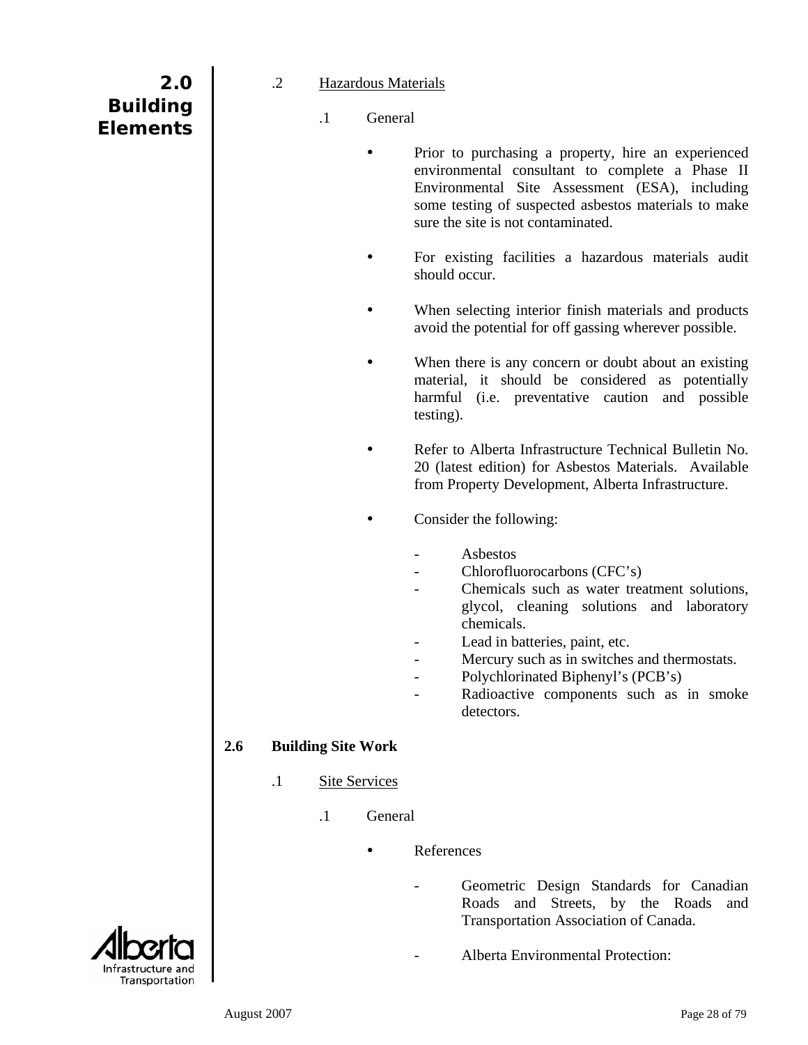.2 Hazardous Materials

.1 General

- Prior to purchasing a property, hire an experienced environmental consultant to complete a Phase II Environmental Site Assessment (ESA), including some testing of suspected asbestos materials to make sure the site is not contaminated.

- For existing facilities a hazardous materials audit should occur.

- When selecting interior finish materials and products avoid the potential for off gassing wherever possible.

- When there is any concern or doubt about an existing material, it should be considered as potentially harmful (i.e. preventative caution and possible testing).

- Refer to Alberta Infrastructure Technical Bulletin No. 20 (latest edition) for Asbestos Materials. Available from Property Development, Alberta Infrastructure.

- Consider the following:

  - Asbestos
  - Chlorofluorocarbons (CFC's)
  - Chemicals such as water treatment solutions, glycol, cleaning solutions and laboratory chemicals.
  - Lead in batteries, paint, etc.
  - Mercury such as in switches and thermostats.
  - Polychlorinated Biphenyl's (PCB's)
  - Radioactive components such as in smoke detectors.

## 2.6 Building Site Work

.1 Site Services

.1 General

- References

  - Geometric Design Standards for Canadian Roads and Streets, by the Roads and Transportation Association of Canada.

  - Alberta Environmental Protection: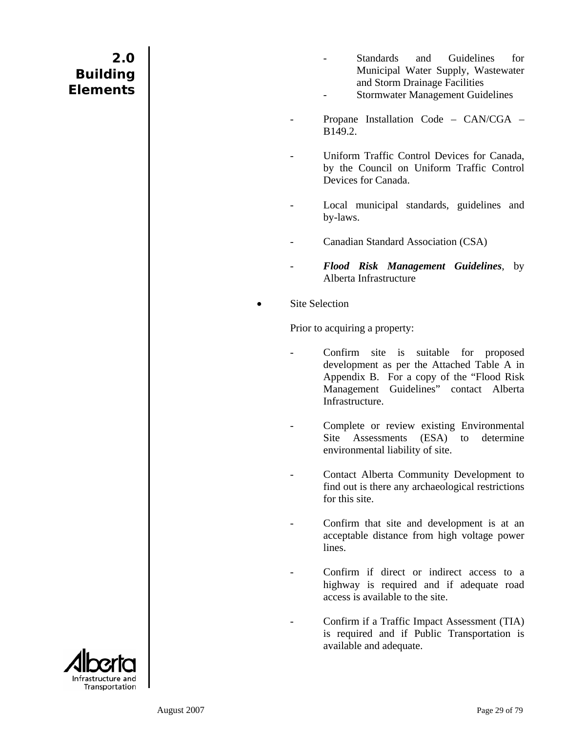# 2.0 Building Elements

  - Standards and Guidelines for Municipal Water Supply, Wastewater and Storm Drainage Facilities
  - Stormwater Management Guidelines

- Propane Installation Code – CAN/CGA – B149.2.

- Uniform Traffic Control Devices for Canada, by the Council on Uniform Traffic Control Devices for Canada.

- Local municipal standards, guidelines and by-laws.

- Canadian Standard Association (CSA)

- ***Flood Risk Management Guidelines***, by Alberta Infrastructure

• Site Selection

  Prior to acquiring a property:

  - Confirm site is suitable for proposed development as per the Attached Table A in Appendix B. For a copy of the "Flood Risk Management Guidelines" contact Alberta Infrastructure.

  - Complete or review existing Environmental Site Assessments (ESA) to determine environmental liability of site.

  - Contact Alberta Community Development to find out is there any archaeological restrictions for this site.

  - Confirm that site and development is at an acceptable distance from high voltage power lines.

  - Confirm if direct or indirect access to a highway is required and if adequate road access is available to the site.

  - Confirm if a Traffic Impact Assessment (TIA) is required and if Public Transportation is available and adequate.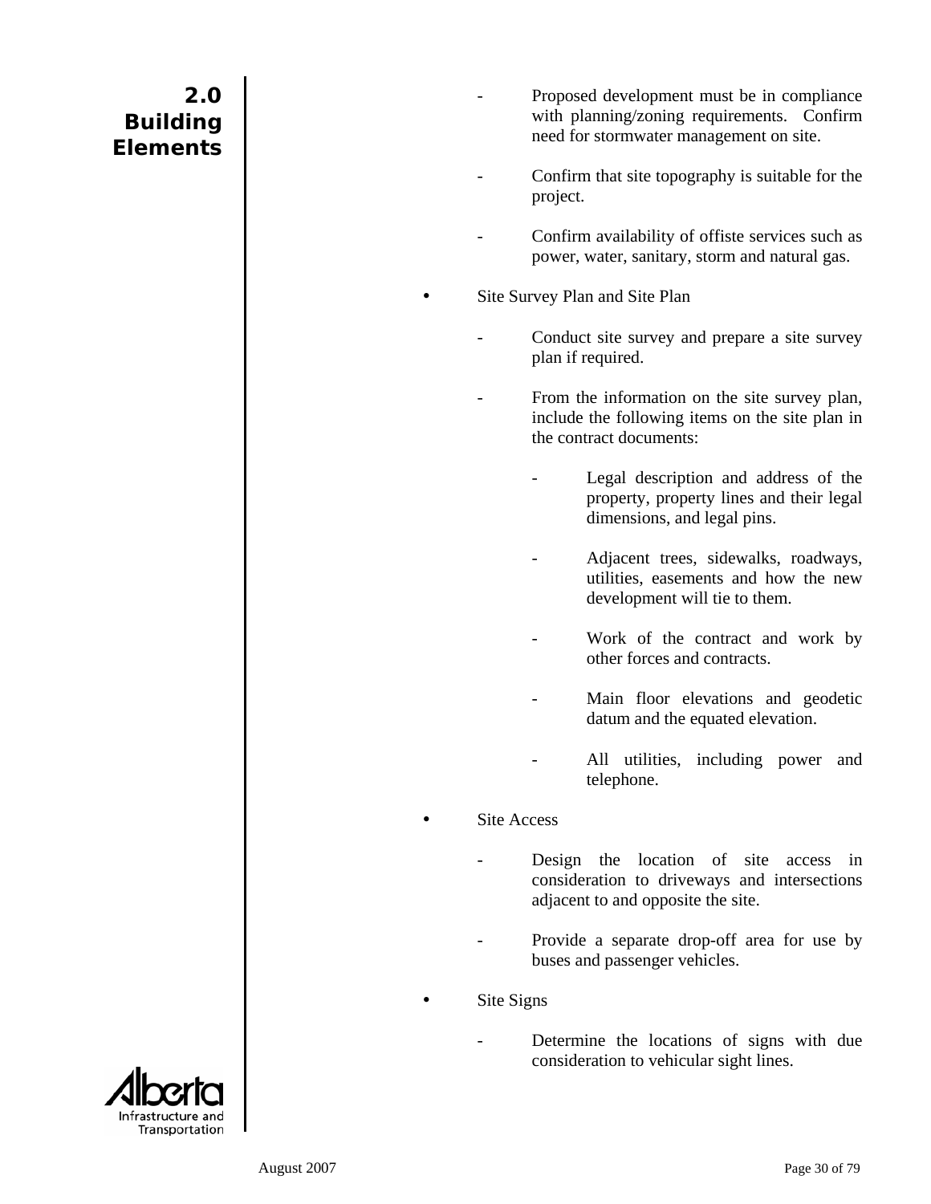- Proposed development must be in compliance with planning/zoning requirements. Confirm need for stormwater management on site.

- Confirm that site topography is suitable for the project.

- Confirm availability of offiste services such as power, water, sanitary, storm and natural gas.

- Site Survey Plan and Site Plan

  - Conduct site survey and prepare a site survey plan if required.

  - From the information on the site survey plan, include the following items on the site plan in the contract documents:

    - Legal description and address of the property, property lines and their legal dimensions, and legal pins.

    - Adjacent trees, sidewalks, roadways, utilities, easements and how the new development will tie to them.

    - Work of the contract and work by other forces and contracts.

    - Main floor elevations and geodetic datum and the equated elevation.

    - All utilities, including power and telephone.

- Site Access

  - Design the location of site access in consideration to driveways and intersections adjacent to and opposite the site.

  - Provide a separate drop-off area for use by buses and passenger vehicles.

- Site Signs

  - Determine the locations of signs with due consideration to vehicular sight lines.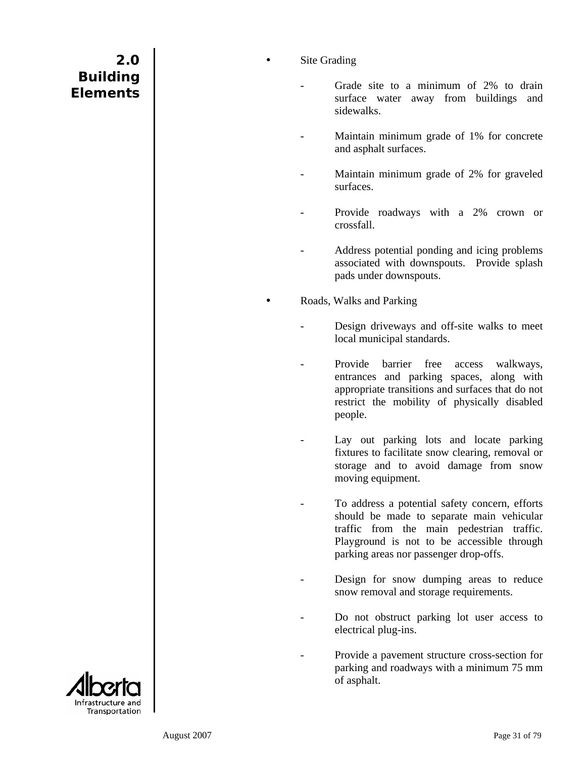- Site Grading

  - Grade site to a minimum of 2% to drain surface water away from buildings and sidewalks.

  - Maintain minimum grade of 1% for concrete and asphalt surfaces.

  - Maintain minimum grade of 2% for graveled surfaces.

  - Provide roadways with a 2% crown or crossfall.

  - Address potential ponding and icing problems associated with downspouts. Provide splash pads under downspouts.

- Roads, Walks and Parking

  - Design driveways and off-site walks to meet local municipal standards.

  - Provide barrier free access walkways, entrances and parking spaces, along with appropriate transitions and surfaces that do not restrict the mobility of physically disabled people.

  - Lay out parking lots and locate parking fixtures to facilitate snow clearing, removal or storage and to avoid damage from snow moving equipment.

  - To address a potential safety concern, efforts should be made to separate main vehicular traffic from the main pedestrian traffic. Playground is not to be accessible through parking areas nor passenger drop-offs.

  - Design for snow dumping areas to reduce snow removal and storage requirements.

  - Do not obstruct parking lot user access to electrical plug-ins.

  - Provide a pavement structure cross-section for parking and roadways with a minimum 75 mm of asphalt.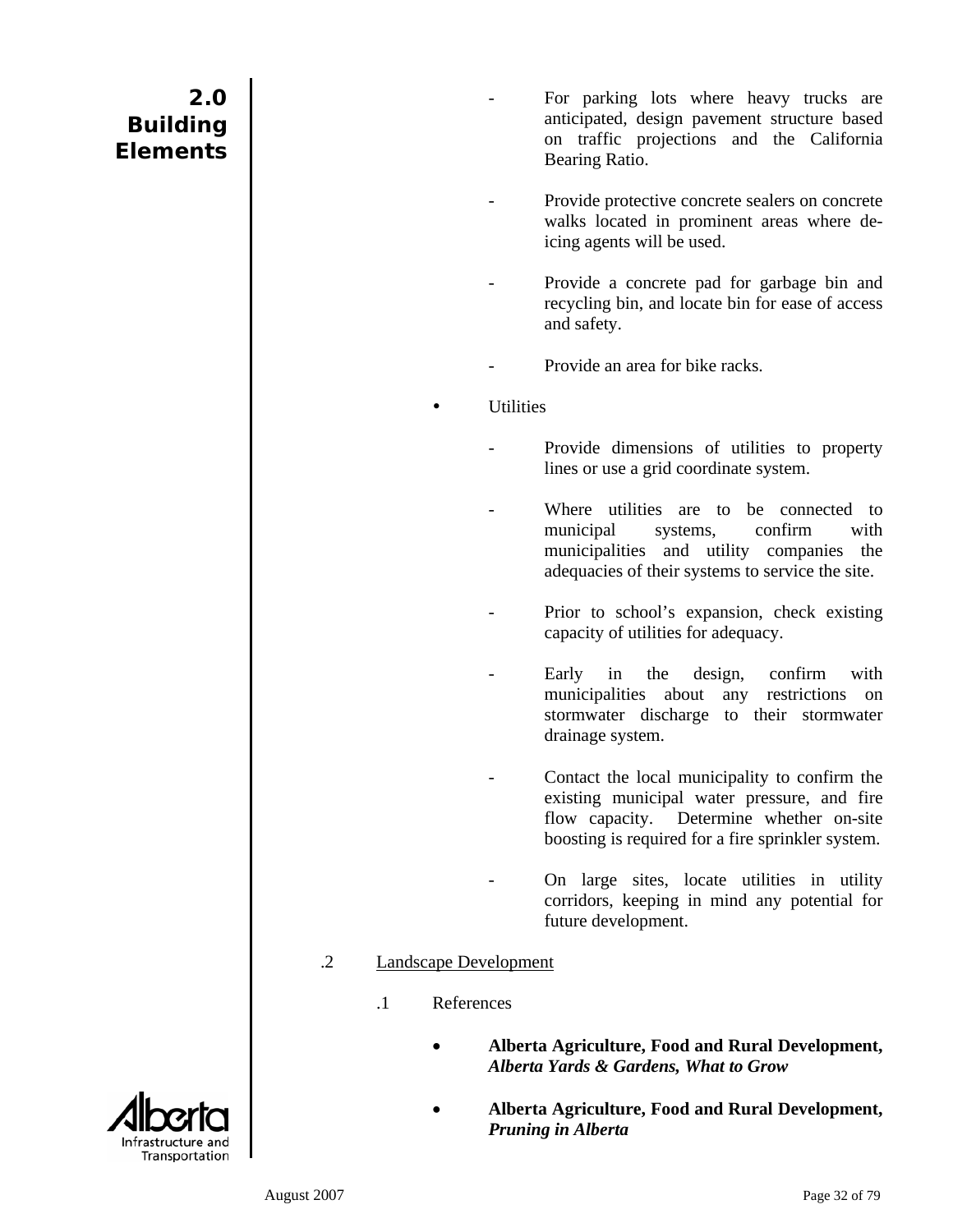- For parking lots where heavy trucks are anticipated, design pavement structure based on traffic projections and the California Bearing Ratio.
- Provide protective concrete sealers on concrete walks located in prominent areas where de-icing agents will be used.
- Provide a concrete pad for garbage bin and recycling bin, and locate bin for ease of access and safety.
- Provide an area for bike racks.

- Utilities
  - Provide dimensions of utilities to property lines or use a grid coordinate system.
  - Where utilities are to be connected to municipal systems, confirm with municipalities and utility companies the adequacies of their systems to service the site.
  - Prior to school's expansion, check existing capacity of utilities for adequacy.
  - Early in the design, confirm with municipalities about any restrictions on stormwater discharge to their stormwater drainage system.
  - Contact the local municipality to confirm the existing municipal water pressure, and fire flow capacity. Determine whether on-site boosting is required for a fire sprinkler system.
  - On large sites, locate utilities in utility corridors, keeping in mind any potential for future development.

.2 Landscape Development

.1 References

- **Alberta Agriculture, Food and Rural Development,** ***Alberta Yards & Gardens, What to Grow***
- **Alberta Agriculture, Food and Rural Development,** ***Pruning in Alberta***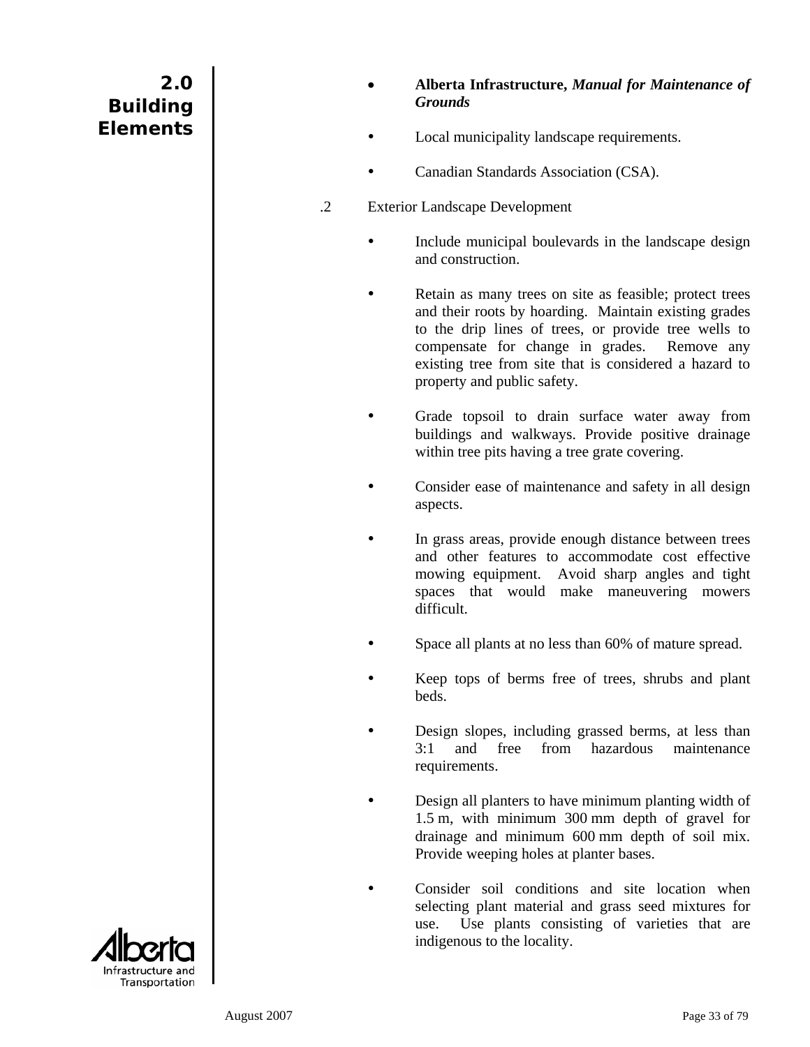- **Alberta Infrastructure,** ***Manual for Maintenance of Grounds***
- Local municipality landscape requirements.
- Canadian Standards Association (CSA).

.2 Exterior Landscape Development

- Include municipal boulevards in the landscape design and construction.
- Retain as many trees on site as feasible; protect trees and their roots by hoarding. Maintain existing grades to the drip lines of trees, or provide tree wells to compensate for change in grades. Remove any existing tree from site that is considered a hazard to property and public safety.
- Grade topsoil to drain surface water away from buildings and walkways. Provide positive drainage within tree pits having a tree grate covering.
- Consider ease of maintenance and safety in all design aspects.
- In grass areas, provide enough distance between trees and other features to accommodate cost effective mowing equipment. Avoid sharp angles and tight spaces that would make maneuvering mowers difficult.
- Space all plants at no less than 60% of mature spread.
- Keep tops of berms free of trees, shrubs and plant beds.
- Design slopes, including grassed berms, at less than 3:1 and free from hazardous maintenance requirements.
- Design all planters to have minimum planting width of 1.5 m, with minimum 300 mm depth of gravel for drainage and minimum 600 mm depth of soil mix. Provide weeping holes at planter bases.
- Consider soil conditions and site location when selecting plant material and grass seed mixtures for use. Use plants consisting of varieties that are indigenous to the locality.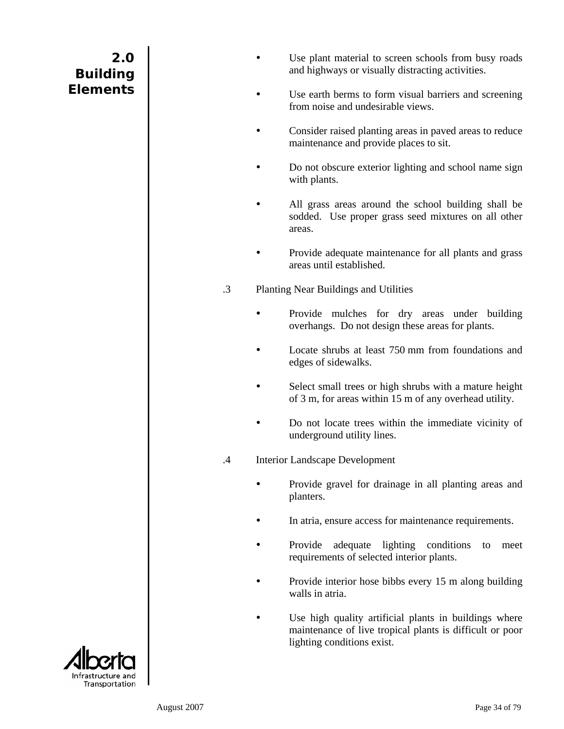- Use plant material to screen schools from busy roads and highways or visually distracting activities.

- Use earth berms to form visual barriers and screening from noise and undesirable views.

- Consider raised planting areas in paved areas to reduce maintenance and provide places to sit.

- Do not obscure exterior lighting and school name sign with plants.

- All grass areas around the school building shall be sodded. Use proper grass seed mixtures on all other areas.

- Provide adequate maintenance for all plants and grass areas until established.

.3 Planting Near Buildings and Utilities

- Provide mulches for dry areas under building overhangs. Do not design these areas for plants.

- Locate shrubs at least 750 mm from foundations and edges of sidewalks.

- Select small trees or high shrubs with a mature height of 3 m, for areas within 15 m of any overhead utility.

- Do not locate trees within the immediate vicinity of underground utility lines.

.4 Interior Landscape Development

- Provide gravel for drainage in all planting areas and planters.

- In atria, ensure access for maintenance requirements.

- Provide adequate lighting conditions to meet requirements of selected interior plants.

- Provide interior hose bibbs every 15 m along building walls in atria.

- Use high quality artificial plants in buildings where maintenance of live tropical plants is difficult or poor lighting conditions exist.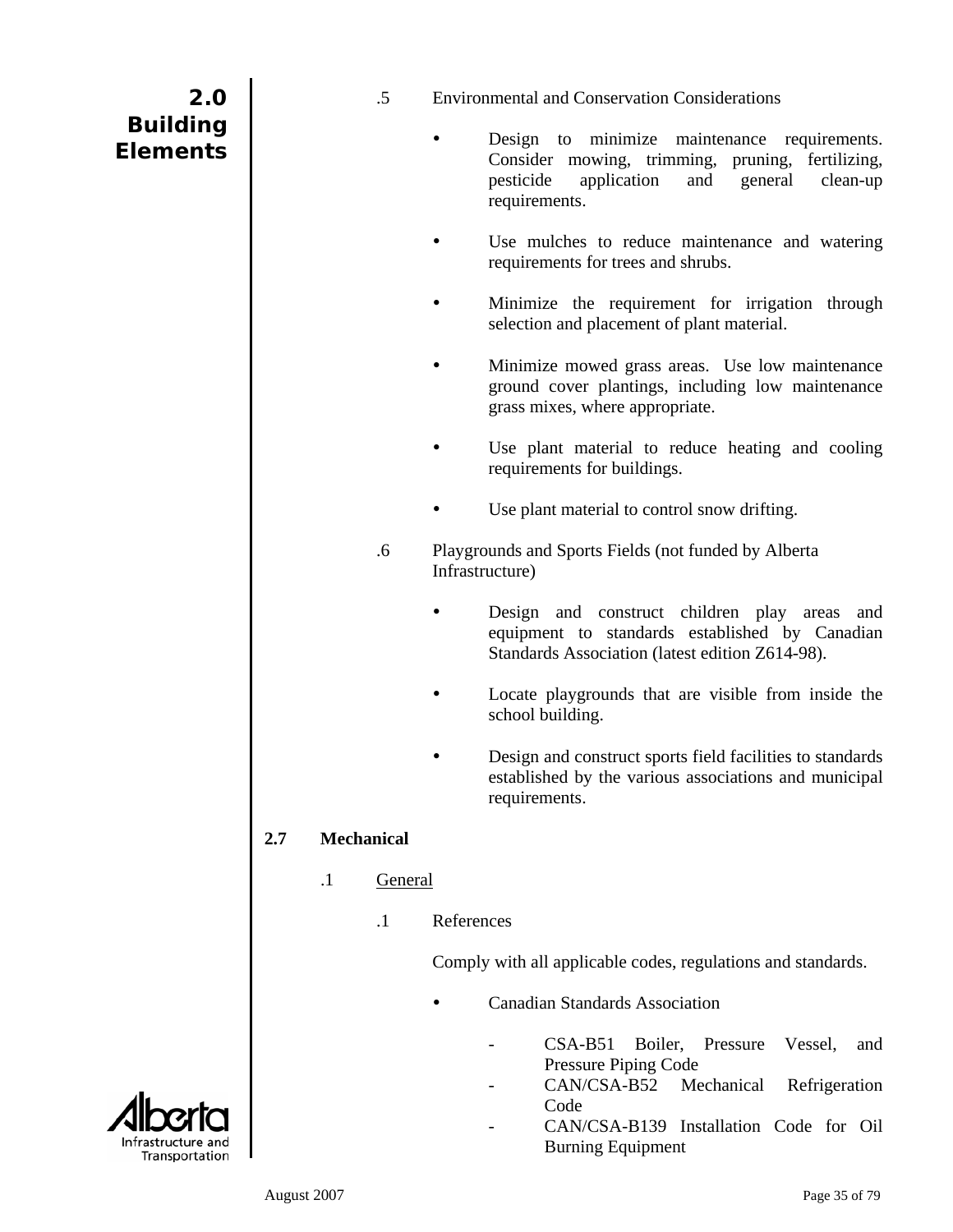.5 Environmental and Conservation Considerations

- Design to minimize maintenance requirements. Consider mowing, trimming, pruning, fertilizing, pesticide application and general clean-up requirements.

- Use mulches to reduce maintenance and watering requirements for trees and shrubs.

- Minimize the requirement for irrigation through selection and placement of plant material.

- Minimize mowed grass areas. Use low maintenance ground cover plantings, including low maintenance grass mixes, where appropriate.

- Use plant material to reduce heating and cooling requirements for buildings.

- Use plant material to control snow drifting.

.6 Playgrounds and Sports Fields (not funded by Alberta Infrastructure)

- Design and construct children play areas and equipment to standards established by Canadian Standards Association (latest edition Z614-98).

- Locate playgrounds that are visible from inside the school building.

- Design and construct sports field facilities to standards established by the various associations and municipal requirements.

## 2.7 Mechanical

.1 General

.1 References

Comply with all applicable codes, regulations and standards.

- Canadian Standards Association
  - CSA-B51 Boiler, Pressure Vessel, and Pressure Piping Code
  - CAN/CSA-B52 Mechanical Refrigeration Code
  - CAN/CSA-B139 Installation Code for Oil Burning Equipment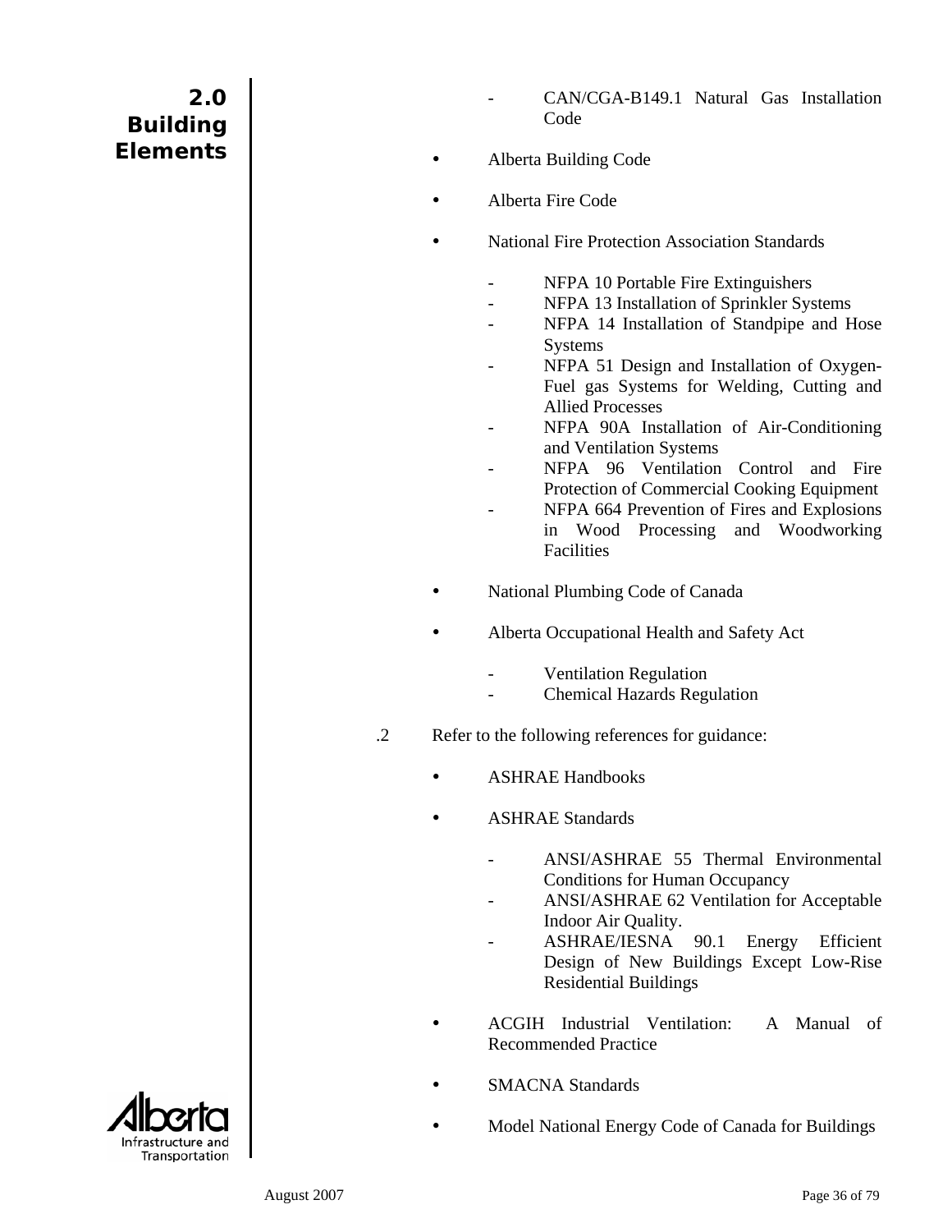- CAN/CGA-B149.1 Natural Gas Installation Code

- Alberta Building Code

- Alberta Fire Code

- National Fire Protection Association Standards

  - NFPA 10 Portable Fire Extinguishers
  - NFPA 13 Installation of Sprinkler Systems
  - NFPA 14 Installation of Standpipe and Hose Systems
  - NFPA 51 Design and Installation of Oxygen-Fuel gas Systems for Welding, Cutting and Allied Processes
  - NFPA 90A Installation of Air-Conditioning and Ventilation Systems
  - NFPA 96 Ventilation Control and Fire Protection of Commercial Cooking Equipment
  - NFPA 664 Prevention of Fires and Explosions in Wood Processing and Woodworking Facilities

- National Plumbing Code of Canada

- Alberta Occupational Health and Safety Act

  - Ventilation Regulation
  - Chemical Hazards Regulation

.2 Refer to the following references for guidance:

- ASHRAE Handbooks

- ASHRAE Standards

  - ANSI/ASHRAE 55 Thermal Environmental Conditions for Human Occupancy
  - ANSI/ASHRAE 62 Ventilation for Acceptable Indoor Air Quality.
  - ASHRAE/IESNA 90.1 Energy Efficient Design of New Buildings Except Low-Rise Residential Buildings

- ACGIH Industrial Ventilation: A Manual of Recommended Practice

- SMACNA Standards

- Model National Energy Code of Canada for Buildings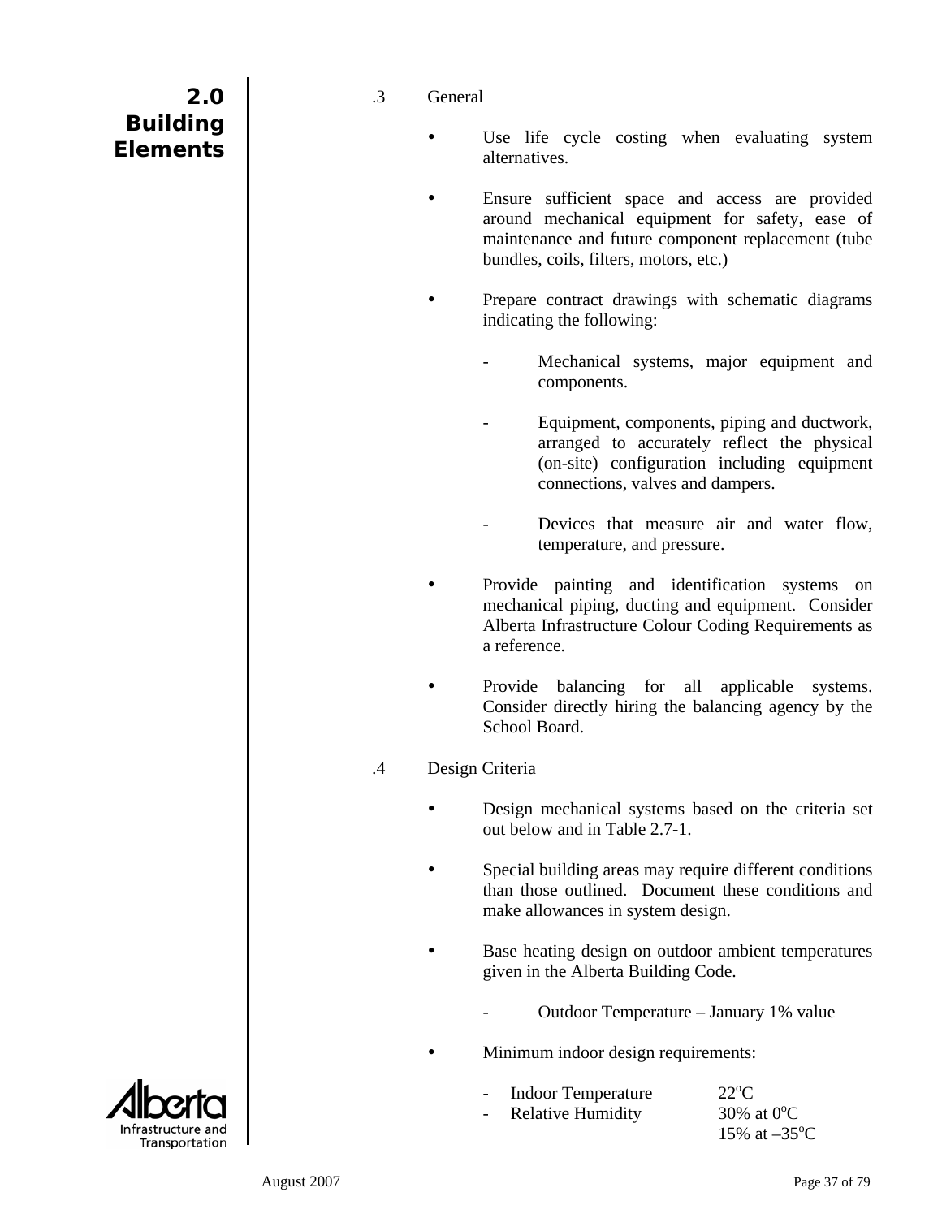.3 General

- Use life cycle costing when evaluating system alternatives.
- Ensure sufficient space and access are provided around mechanical equipment for safety, ease of maintenance and future component replacement (tube bundles, coils, filters, motors, etc.)
- Prepare contract drawings with schematic diagrams indicating the following:
  - Mechanical systems, major equipment and components.
  - Equipment, components, piping and ductwork, arranged to accurately reflect the physical (on-site) configuration including equipment connections, valves and dampers.
  - Devices that measure air and water flow, temperature, and pressure.
- Provide painting and identification systems on mechanical piping, ducting and equipment. Consider Alberta Infrastructure Colour Coding Requirements as a reference.
- Provide balancing for all applicable systems. Consider directly hiring the balancing agency by the School Board.

.4 Design Criteria

- Design mechanical systems based on the criteria set out below and in Table 2.7-1.
- Special building areas may require different conditions than those outlined. Document these conditions and make allowances in system design.
- Base heating design on outdoor ambient temperatures given in the Alberta Building Code.
  - Outdoor Temperature – January 1% value
- Minimum indoor design requirements:
  - Indoor Temperature 22°C
  - Relative Humidity 30% at 0°C; 15% at –35°C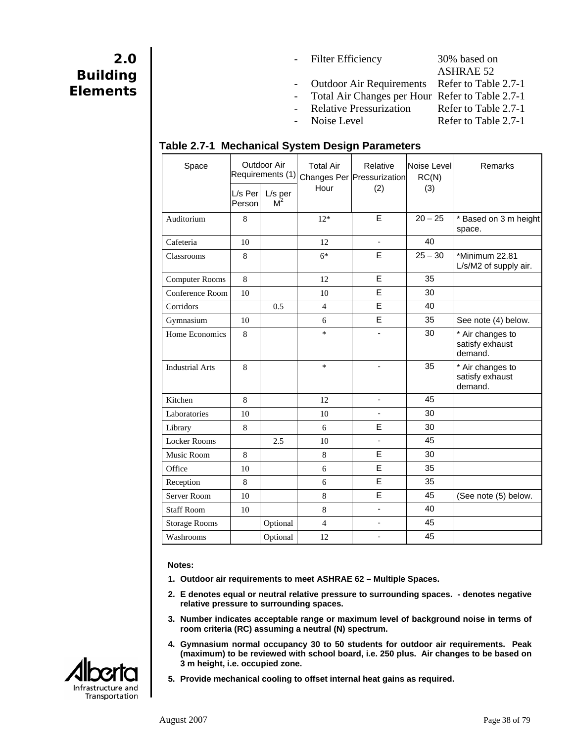- Filter Efficiency — 30% based on ASHRAE 52
- Outdoor Air Requirements — Refer to Table 2.7-1
- Total Air Changes per Hour — Refer to Table 2.7-1
- Relative Pressurization — Refer to Table 2.7-1
- Noise Level — Refer to Table 2.7-1

**Table 2.7-1 Mechanical System Design Parameters**

| Space | Outdoor Air Requirements (1) | | Total Air Changes Per Hour | Relative Pressurization (2) | Noise Level RC(N) (3) | Remarks |
|---|---|---|---|---|---|---|
| | L/s Per Person | L/s per $M^2$ | | | | |
| Auditorium | 8 | | 12* | E | 20 – 25 | * Based on 3 m height space. |
| Cafeteria | 10 | | 12 | - | 40 | |
| Classrooms | 8 | | 6* | E | 25 – 30 | *Minimum 22.81 L/s/M2 of supply air. |
| Computer Rooms | 8 | | 12 | E | 35 | |
| Conference Room | 10 | | 10 | E | 30 | |
| Corridors | | 0.5 | 4 | E | 40 | |
| Gymnasium | 10 | | 6 | E | 35 | See note (4) below. |
| Home Economics | 8 | | * | - | 30 | * Air changes to satisfy exhaust demand. |
| Industrial Arts | 8 | | * | - | 35 | * Air changes to satisfy exhaust demand. |
| Kitchen | 8 | | 12 | - | 45 | |
| Laboratories | 10 | | 10 | - | 30 | |
| Library | 8 | | 6 | E | 30 | |
| Locker Rooms | | 2.5 | 10 | - | 45 | |
| Music Room | 8 | | 8 | E | 30 | |
| Office | 10 | | 6 | E | 35 | |
| Reception | 8 | | 6 | E | 35 | |
| Server Room | 10 | | 8 | E | 45 | (See note (5) below. |
| Staff Room | 10 | | 8 | - | 40 | |
| Storage Rooms | | Optional | 4 | - | 45 | |
| Washrooms | | Optional | 12 | - | 45 | |

**Notes:**

1. **Outdoor air requirements to meet ASHRAE 62 – Multiple Spaces.**
2. **E denotes equal or neutral relative pressure to surrounding spaces. - denotes negative relative pressure to surrounding spaces.**
3. **Number indicates acceptable range or maximum level of background noise in terms of room criteria (RC) assuming a neutral (N) spectrum.**
4. **Gymnasium normal occupancy 30 to 50 students for outdoor air requirements. Peak (maximum) to be reviewed with school board, i.e. 250 plus. Air changes to be based on 3 m height, i.e. occupied zone.**
5. **Provide mechanical cooling to offset internal heat gains as required.**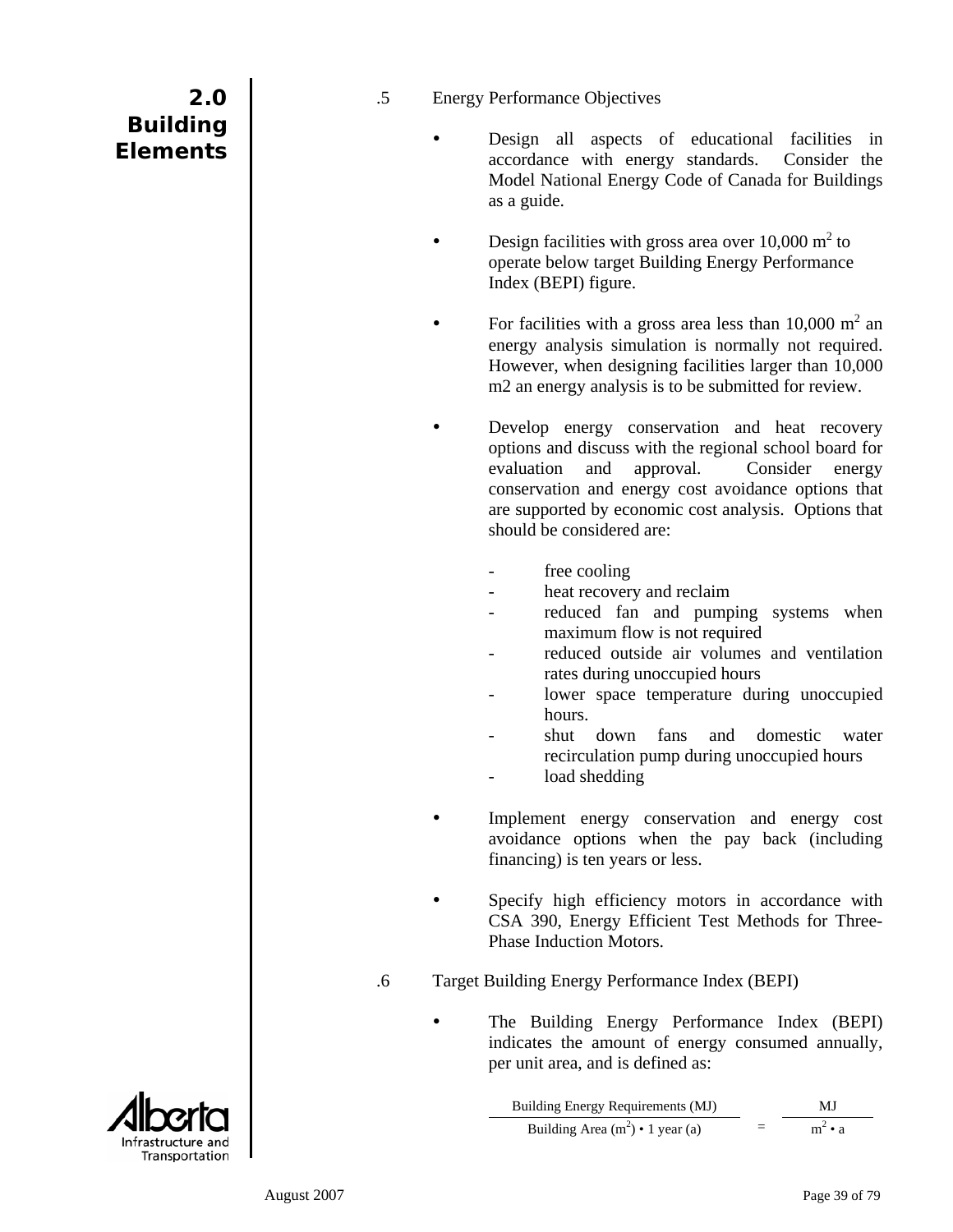## 2.0 Building Elements

.5 Energy Performance Objectives

- Design all aspects of educational facilities in accordance with energy standards. Consider the Model National Energy Code of Canada for Buildings as a guide.

- Design facilities with gross area over 10,000 $m^2$ to operate below target Building Energy Performance Index (BEPI) figure.

- For facilities with a gross area less than 10,000 $m^2$ an energy analysis simulation is normally not required. However, when designing facilities larger than 10,000 m2 an energy analysis is to be submitted for review.

- Develop energy conservation and heat recovery options and discuss with the regional school board for evaluation and approval. Consider energy conservation and energy cost avoidance options that are supported by economic cost analysis. Options that should be considered are:

  - free cooling
  - heat recovery and reclaim
  - reduced fan and pumping systems when maximum flow is not required
  - reduced outside air volumes and ventilation rates during unoccupied hours
  - lower space temperature during unoccupied hours.
  - shut down fans and domestic water recirculation pump during unoccupied hours
  - load shedding

- Implement energy conservation and energy cost avoidance options when the pay back (including financing) is ten years or less.

- Specify high efficiency motors in accordance with CSA 390, Energy Efficient Test Methods for Three-Phase Induction Motors.

.6 Target Building Energy Performance Index (BEPI)

- The Building Energy Performance Index (BEPI) indicates the amount of energy consumed annually, per unit area, and is defined as:

$$\frac{\text{Building Energy Requirements (MJ)}}{\text{Building Area (m}^2\text{)} \bullet \text{1 year (a)}} = \frac{\text{MJ}}{\text{m}^2 \bullet \text{a}}$$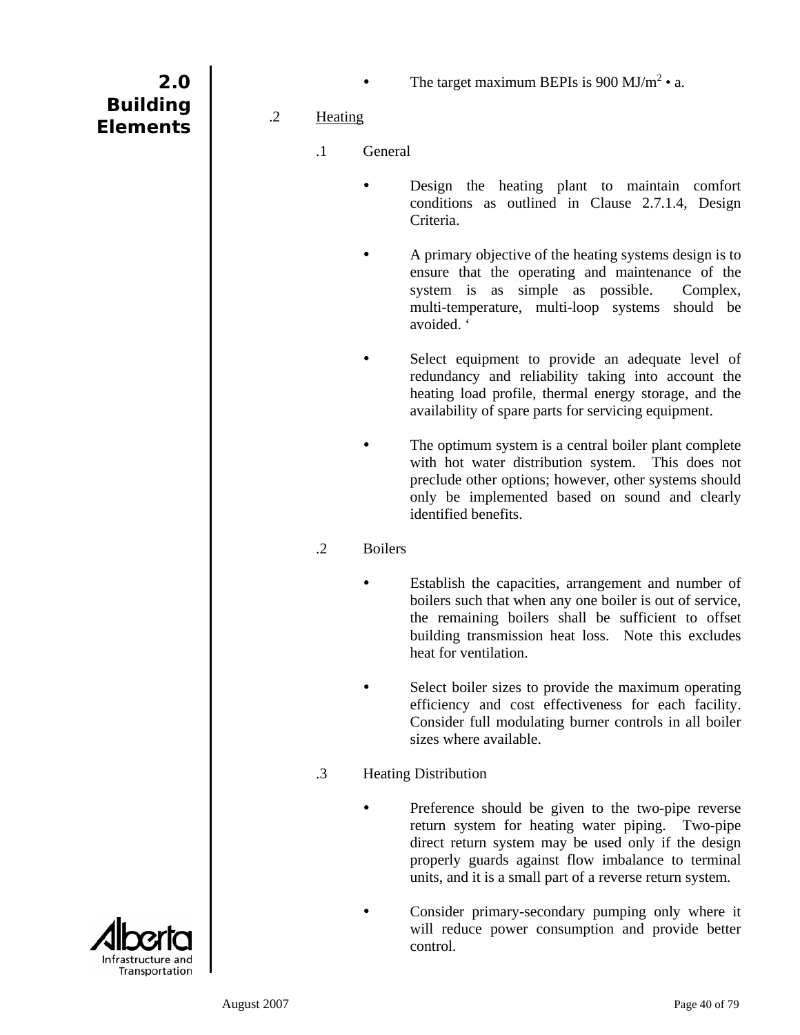- The target maximum BEPIs is 900 MJ/m$^2$ • a.

.2 Heating

.1 General

- Design the heating plant to maintain comfort conditions as outlined in Clause 2.7.1.4, Design Criteria.

- A primary objective of the heating systems design is to ensure that the operating and maintenance of the system is as simple as possible. Complex, multi-temperature, multi-loop systems should be avoided. ‘

- Select equipment to provide an adequate level of redundancy and reliability taking into account the heating load profile, thermal energy storage, and the availability of spare parts for servicing equipment.

- The optimum system is a central boiler plant complete with hot water distribution system. This does not preclude other options; however, other systems should only be implemented based on sound and clearly identified benefits.

.2 Boilers

- Establish the capacities, arrangement and number of boilers such that when any one boiler is out of service, the remaining boilers shall be sufficient to offset building transmission heat loss. Note this excludes heat for ventilation.

- Select boiler sizes to provide the maximum operating efficiency and cost effectiveness for each facility. Consider full modulating burner controls in all boiler sizes where available.

.3 Heating Distribution

- Preference should be given to the two-pipe reverse return system for heating water piping. Two-pipe direct return system may be used only if the design properly guards against flow imbalance to terminal units, and it is a small part of a reverse return system.

- Consider primary-secondary pumping only where it will reduce power consumption and provide better control.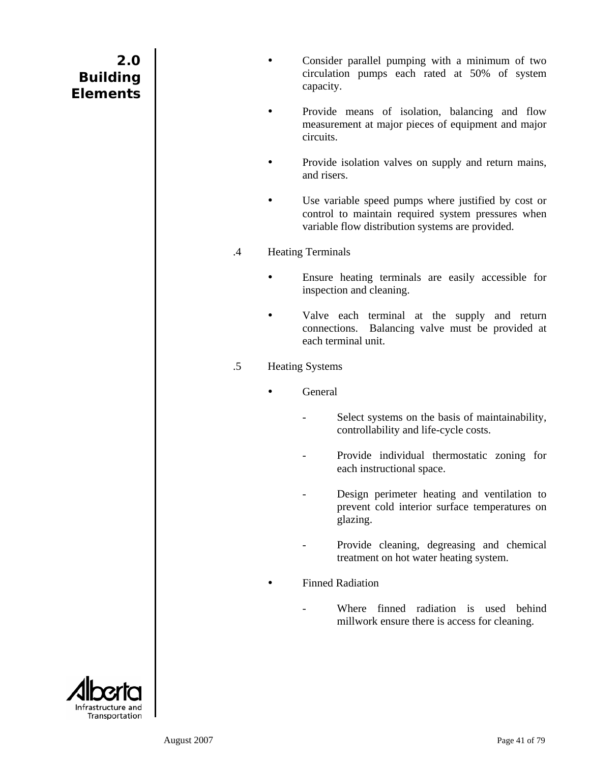- Consider parallel pumping with a minimum of two circulation pumps each rated at 50% of system capacity.

- Provide means of isolation, balancing and flow measurement at major pieces of equipment and major circuits.

- Provide isolation valves on supply and return mains, and risers.

- Use variable speed pumps where justified by cost or control to maintain required system pressures when variable flow distribution systems are provided.

.4 Heating Terminals

- Ensure heating terminals are easily accessible for inspection and cleaning.

- Valve each terminal at the supply and return connections. Balancing valve must be provided at each terminal unit.

.5 Heating Systems

- General

  - Select systems on the basis of maintainability, controllability and life-cycle costs.

  - Provide individual thermostatic zoning for each instructional space.

  - Design perimeter heating and ventilation to prevent cold interior surface temperatures on glazing.

  - Provide cleaning, degreasing and chemical treatment on hot water heating system.

- Finned Radiation

  - Where finned radiation is used behind millwork ensure there is access for cleaning.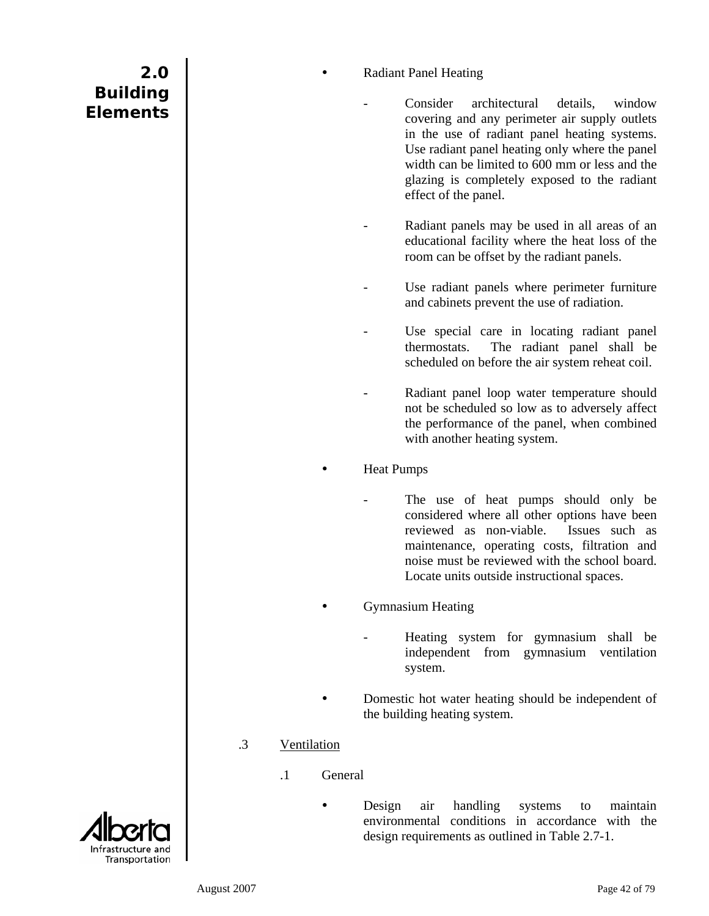- Radiant Panel Heating

  - Consider architectural details, window covering and any perimeter air supply outlets in the use of radiant panel heating systems. Use radiant panel heating only where the panel width can be limited to 600 mm or less and the glazing is completely exposed to the radiant effect of the panel.

  - Radiant panels may be used in all areas of an educational facility where the heat loss of the room can be offset by the radiant panels.

  - Use radiant panels where perimeter furniture and cabinets prevent the use of radiation.

  - Use special care in locating radiant panel thermostats. The radiant panel shall be scheduled on before the air system reheat coil.

  - Radiant panel loop water temperature should not be scheduled so low as to adversely affect the performance of the panel, when combined with another heating system.

- Heat Pumps

  - The use of heat pumps should only be considered where all other options have been reviewed as non-viable. Issues such as maintenance, operating costs, filtration and noise must be reviewed with the school board. Locate units outside instructional spaces.

- Gymnasium Heating

  - Heating system for gymnasium shall be independent from gymnasium ventilation system.

- Domestic hot water heating should be independent of the building heating system.

.3 Ventilation

.1 General

- Design air handling systems to maintain environmental conditions in accordance with the design requirements as outlined in Table 2.7-1.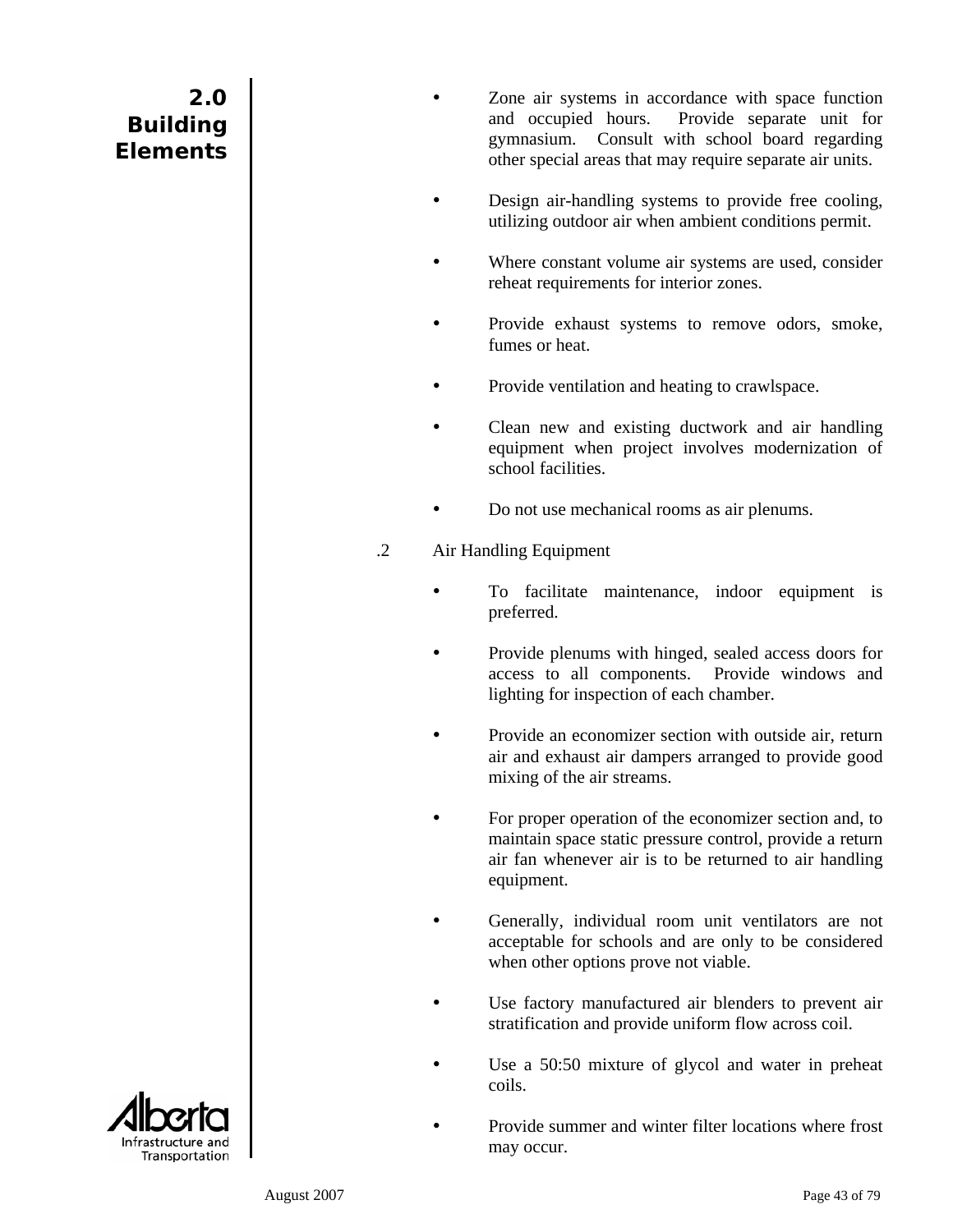- Zone air systems in accordance with space function and occupied hours. Provide separate unit for gymnasium. Consult with school board regarding other special areas that may require separate air units.

- Design air-handling systems to provide free cooling, utilizing outdoor air when ambient conditions permit.

- Where constant volume air systems are used, consider reheat requirements for interior zones.

- Provide exhaust systems to remove odors, smoke, fumes or heat.

- Provide ventilation and heating to crawlspace.

- Clean new and existing ductwork and air handling equipment when project involves modernization of school facilities.

- Do not use mechanical rooms as air plenums.

.2 Air Handling Equipment

- To facilitate maintenance, indoor equipment is preferred.

- Provide plenums with hinged, sealed access doors for access to all components. Provide windows and lighting for inspection of each chamber.

- Provide an economizer section with outside air, return air and exhaust air dampers arranged to provide good mixing of the air streams.

- For proper operation of the economizer section and, to maintain space static pressure control, provide a return air fan whenever air is to be returned to air handling equipment.

- Generally, individual room unit ventilators are not acceptable for schools and are only to be considered when other options prove not viable.

- Use factory manufactured air blenders to prevent air stratification and provide uniform flow across coil.

- Use a 50:50 mixture of glycol and water in preheat coils.

- Provide summer and winter filter locations where frost may occur.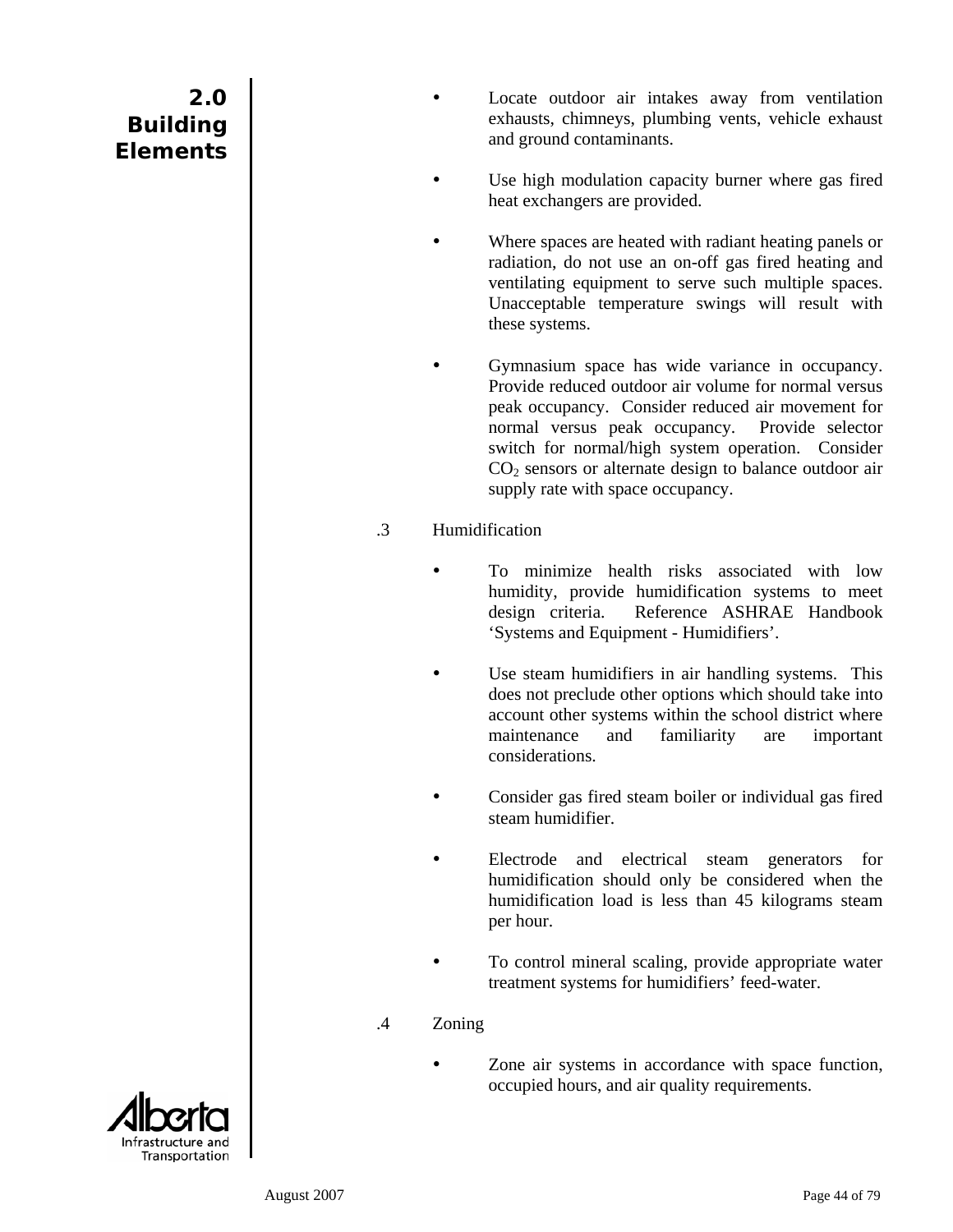- Locate outdoor air intakes away from ventilation exhausts, chimneys, plumbing vents, vehicle exhaust and ground contaminants.

- Use high modulation capacity burner where gas fired heat exchangers are provided.

- Where spaces are heated with radiant heating panels or radiation, do not use an on-off gas fired heating and ventilating equipment to serve such multiple spaces. Unacceptable temperature swings will result with these systems.

- Gymnasium space has wide variance in occupancy. Provide reduced outdoor air volume for normal versus peak occupancy. Consider reduced air movement for normal versus peak occupancy. Provide selector switch for normal/high system operation. Consider $CO_2$ sensors or alternate design to balance outdoor air supply rate with space occupancy.

.3 Humidification

- To minimize health risks associated with low humidity, provide humidification systems to meet design criteria. Reference ASHRAE Handbook 'Systems and Equipment - Humidifiers'.

- Use steam humidifiers in air handling systems. This does not preclude other options which should take into account other systems within the school district where maintenance and familiarity are important considerations.

- Consider gas fired steam boiler or individual gas fired steam humidifier.

- Electrode and electrical steam generators for humidification should only be considered when the humidification load is less than 45 kilograms steam per hour.

- To control mineral scaling, provide appropriate water treatment systems for humidifiers' feed-water.

.4 Zoning

- Zone air systems in accordance with space function, occupied hours, and air quality requirements.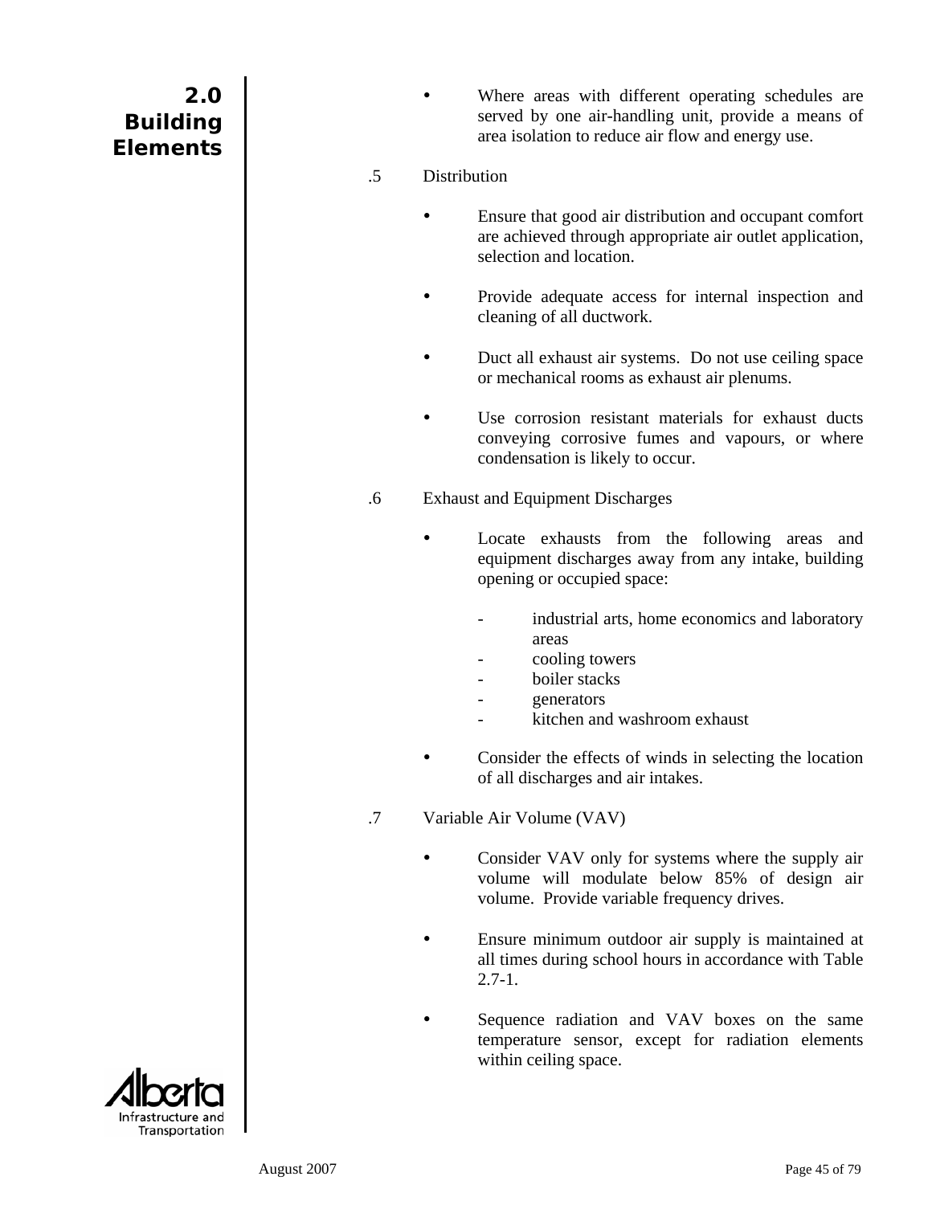- Where areas with different operating schedules are served by one air-handling unit, provide a means of area isolation to reduce air flow and energy use.

.5 Distribution

- Ensure that good air distribution and occupant comfort are achieved through appropriate air outlet application, selection and location.

- Provide adequate access for internal inspection and cleaning of all ductwork.

- Duct all exhaust air systems. Do not use ceiling space or mechanical rooms as exhaust air plenums.

- Use corrosion resistant materials for exhaust ducts conveying corrosive fumes and vapours, or where condensation is likely to occur.

.6 Exhaust and Equipment Discharges

- Locate exhausts from the following areas and equipment discharges away from any intake, building opening or occupied space:

  - industrial arts, home economics and laboratory areas
  - cooling towers
  - boiler stacks
  - generators
  - kitchen and washroom exhaust

- Consider the effects of winds in selecting the location of all discharges and air intakes.

.7 Variable Air Volume (VAV)

- Consider VAV only for systems where the supply air volume will modulate below 85% of design air volume. Provide variable frequency drives.

- Ensure minimum outdoor air supply is maintained at all times during school hours in accordance with Table 2.7-1.

- Sequence radiation and VAV boxes on the same temperature sensor, except for radiation elements within ceiling space.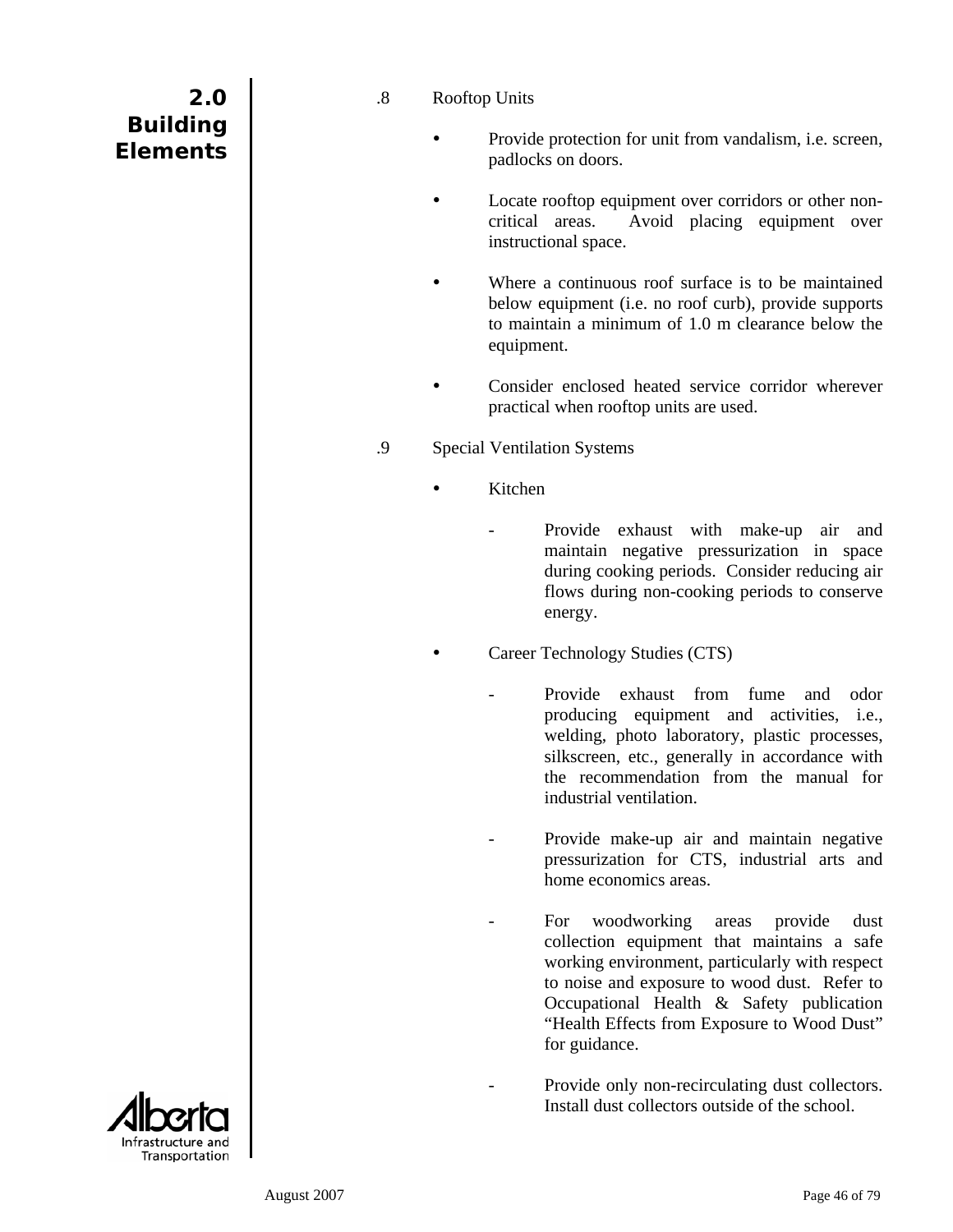.8 Rooftop Units

- Provide protection for unit from vandalism, i.e. screen, padlocks on doors.
- Locate rooftop equipment over corridors or other non-critical areas. Avoid placing equipment over instructional space.
- Where a continuous roof surface is to be maintained below equipment (i.e. no roof curb), provide supports to maintain a minimum of 1.0 m clearance below the equipment.
- Consider enclosed heated service corridor wherever practical when rooftop units are used.

.9 Special Ventilation Systems

- Kitchen
  - Provide exhaust with make-up air and maintain negative pressurization in space during cooking periods. Consider reducing air flows during non-cooking periods to conserve energy.
- Career Technology Studies (CTS)
  - Provide exhaust from fume and odor producing equipment and activities, i.e., welding, photo laboratory, plastic processes, silkscreen, etc., generally in accordance with the recommendation from the manual for industrial ventilation.
  - Provide make-up air and maintain negative pressurization for CTS, industrial arts and home economics areas.
  - For woodworking areas provide dust collection equipment that maintains a safe working environment, particularly with respect to noise and exposure to wood dust. Refer to Occupational Health & Safety publication "Health Effects from Exposure to Wood Dust" for guidance.
  - Provide only non-recirculating dust collectors. Install dust collectors outside of the school.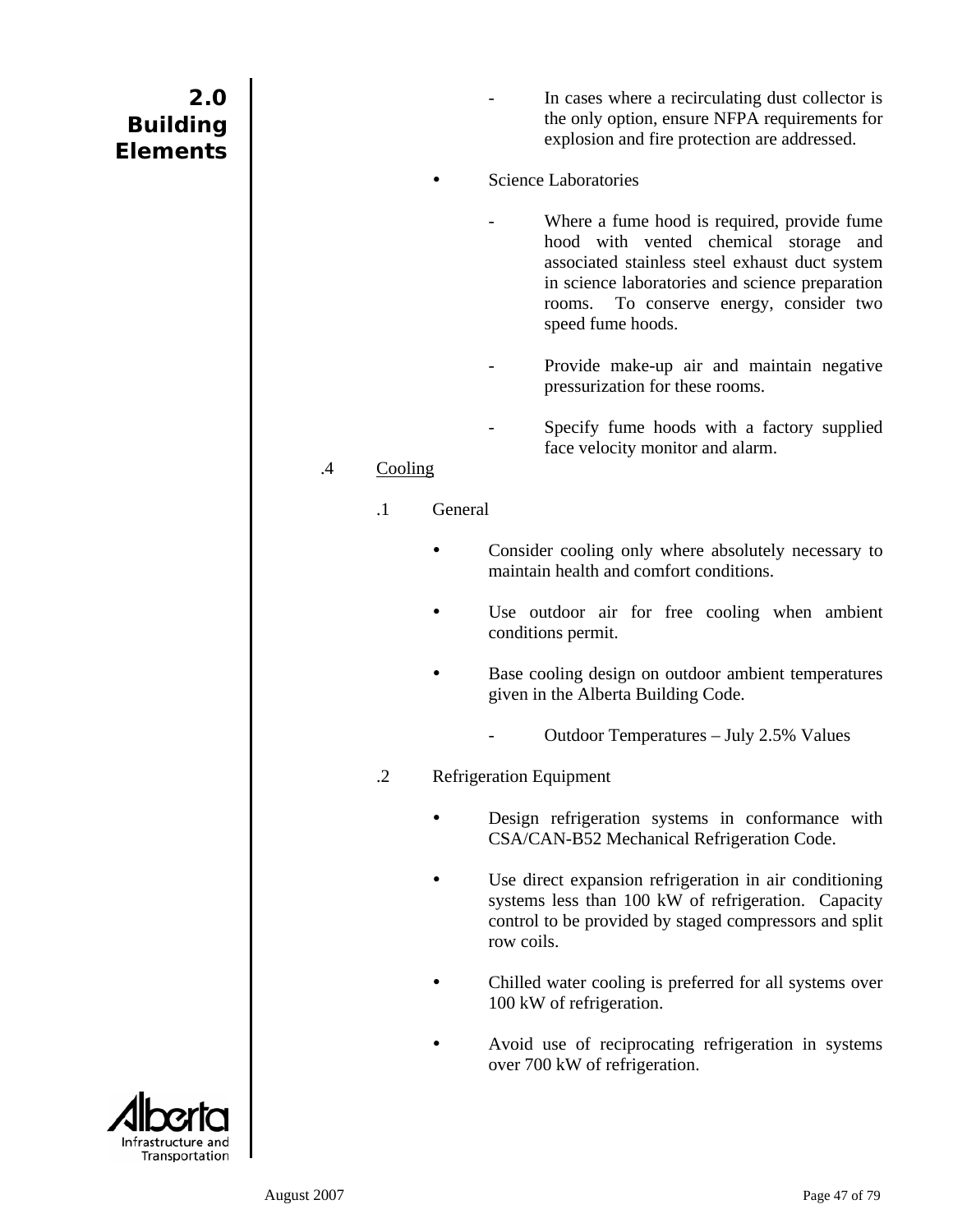- In cases where a recirculating dust collector is the only option, ensure NFPA requirements for explosion and fire protection are addressed.

- Science Laboratories

  - Where a fume hood is required, provide fume hood with vented chemical storage and associated stainless steel exhaust duct system in science laboratories and science preparation rooms. To conserve energy, consider two speed fume hoods.

  - Provide make-up air and maintain negative pressurization for these rooms.

  - Specify fume hoods with a factory supplied face velocity monitor and alarm.

.4 Cooling

.1 General

- Consider cooling only where absolutely necessary to maintain health and comfort conditions.

- Use outdoor air for free cooling when ambient conditions permit.

- Base cooling design on outdoor ambient temperatures given in the Alberta Building Code.

  - Outdoor Temperatures – July 2.5% Values

.2 Refrigeration Equipment

- Design refrigeration systems in conformance with CSA/CAN-B52 Mechanical Refrigeration Code.

- Use direct expansion refrigeration in air conditioning systems less than 100 kW of refrigeration. Capacity control to be provided by staged compressors and split row coils.

- Chilled water cooling is preferred for all systems over 100 kW of refrigeration.

- Avoid use of reciprocating refrigeration in systems over 700 kW of refrigeration.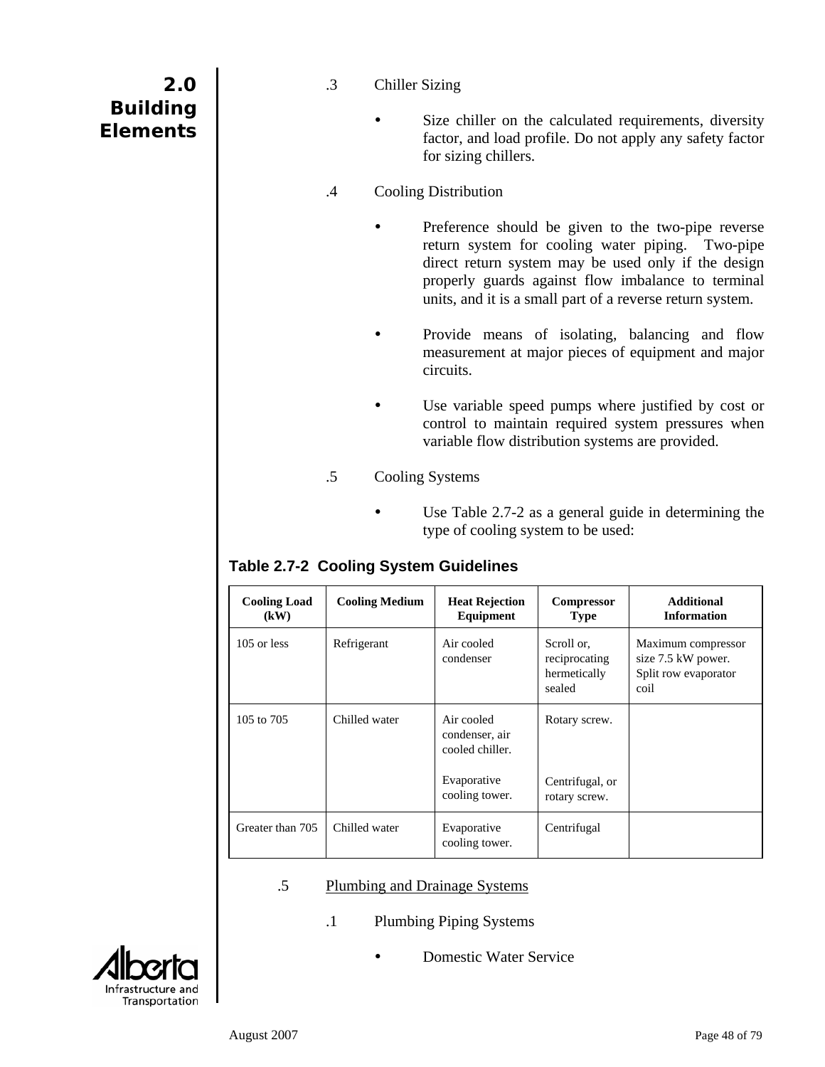.3 Chiller Sizing

- Size chiller on the calculated requirements, diversity factor, and load profile. Do not apply any safety factor for sizing chillers.

.4 Cooling Distribution

- Preference should be given to the two-pipe reverse return system for cooling water piping. Two-pipe direct return system may be used only if the design properly guards against flow imbalance to terminal units, and it is a small part of a reverse return system.

- Provide means of isolating, balancing and flow measurement at major pieces of equipment and major circuits.

- Use variable speed pumps where justified by cost or control to maintain required system pressures when variable flow distribution systems are provided.

.5 Cooling Systems

- Use Table 2.7-2 as a general guide in determining the type of cooling system to be used:

**Table 2.7-2 Cooling System Guidelines**

| Cooling Load (kW) | Cooling Medium | Heat Rejection Equipment | Compressor Type | Additional Information |
|---|---|---|---|---|
| 105 or less | Refrigerant | Air cooled condenser | Scroll or, reciprocating hermetically sealed | Maximum compressor size 7.5 kW power. Split row evaporator coil |
| 105 to 705 | Chilled water | Air cooled condenser, air cooled chiller. | Rotary screw. | |
| | | Evaporative cooling tower. | Centrifugal, or rotary screw. | |
| Greater than 705 | Chilled water | Evaporative cooling tower. | Centrifugal | |

.5 Plumbing and Drainage Systems

.1 Plumbing Piping Systems

- Domestic Water Service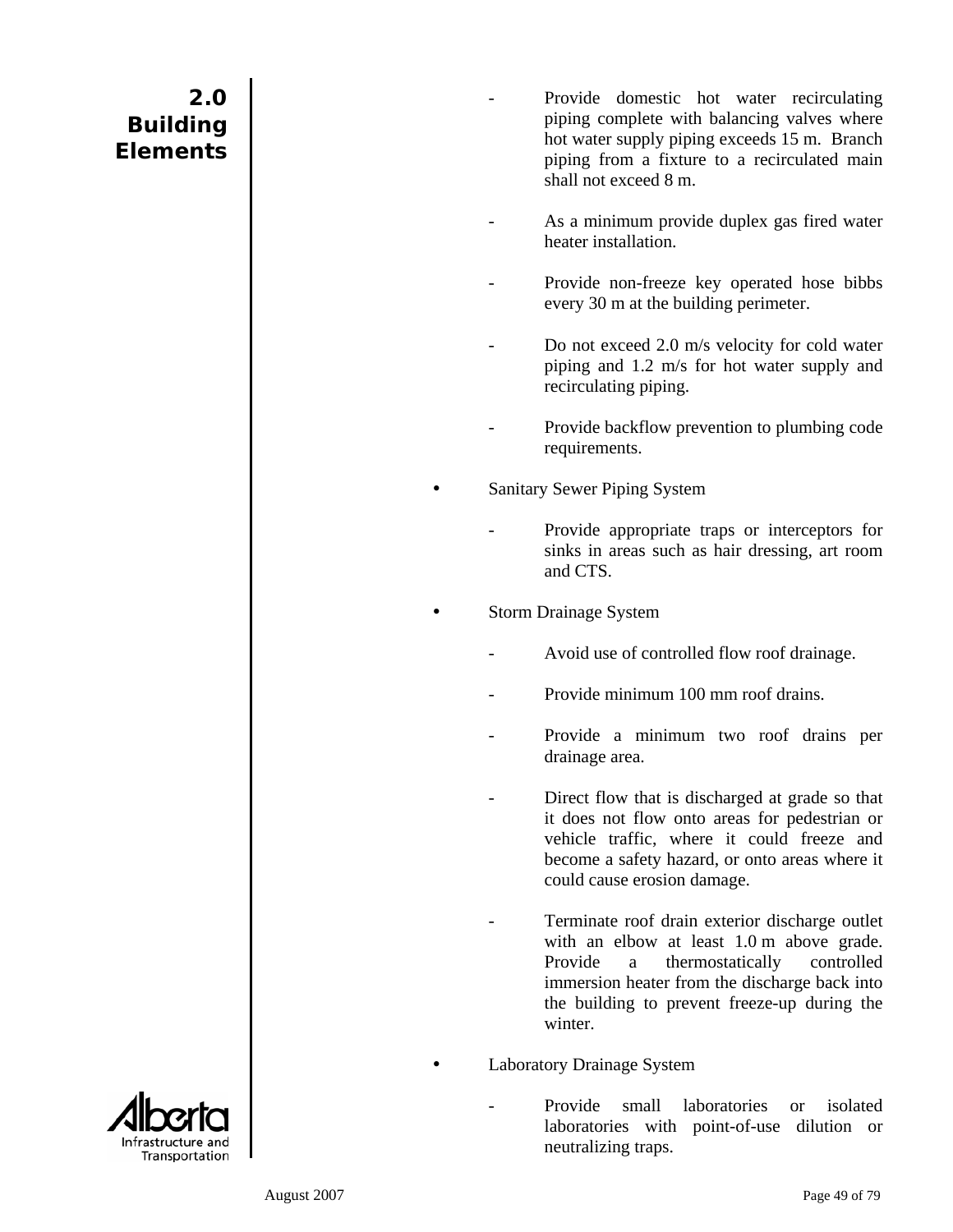- Provide domestic hot water recirculating piping complete with balancing valves where hot water supply piping exceeds 15 m. Branch piping from a fixture to a recirculated main shall not exceed 8 m.

- As a minimum provide duplex gas fired water heater installation.

- Provide non-freeze key operated hose bibbs every 30 m at the building perimeter.

- Do not exceed 2.0 m/s velocity for cold water piping and 1.2 m/s for hot water supply and recirculating piping.

- Provide backflow prevention to plumbing code requirements.

- Sanitary Sewer Piping System

  - Provide appropriate traps or interceptors for sinks in areas such as hair dressing, art room and CTS.

- Storm Drainage System

  - Avoid use of controlled flow roof drainage.

  - Provide minimum 100 mm roof drains.

  - Provide a minimum two roof drains per drainage area.

  - Direct flow that is discharged at grade so that it does not flow onto areas for pedestrian or vehicle traffic, where it could freeze and become a safety hazard, or onto areas where it could cause erosion damage.

  - Terminate roof drain exterior discharge outlet with an elbow at least 1.0 m above grade. Provide a thermostatically controlled immersion heater from the discharge back into the building to prevent freeze-up during the winter.

- Laboratory Drainage System

  - Provide small laboratories or isolated laboratories with point-of-use dilution or neutralizing traps.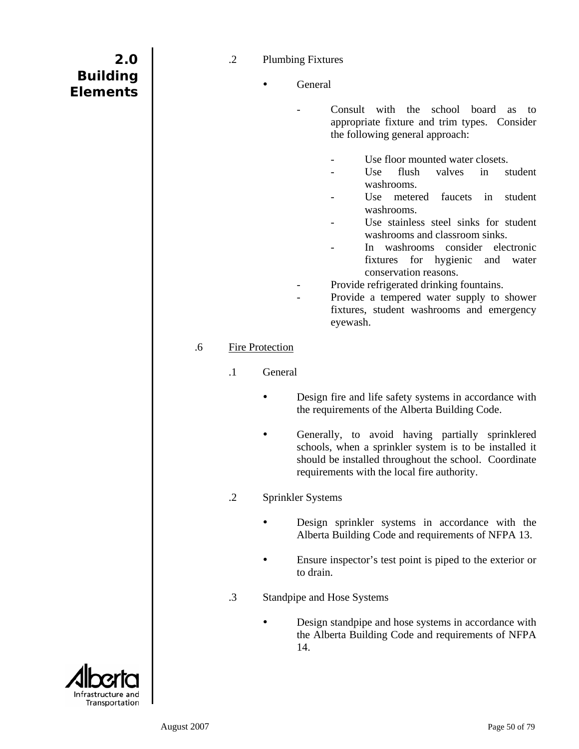.2 Plumbing Fixtures

- General

  - Consult with the school board as to appropriate fixture and trim types. Consider the following general approach:

    - Use floor mounted water closets.
    - Use flush valves in student washrooms.
    - Use metered faucets in student washrooms.
    - Use stainless steel sinks for student washrooms and classroom sinks.
    - In washrooms consider electronic fixtures for hygienic and water conservation reasons.
  - Provide refrigerated drinking fountains.
  - Provide a tempered water supply to shower fixtures, student washrooms and emergency eyewash.

.6 <u>Fire Protection</u>

.1 General

- Design fire and life safety systems in accordance with the requirements of the Alberta Building Code.

- Generally, to avoid having partially sprinklered schools, when a sprinkler system is to be installed it should be installed throughout the school. Coordinate requirements with the local fire authority.

.2 Sprinkler Systems

- Design sprinkler systems in accordance with the Alberta Building Code and requirements of NFPA 13.

- Ensure inspector's test point is piped to the exterior or to drain.

.3 Standpipe and Hose Systems

- Design standpipe and hose systems in accordance with the Alberta Building Code and requirements of NFPA 14.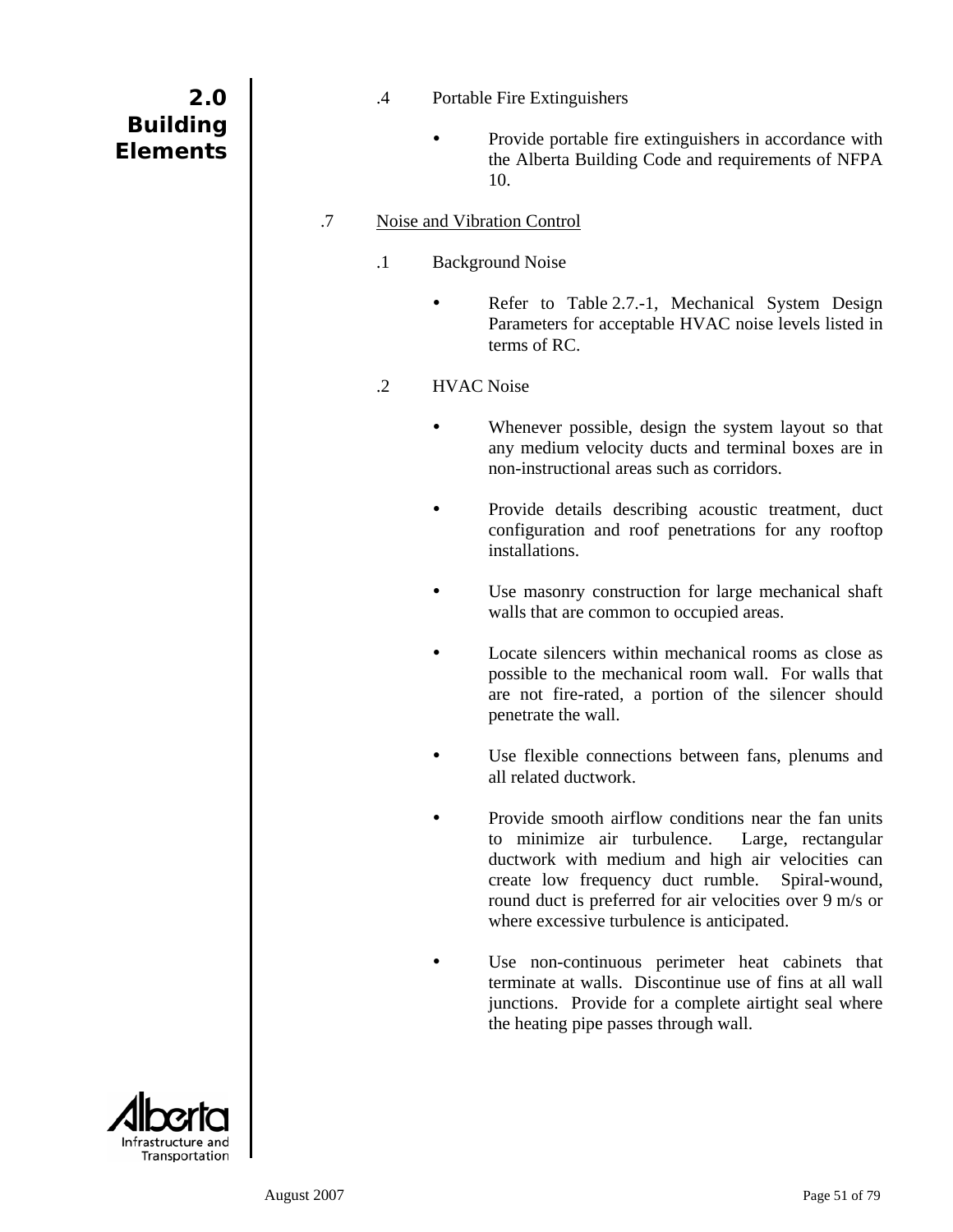.4 Portable Fire Extinguishers

- Provide portable fire extinguishers in accordance with the Alberta Building Code and requirements of NFPA 10.

.7 <u>Noise and Vibration Control</u>

.1 Background Noise

- Refer to Table 2.7.-1, Mechanical System Design Parameters for acceptable HVAC noise levels listed in terms of RC.

.2 HVAC Noise

- Whenever possible, design the system layout so that any medium velocity ducts and terminal boxes are in non-instructional areas such as corridors.

- Provide details describing acoustic treatment, duct configuration and roof penetrations for any rooftop installations.

- Use masonry construction for large mechanical shaft walls that are common to occupied areas.

- Locate silencers within mechanical rooms as close as possible to the mechanical room wall. For walls that are not fire-rated, a portion of the silencer should penetrate the wall.

- Use flexible connections between fans, plenums and all related ductwork.

- Provide smooth airflow conditions near the fan units to minimize air turbulence. Large, rectangular ductwork with medium and high air velocities can create low frequency duct rumble. Spiral-wound, round duct is preferred for air velocities over 9 m/s or where excessive turbulence is anticipated.

- Use non-continuous perimeter heat cabinets that terminate at walls. Discontinue use of fins at all wall junctions. Provide for a complete airtight seal where the heating pipe passes through wall.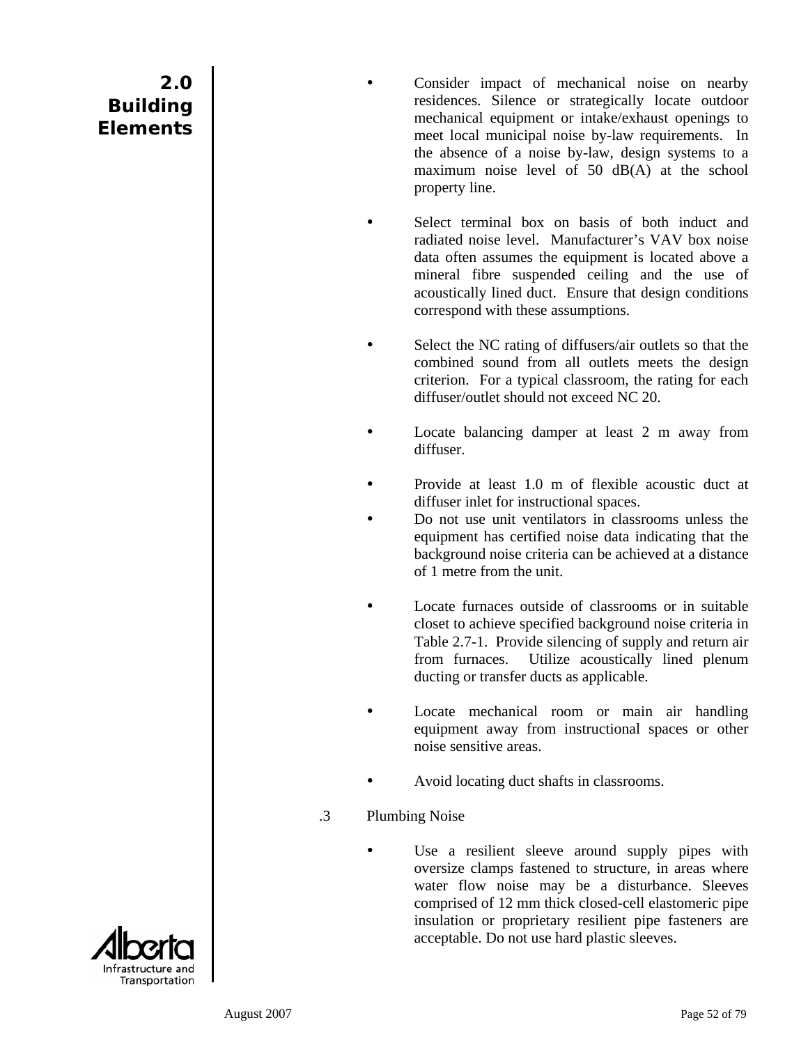- Consider impact of mechanical noise on nearby residences. Silence or strategically locate outdoor mechanical equipment or intake/exhaust openings to meet local municipal noise by-law requirements. In the absence of a noise by-law, design systems to a maximum noise level of 50 dB(A) at the school property line.

- Select terminal box on basis of both induct and radiated noise level. Manufacturer's VAV box noise data often assumes the equipment is located above a mineral fibre suspended ceiling and the use of acoustically lined duct. Ensure that design conditions correspond with these assumptions.

- Select the NC rating of diffusers/air outlets so that the combined sound from all outlets meets the design criterion. For a typical classroom, the rating for each diffuser/outlet should not exceed NC 20.

- Locate balancing damper at least 2 m away from diffuser.

- Provide at least 1.0 m of flexible acoustic duct at diffuser inlet for instructional spaces.
- Do not use unit ventilators in classrooms unless the equipment has certified noise data indicating that the background noise criteria can be achieved at a distance of 1 metre from the unit.

- Locate furnaces outside of classrooms or in suitable closet to achieve specified background noise criteria in Table 2.7-1. Provide silencing of supply and return air from furnaces. Utilize acoustically lined plenum ducting or transfer ducts as applicable.

- Locate mechanical room or main air handling equipment away from instructional spaces or other noise sensitive areas.

- Avoid locating duct shafts in classrooms.

.3 Plumbing Noise

- Use a resilient sleeve around supply pipes with oversize clamps fastened to structure, in areas where water flow noise may be a disturbance. Sleeves comprised of 12 mm thick closed-cell elastomeric pipe insulation or proprietary resilient pipe fasteners are acceptable. Do not use hard plastic sleeves.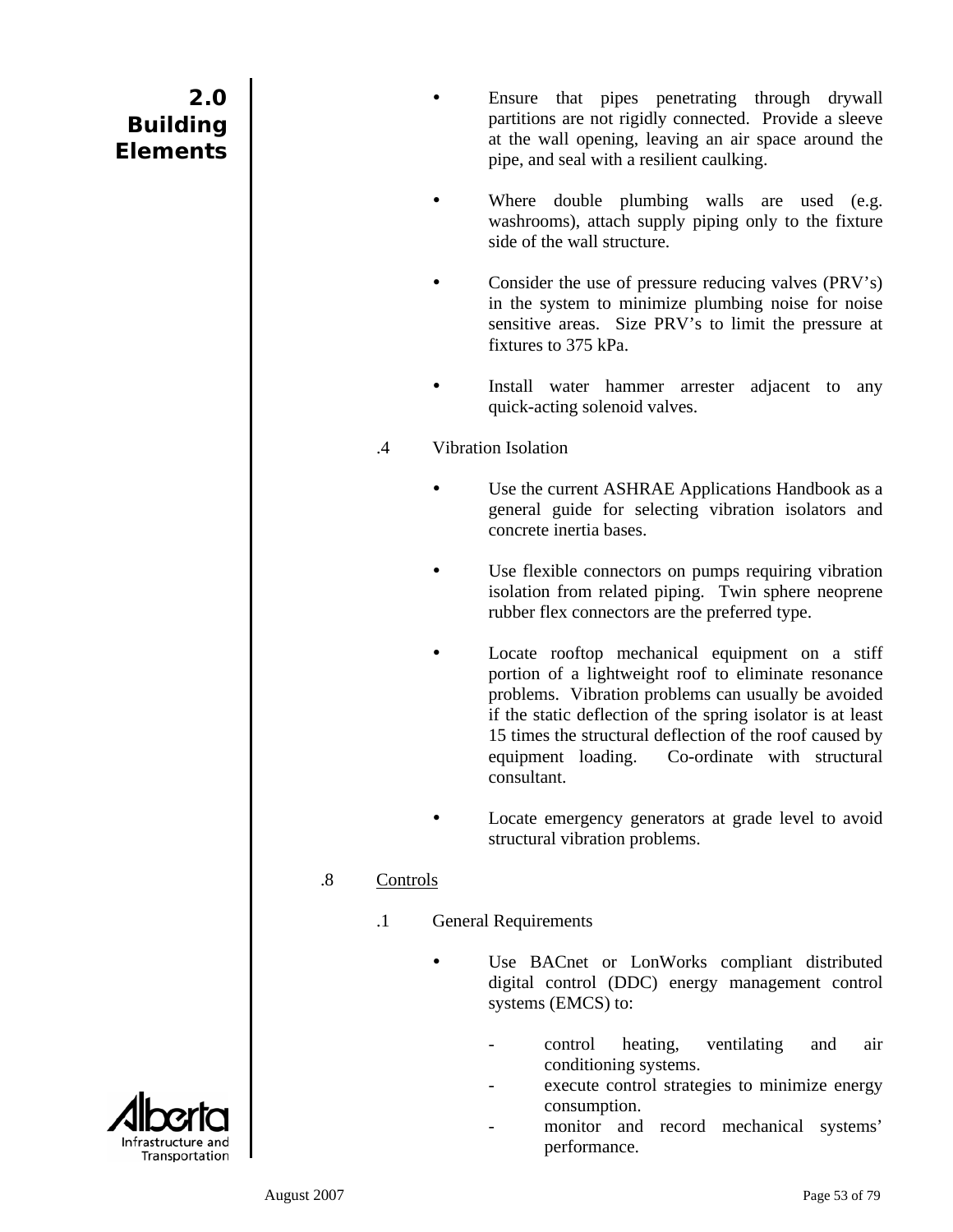- Ensure that pipes penetrating through drywall partitions are not rigidly connected. Provide a sleeve at the wall opening, leaving an air space around the pipe, and seal with a resilient caulking.

- Where double plumbing walls are used (e.g. washrooms), attach supply piping only to the fixture side of the wall structure.

- Consider the use of pressure reducing valves (PRV's) in the system to minimize plumbing noise for noise sensitive areas. Size PRV's to limit the pressure at fixtures to 375 kPa.

- Install water hammer arrester adjacent to any quick-acting solenoid valves.

.4 Vibration Isolation

- Use the current ASHRAE Applications Handbook as a general guide for selecting vibration isolators and concrete inertia bases.

- Use flexible connectors on pumps requiring vibration isolation from related piping. Twin sphere neoprene rubber flex connectors are the preferred type.

- Locate rooftop mechanical equipment on a stiff portion of a lightweight roof to eliminate resonance problems. Vibration problems can usually be avoided if the static deflection of the spring isolator is at least 15 times the structural deflection of the roof caused by equipment loading. Co-ordinate with structural consultant.

- Locate emergency generators at grade level to avoid structural vibration problems.

.8 <u>Controls</u>

.1 General Requirements

- Use BACnet or LonWorks compliant distributed digital control (DDC) energy management control systems (EMCS) to:

  - control heating, ventilating and air conditioning systems.
  - execute control strategies to minimize energy consumption.
  - monitor and record mechanical systems' performance.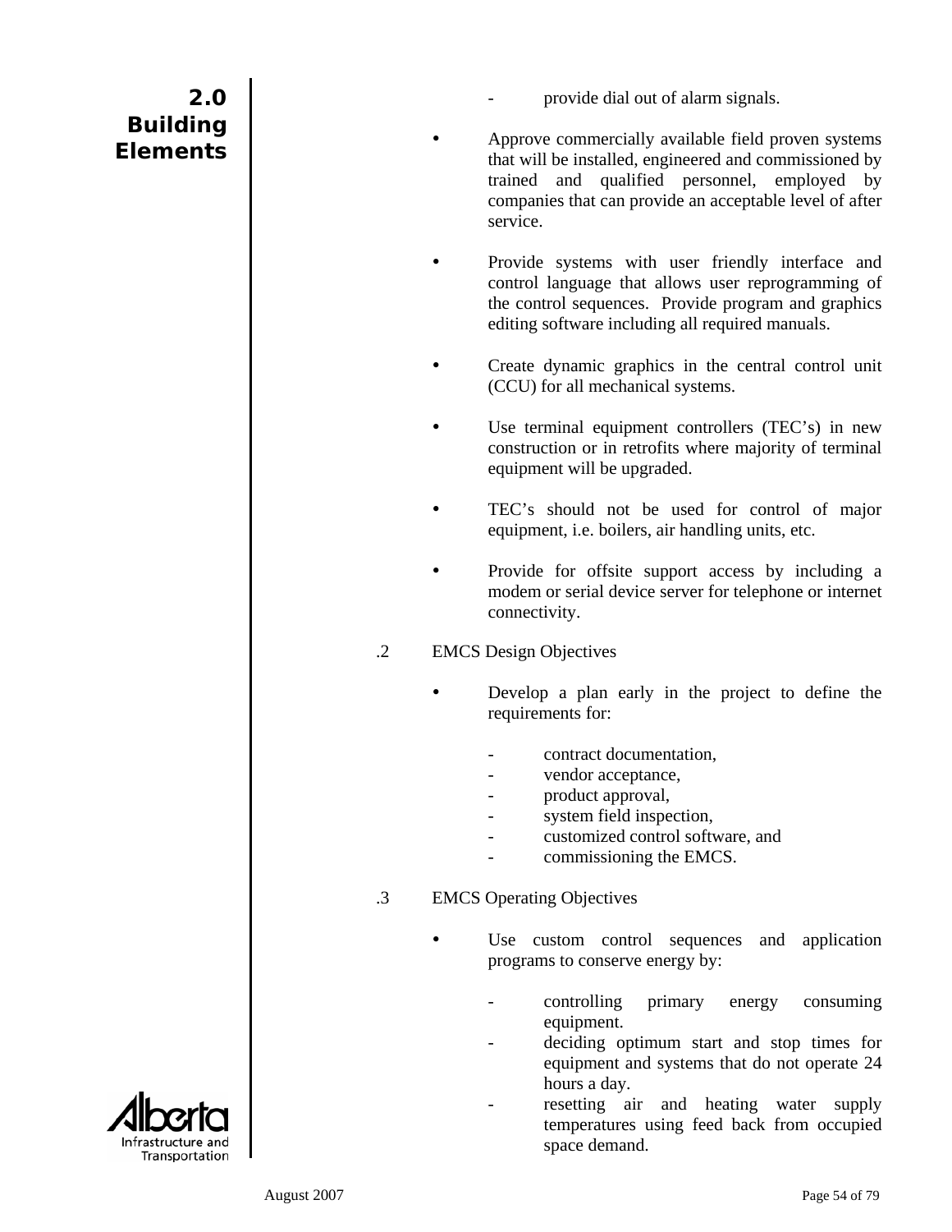- provide dial out of alarm signals.

- Approve commercially available field proven systems that will be installed, engineered and commissioned by trained and qualified personnel, employed by companies that can provide an acceptable level of after service.

- Provide systems with user friendly interface and control language that allows user reprogramming of the control sequences. Provide program and graphics editing software including all required manuals.

- Create dynamic graphics in the central control unit (CCU) for all mechanical systems.

- Use terminal equipment controllers (TEC's) in new construction or in retrofits where majority of terminal equipment will be upgraded.

- TEC's should not be used for control of major equipment, i.e. boilers, air handling units, etc.

- Provide for offsite support access by including a modem or serial device server for telephone or internet connectivity.

.2 EMCS Design Objectives

- Develop a plan early in the project to define the requirements for:

  - contract documentation,
  - vendor acceptance,
  - product approval,
  - system field inspection,
  - customized control software, and
  - commissioning the EMCS.

.3 EMCS Operating Objectives

- Use custom control sequences and application programs to conserve energy by:

  - controlling primary energy consuming equipment.
  - deciding optimum start and stop times for equipment and systems that do not operate 24 hours a day.
  - resetting air and heating water supply temperatures using feed back from occupied space demand.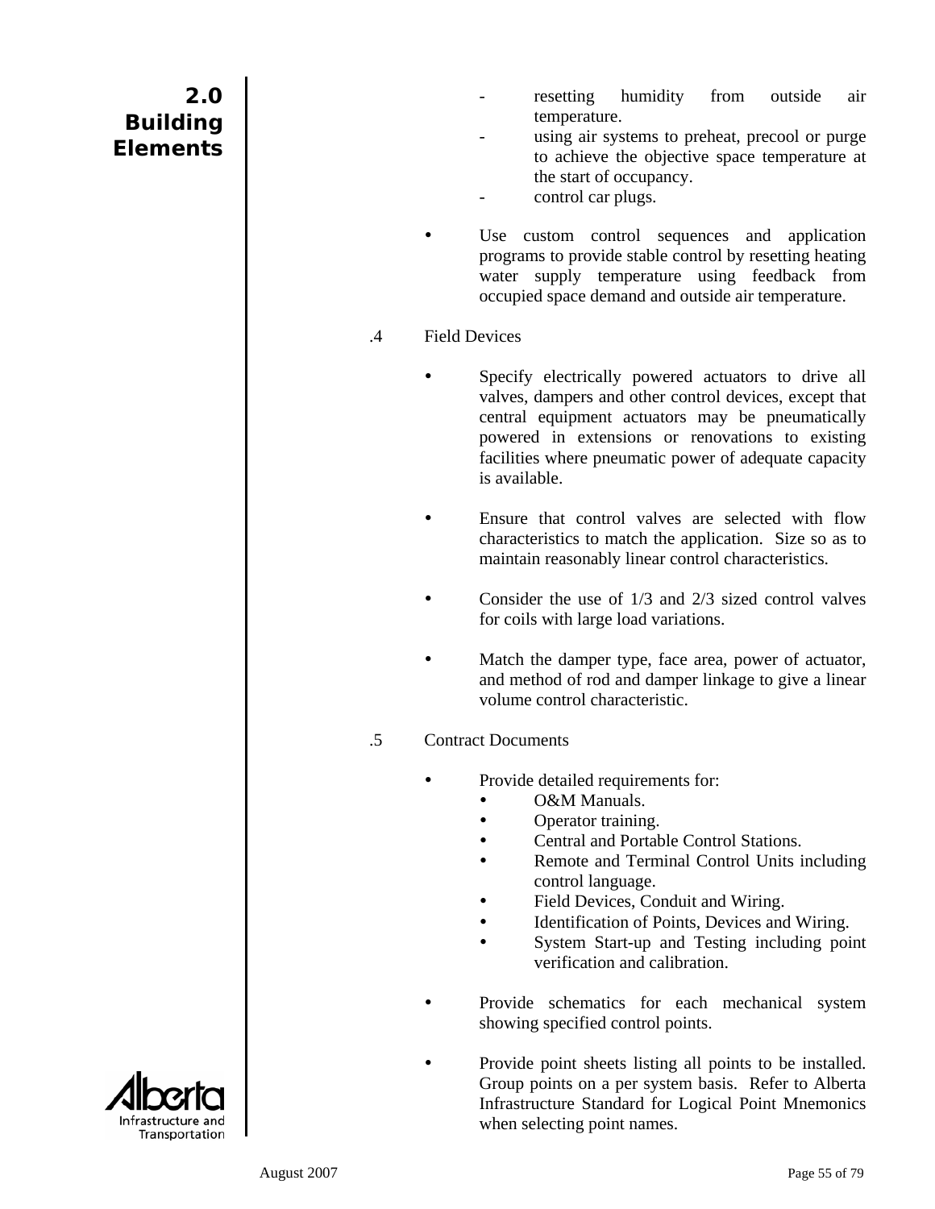- resetting humidity from outside air temperature.
- using air systems to preheat, precool or purge to achieve the objective space temperature at the start of occupancy.
- control car plugs.

- Use custom control sequences and application programs to provide stable control by resetting heating water supply temperature using feedback from occupied space demand and outside air temperature.

.4 Field Devices

- Specify electrically powered actuators to drive all valves, dampers and other control devices, except that central equipment actuators may be pneumatically powered in extensions or renovations to existing facilities where pneumatic power of adequate capacity is available.

- Ensure that control valves are selected with flow characteristics to match the application. Size so as to maintain reasonably linear control characteristics.

- Consider the use of 1/3 and 2/3 sized control valves for coils with large load variations.

- Match the damper type, face area, power of actuator, and method of rod and damper linkage to give a linear volume control characteristic.

.5 Contract Documents

- Provide detailed requirements for:
  - O&M Manuals.
  - Operator training.
  - Central and Portable Control Stations.
  - Remote and Terminal Control Units including control language.
  - Field Devices, Conduit and Wiring.
  - Identification of Points, Devices and Wiring.
  - System Start-up and Testing including point verification and calibration.

- Provide schematics for each mechanical system showing specified control points.

- Provide point sheets listing all points to be installed. Group points on a per system basis. Refer to Alberta Infrastructure Standard for Logical Point Mnemonics when selecting point names.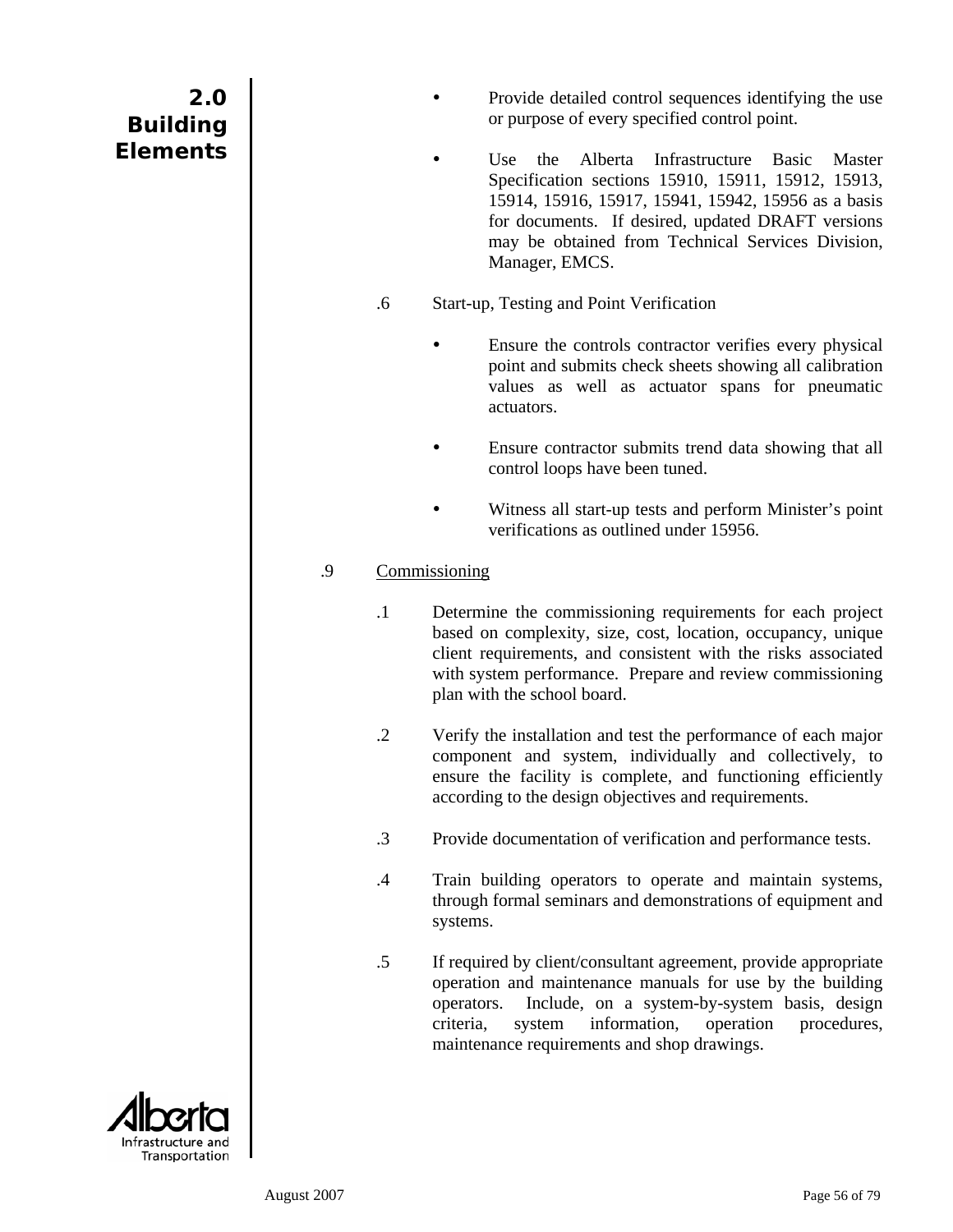- Provide detailed control sequences identifying the use or purpose of every specified control point.

- Use the Alberta Infrastructure Basic Master Specification sections 15910, 15911, 15912, 15913, 15914, 15916, 15917, 15941, 15942, 15956 as a basis for documents. If desired, updated DRAFT versions may be obtained from Technical Services Division, Manager, EMCS.

.6 Start-up, Testing and Point Verification

- Ensure the controls contractor verifies every physical point and submits check sheets showing all calibration values as well as actuator spans for pneumatic actuators.

- Ensure contractor submits trend data showing that all control loops have been tuned.

- Witness all start-up tests and perform Minister's point verifications as outlined under 15956.

.9 Commissioning

.1 Determine the commissioning requirements for each project based on complexity, size, cost, location, occupancy, unique client requirements, and consistent with the risks associated with system performance. Prepare and review commissioning plan with the school board.

.2 Verify the installation and test the performance of each major component and system, individually and collectively, to ensure the facility is complete, and functioning efficiently according to the design objectives and requirements.

.3 Provide documentation of verification and performance tests.

.4 Train building operators to operate and maintain systems, through formal seminars and demonstrations of equipment and systems.

.5 If required by client/consultant agreement, provide appropriate operation and maintenance manuals for use by the building operators. Include, on a system-by-system basis, design criteria, system information, operation procedures, maintenance requirements and shop drawings.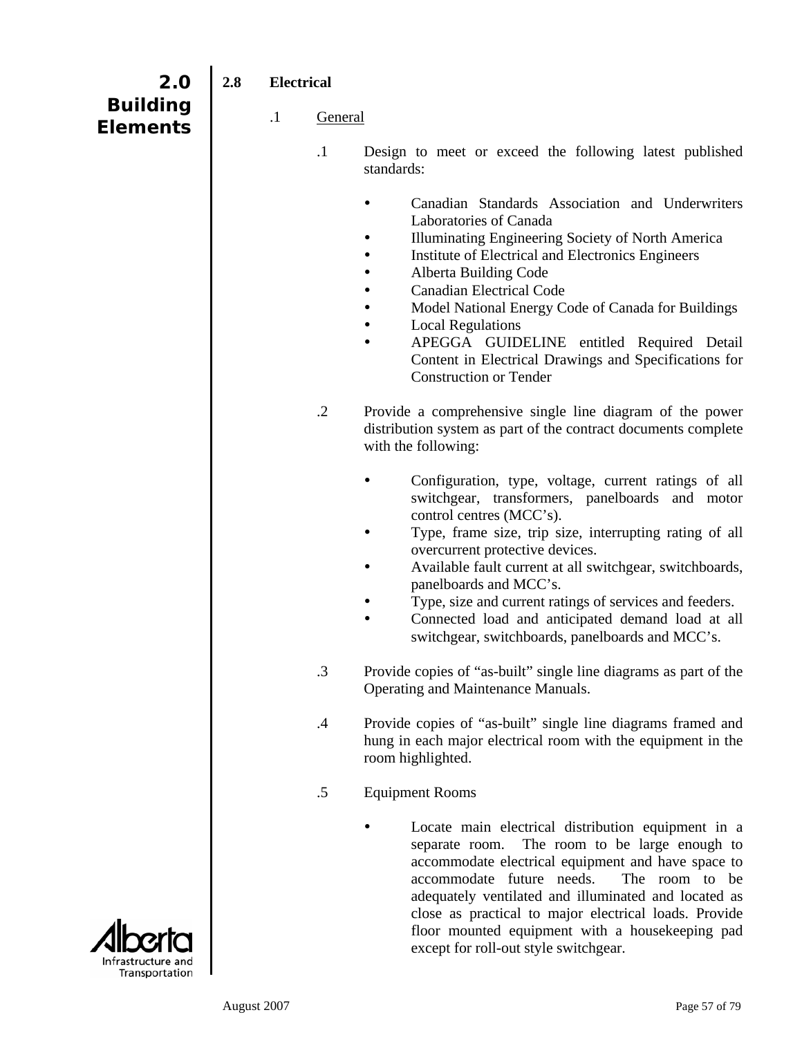## 2.8 Electrical

### .1 General

.1 Design to meet or exceed the following latest published standards:

- Canadian Standards Association and Underwriters Laboratories of Canada
- Illuminating Engineering Society of North America
- Institute of Electrical and Electronics Engineers
- Alberta Building Code
- Canadian Electrical Code
- Model National Energy Code of Canada for Buildings
- Local Regulations
- APEGGA GUIDELINE entitled Required Detail Content in Electrical Drawings and Specifications for Construction or Tender

.2 Provide a comprehensive single line diagram of the power distribution system as part of the contract documents complete with the following:

- Configuration, type, voltage, current ratings of all switchgear, transformers, panelboards and motor control centres (MCC's).
- Type, frame size, trip size, interrupting rating of all overcurrent protective devices.
- Available fault current at all switchgear, switchboards, panelboards and MCC's.
- Type, size and current ratings of services and feeders.
- Connected load and anticipated demand load at all switchgear, switchboards, panelboards and MCC's.

.3 Provide copies of "as-built" single line diagrams as part of the Operating and Maintenance Manuals.

.4 Provide copies of "as-built" single line diagrams framed and hung in each major electrical room with the equipment in the room highlighted.

.5 Equipment Rooms

- Locate main electrical distribution equipment in a separate room. The room to be large enough to accommodate electrical equipment and have space to accommodate future needs. The room to be adequately ventilated and illuminated and located as close as practical to major electrical loads. Provide floor mounted equipment with a housekeeping pad except for roll-out style switchgear.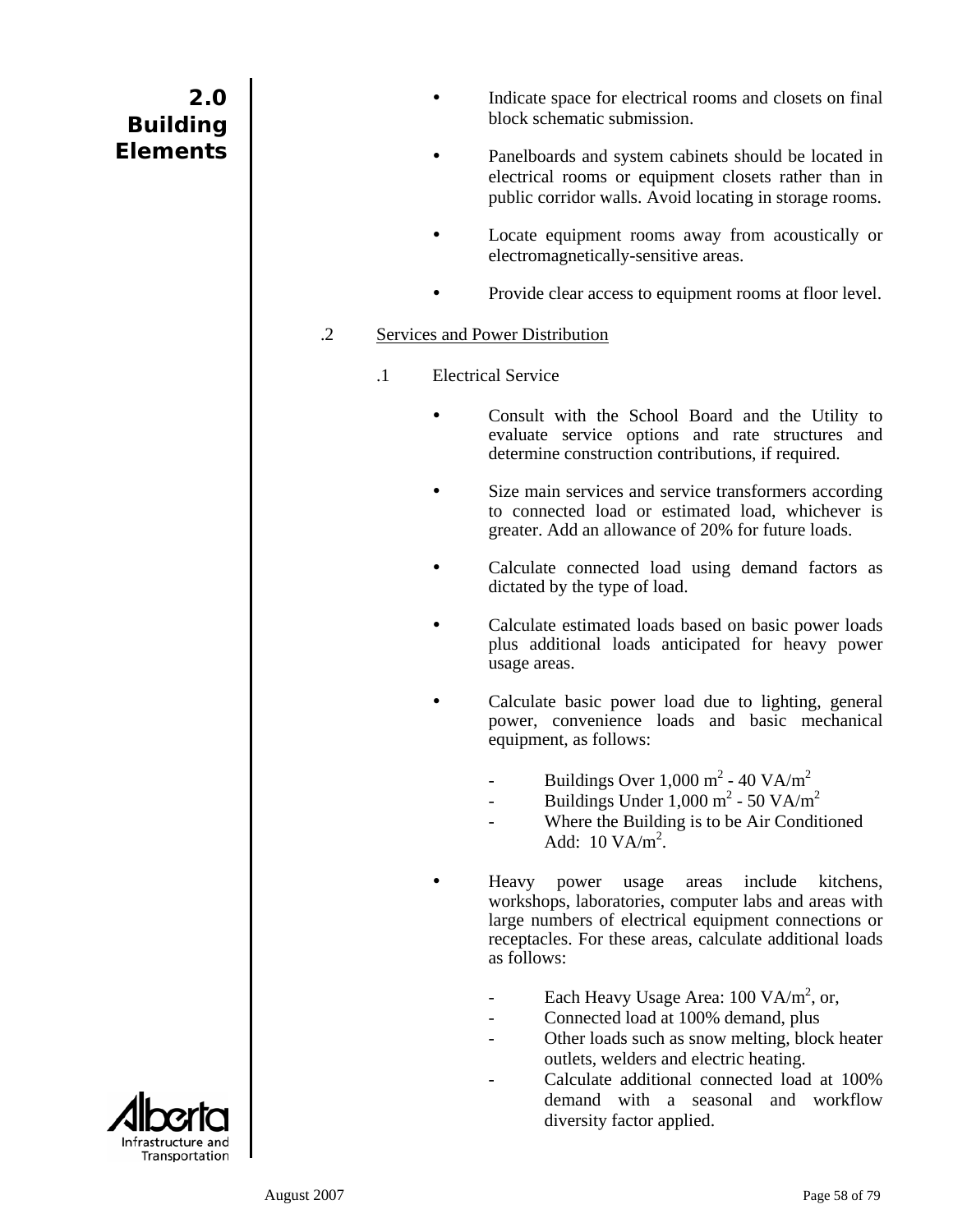- Indicate space for electrical rooms and closets on final block schematic submission.
- Panelboards and system cabinets should be located in electrical rooms or equipment closets rather than in public corridor walls. Avoid locating in storage rooms.
- Locate equipment rooms away from acoustically or electromagnetically-sensitive areas.
- Provide clear access to equipment rooms at floor level.

.2 Services and Power Distribution

.1 Electrical Service

- Consult with the School Board and the Utility to evaluate service options and rate structures and determine construction contributions, if required.
- Size main services and service transformers according to connected load or estimated load, whichever is greater. Add an allowance of 20% for future loads.
- Calculate connected load using demand factors as dictated by the type of load.
- Calculate estimated loads based on basic power loads plus additional loads anticipated for heavy power usage areas.
- Calculate basic power load due to lighting, general power, convenience loads and basic mechanical equipment, as follows:
  - Buildings Over 1,000 $m^2$ - 40 $VA/m^2$
  - Buildings Under 1,000 $m^2$ - 50 $VA/m^2$
  - Where the Building is to be Air Conditioned Add: 10 $VA/m^2$.
- Heavy power usage areas include kitchens, workshops, laboratories, computer labs and areas with large numbers of electrical equipment connections or receptacles. For these areas, calculate additional loads as follows:
  - Each Heavy Usage Area: 100 $VA/m^2$, or,
  - Connected load at 100% demand, plus
  - Other loads such as snow melting, block heater outlets, welders and electric heating.
  - Calculate additional connected load at 100% demand with a seasonal and workflow diversity factor applied.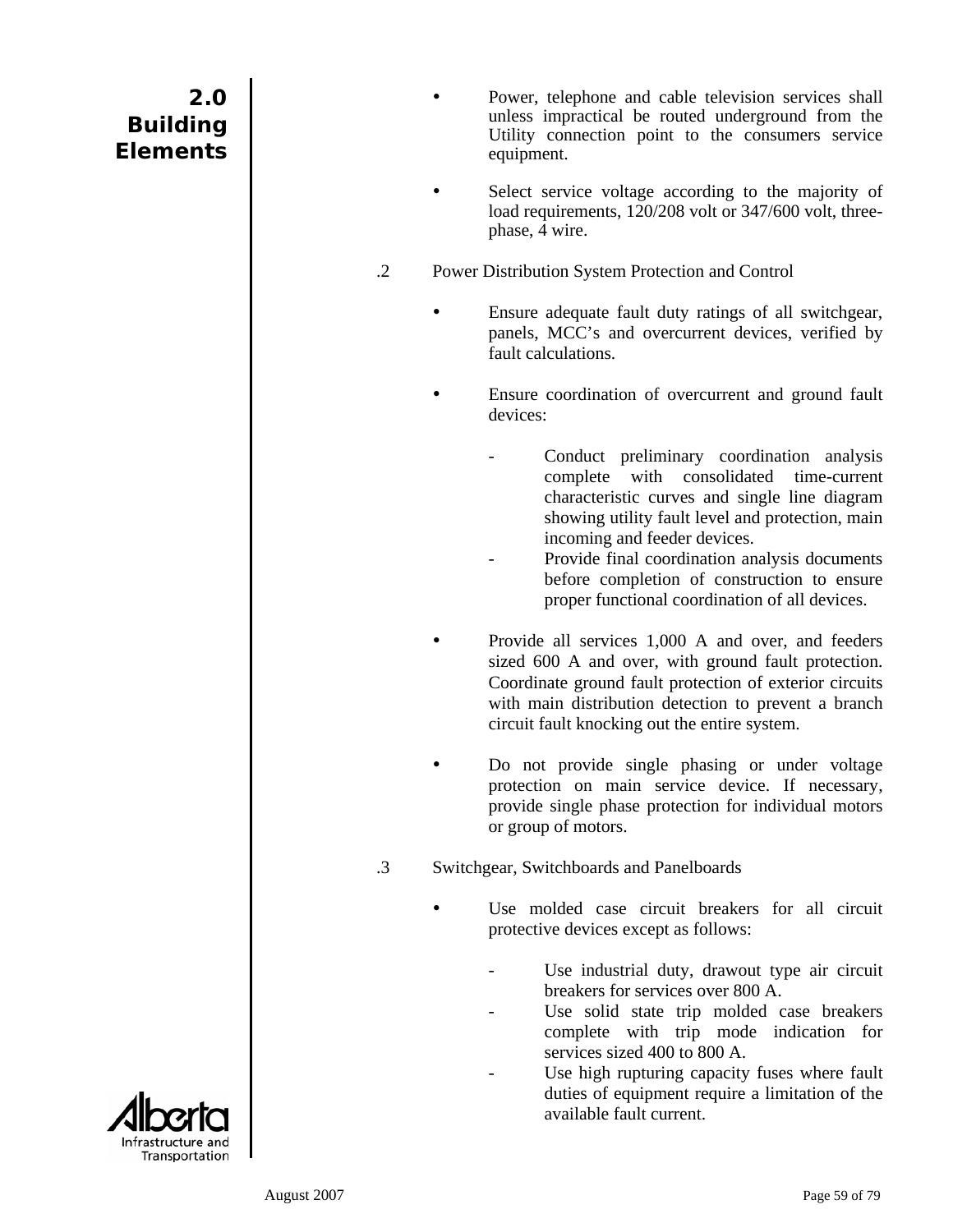- Power, telephone and cable television services shall unless impractical be routed underground from the Utility connection point to the consumers service equipment.
- Select service voltage according to the majority of load requirements, 120/208 volt or 347/600 volt, three-phase, 4 wire.

.2 Power Distribution System Protection and Control

- Ensure adequate fault duty ratings of all switchgear, panels, MCC's and overcurrent devices, verified by fault calculations.
- Ensure coordination of overcurrent and ground fault devices:
  - Conduct preliminary coordination analysis complete with consolidated time-current characteristic curves and single line diagram showing utility fault level and protection, main incoming and feeder devices.
  - Provide final coordination analysis documents before completion of construction to ensure proper functional coordination of all devices.
- Provide all services 1,000 A and over, and feeders sized 600 A and over, with ground fault protection. Coordinate ground fault protection of exterior circuits with main distribution detection to prevent a branch circuit fault knocking out the entire system.
- Do not provide single phasing or under voltage protection on main service device. If necessary, provide single phase protection for individual motors or group of motors.

.3 Switchgear, Switchboards and Panelboards

- Use molded case circuit breakers for all circuit protective devices except as follows:
  - Use industrial duty, drawout type air circuit breakers for services over 800 A.
  - Use solid state trip molded case breakers complete with trip mode indication for services sized 400 to 800 A.
  - Use high rupturing capacity fuses where fault duties of equipment require a limitation of the available fault current.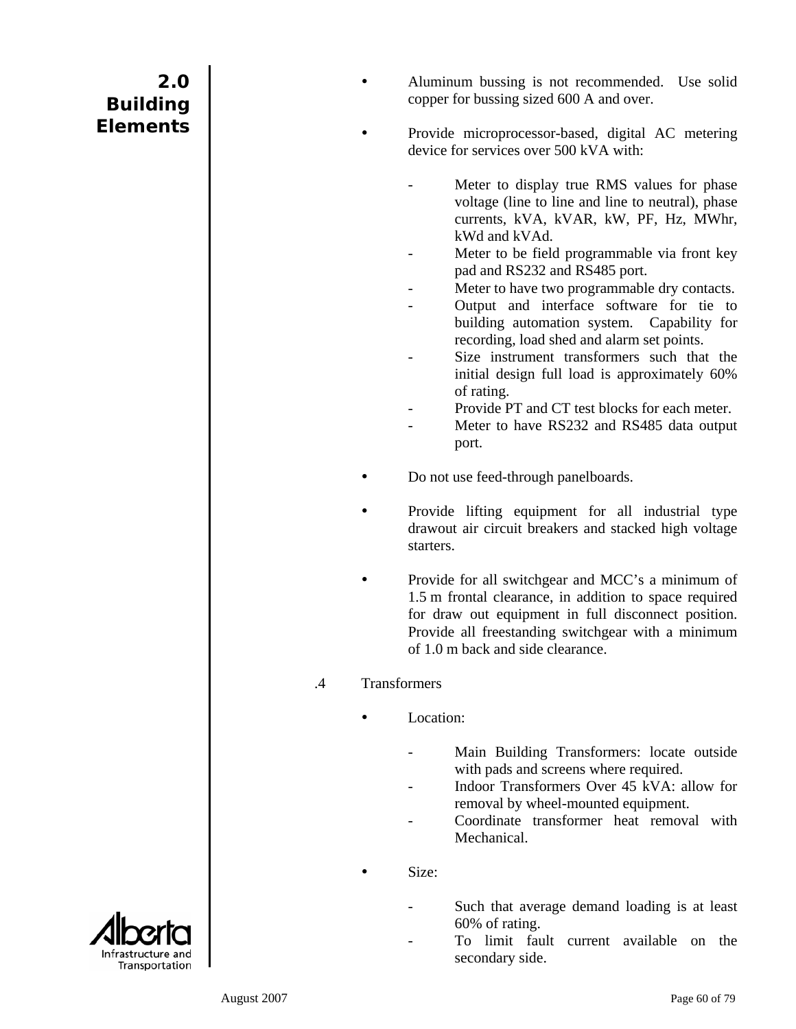- Aluminum bussing is not recommended. Use solid copper for bussing sized 600 A and over.

- Provide microprocessor-based, digital AC metering device for services over 500 kVA with:

  - Meter to display true RMS values for phase voltage (line to line and line to neutral), phase currents, kVA, kVAR, kW, PF, Hz, MWhr, kWd and kVAd.
  - Meter to be field programmable via front key pad and RS232 and RS485 port.
  - Meter to have two programmable dry contacts.
  - Output and interface software for tie to building automation system. Capability for recording, load shed and alarm set points.
  - Size instrument transformers such that the initial design full load is approximately 60% of rating.
  - Provide PT and CT test blocks for each meter.
  - Meter to have RS232 and RS485 data output port.

- Do not use feed-through panelboards.

- Provide lifting equipment for all industrial type drawout air circuit breakers and stacked high voltage starters.

- Provide for all switchgear and MCC's a minimum of 1.5 m frontal clearance, in addition to space required for draw out equipment in full disconnect position. Provide all freestanding switchgear with a minimum of 1.0 m back and side clearance.

.4 Transformers

- Location:

  - Main Building Transformers: locate outside with pads and screens where required.
  - Indoor Transformers Over 45 kVA: allow for removal by wheel-mounted equipment.
  - Coordinate transformer heat removal with Mechanical.

- Size:

  - Such that average demand loading is at least 60% of rating.
  - To limit fault current available on the secondary side.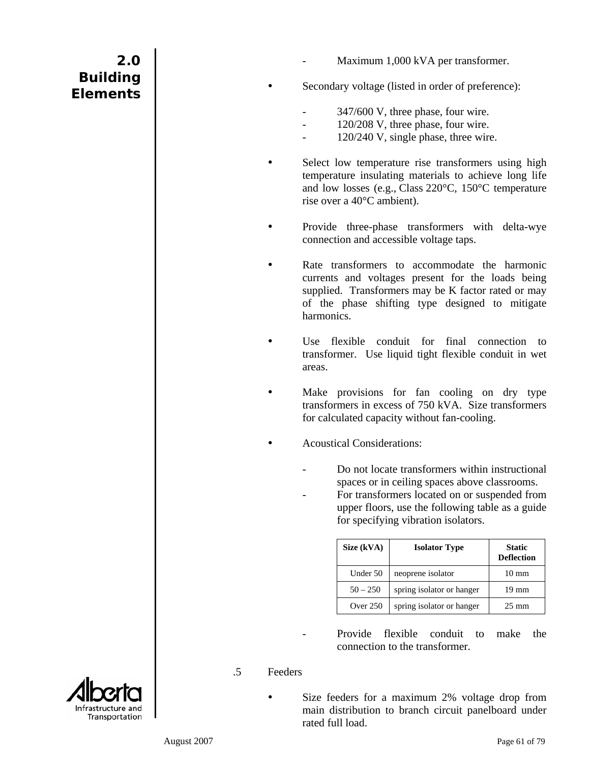- Maximum 1,000 kVA per transformer.

- Secondary voltage (listed in order of preference):

  - 347/600 V, three phase, four wire.
  - 120/208 V, three phase, four wire.
  - 120/240 V, single phase, three wire.

- Select low temperature rise transformers using high temperature insulating materials to achieve long life and low losses (e.g., Class 220°C, 150°C temperature rise over a 40°C ambient).

- Provide three-phase transformers with delta-wye connection and accessible voltage taps.

- Rate transformers to accommodate the harmonic currents and voltages present for the loads being supplied. Transformers may be K factor rated or may of the phase shifting type designed to mitigate harmonics.

- Use flexible conduit for final connection to transformer. Use liquid tight flexible conduit in wet areas.

- Make provisions for fan cooling on dry type transformers in excess of 750 kVA. Size transformers for calculated capacity without fan-cooling.

- Acoustical Considerations:

  - Do not locate transformers within instructional spaces or in ceiling spaces above classrooms.
  - For transformers located on or suspended from upper floors, use the following table as a guide for specifying vibration isolators.

| Size (kVA) | Isolator Type | Static Deflection |
|---|---|---|
| Under 50 | neoprene isolator | 10 mm |
| 50 – 250 | spring isolator or hanger | 19 mm |
| Over 250 | spring isolator or hanger | 25 mm |

  - Provide flexible conduit to make the connection to the transformer.

.5 Feeders

- Size feeders for a maximum 2% voltage drop from main distribution to branch circuit panelboard under rated full load.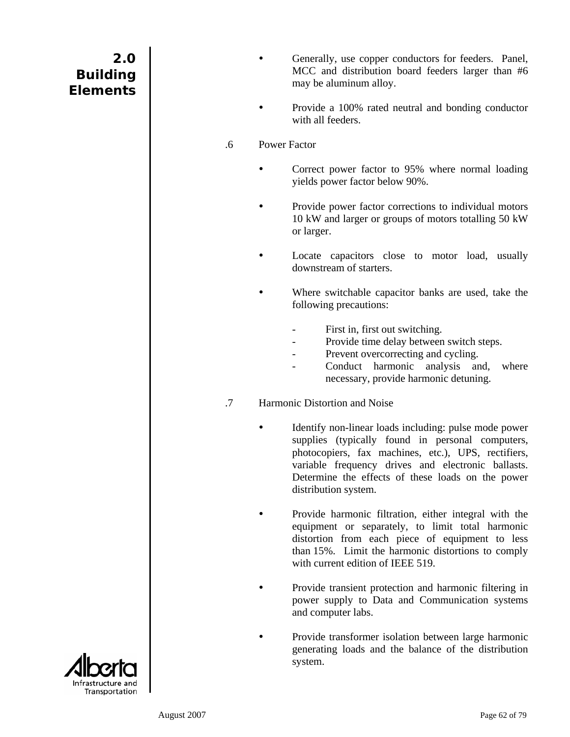- Generally, use copper conductors for feeders. Panel, MCC and distribution board feeders larger than #6 may be aluminum alloy.

- Provide a 100% rated neutral and bonding conductor with all feeders.

.6 Power Factor

- Correct power factor to 95% where normal loading yields power factor below 90%.

- Provide power factor corrections to individual motors 10 kW and larger or groups of motors totalling 50 kW or larger.

- Locate capacitors close to motor load, usually downstream of starters.

- Where switchable capacitor banks are used, take the following precautions:

  - First in, first out switching.
  - Provide time delay between switch steps.
  - Prevent overcorrecting and cycling.
  - Conduct harmonic analysis and, where necessary, provide harmonic detuning.

.7 Harmonic Distortion and Noise

- Identify non-linear loads including: pulse mode power supplies (typically found in personal computers, photocopiers, fax machines, etc.), UPS, rectifiers, variable frequency drives and electronic ballasts. Determine the effects of these loads on the power distribution system.

- Provide harmonic filtration, either integral with the equipment or separately, to limit total harmonic distortion from each piece of equipment to less than 15%. Limit the harmonic distortions to comply with current edition of IEEE 519.

- Provide transient protection and harmonic filtering in power supply to Data and Communication systems and computer labs.

- Provide transformer isolation between large harmonic generating loads and the balance of the distribution system.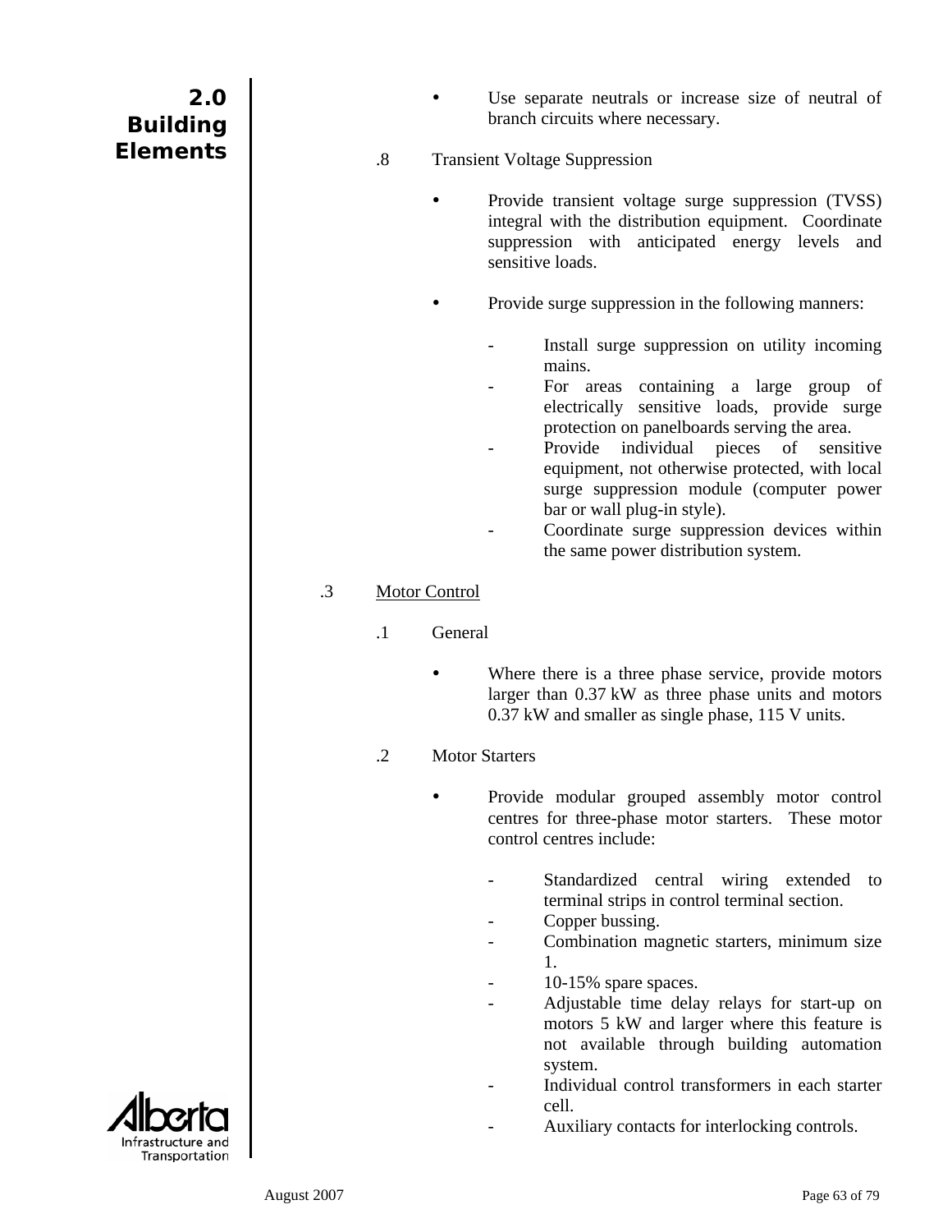- Use separate neutrals or increase size of neutral of branch circuits where necessary.

.8 Transient Voltage Suppression

- Provide transient voltage surge suppression (TVSS) integral with the distribution equipment. Coordinate suppression with anticipated energy levels and sensitive loads.

- Provide surge suppression in the following manners:

  - Install surge suppression on utility incoming mains.
  - For areas containing a large group of electrically sensitive loads, provide surge protection on panelboards serving the area.
  - Provide individual pieces of sensitive equipment, not otherwise protected, with local surge suppression module (computer power bar or wall plug-in style).
  - Coordinate surge suppression devices within the same power distribution system.

.3 Motor Control

.1 General

- Where there is a three phase service, provide motors larger than 0.37 kW as three phase units and motors 0.37 kW and smaller as single phase, 115 V units.

.2 Motor Starters

- Provide modular grouped assembly motor control centres for three-phase motor starters. These motor control centres include:

  - Standardized central wiring extended to terminal strips in control terminal section.
  - Copper bussing.
  - Combination magnetic starters, minimum size 1.
  - 10-15% spare spaces.
  - Adjustable time delay relays for start-up on motors 5 kW and larger where this feature is not available through building automation system.
  - Individual control transformers in each starter cell.
  - Auxiliary contacts for interlocking controls.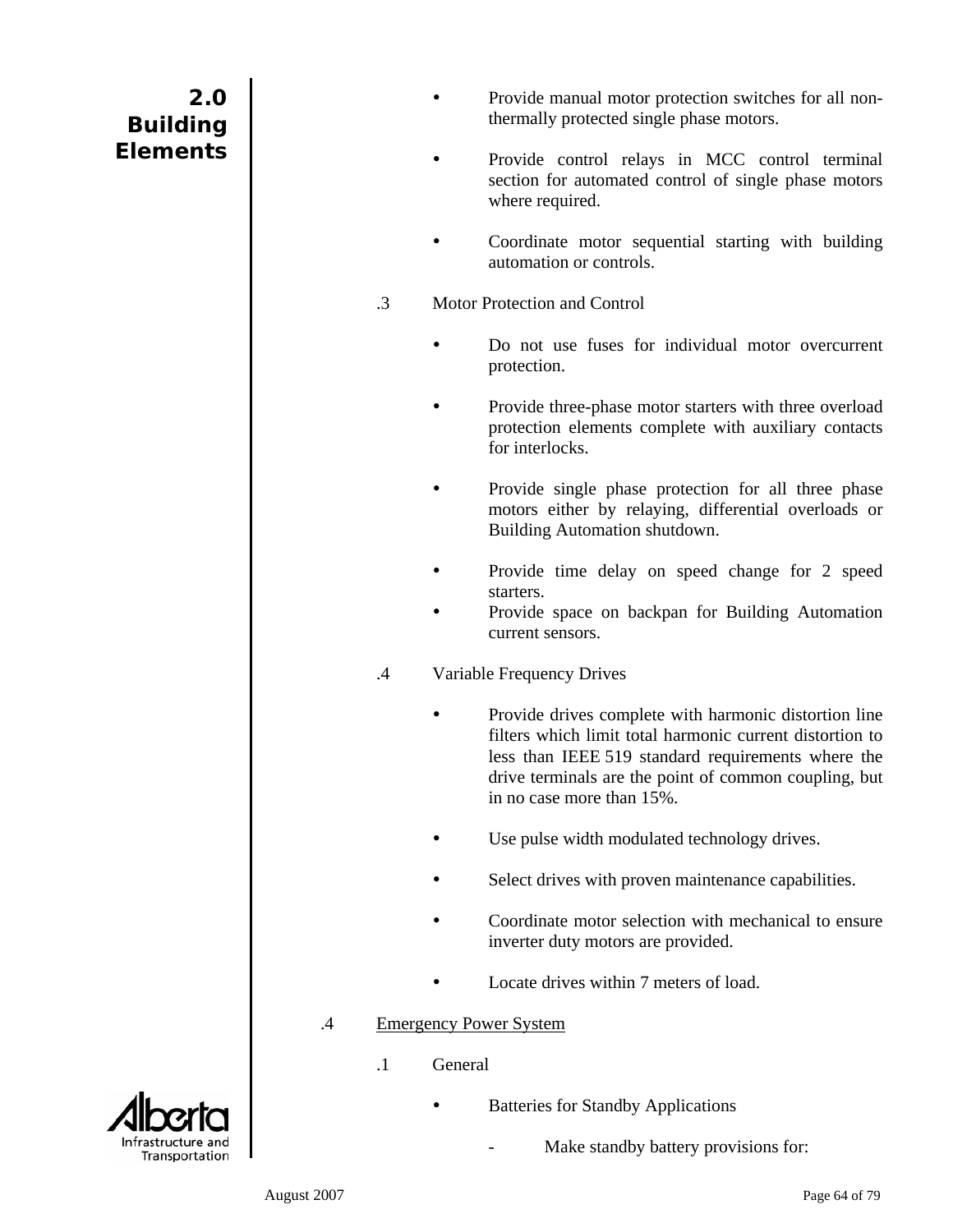- Provide manual motor protection switches for all non-thermally protected single phase motors.

- Provide control relays in MCC control terminal section for automated control of single phase motors where required.

- Coordinate motor sequential starting with building automation or controls.

.3 Motor Protection and Control

- Do not use fuses for individual motor overcurrent protection.

- Provide three-phase motor starters with three overload protection elements complete with auxiliary contacts for interlocks.

- Provide single phase protection for all three phase motors either by relaying, differential overloads or Building Automation shutdown.

- Provide time delay on speed change for 2 speed starters.
- Provide space on backpan for Building Automation current sensors.

.4 Variable Frequency Drives

- Provide drives complete with harmonic distortion line filters which limit total harmonic current distortion to less than IEEE 519 standard requirements where the drive terminals are the point of common coupling, but in no case more than 15%.

- Use pulse width modulated technology drives.

- Select drives with proven maintenance capabilities.

- Coordinate motor selection with mechanical to ensure inverter duty motors are provided.

- Locate drives within 7 meters of load.

.4 <u>Emergency Power System</u>

.1 General

- Batteries for Standby Applications

  - Make standby battery provisions for: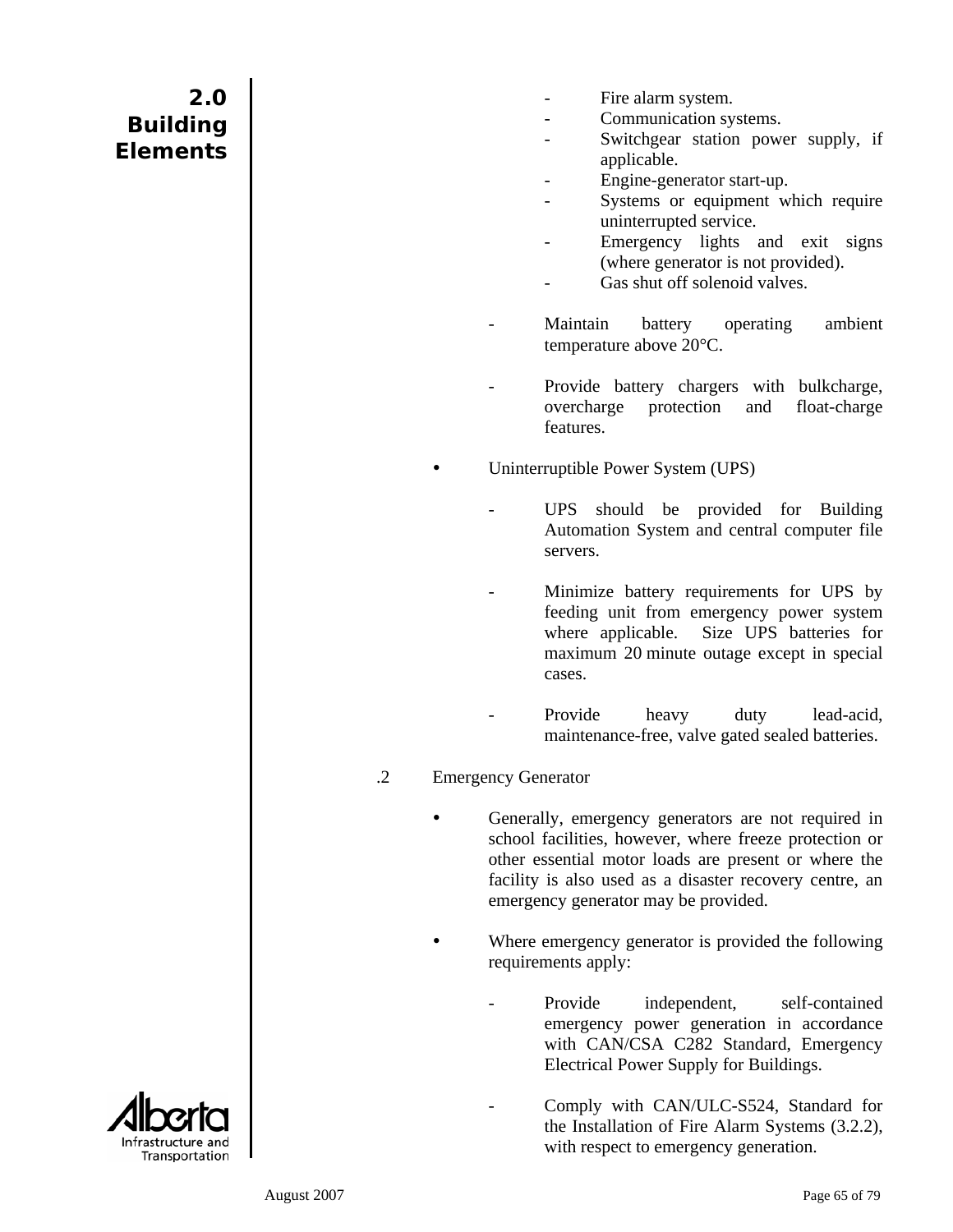- Fire alarm system.
- Communication systems.
- Switchgear station power supply, if applicable.
- Engine-generator start-up.
- Systems or equipment which require uninterrupted service.
- Emergency lights and exit signs (where generator is not provided).
- Gas shut off solenoid valves.

- Maintain battery operating ambient temperature above 20°C.

- Provide battery chargers with bulkcharge, overcharge protection and float-charge features.

- Uninterruptible Power System (UPS)

  - UPS should be provided for Building Automation System and central computer file servers.

  - Minimize battery requirements for UPS by feeding unit from emergency power system where applicable. Size UPS batteries for maximum 20 minute outage except in special cases.

  - Provide heavy duty lead-acid, maintenance-free, valve gated sealed batteries.

.2 Emergency Generator

- Generally, emergency generators are not required in school facilities, however, where freeze protection or other essential motor loads are present or where the facility is also used as a disaster recovery centre, an emergency generator may be provided.

- Where emergency generator is provided the following requirements apply:

  - Provide independent, self-contained emergency power generation in accordance with CAN/CSA C282 Standard, Emergency Electrical Power Supply for Buildings.

  - Comply with CAN/ULC-S524, Standard for the Installation of Fire Alarm Systems (3.2.2), with respect to emergency generation.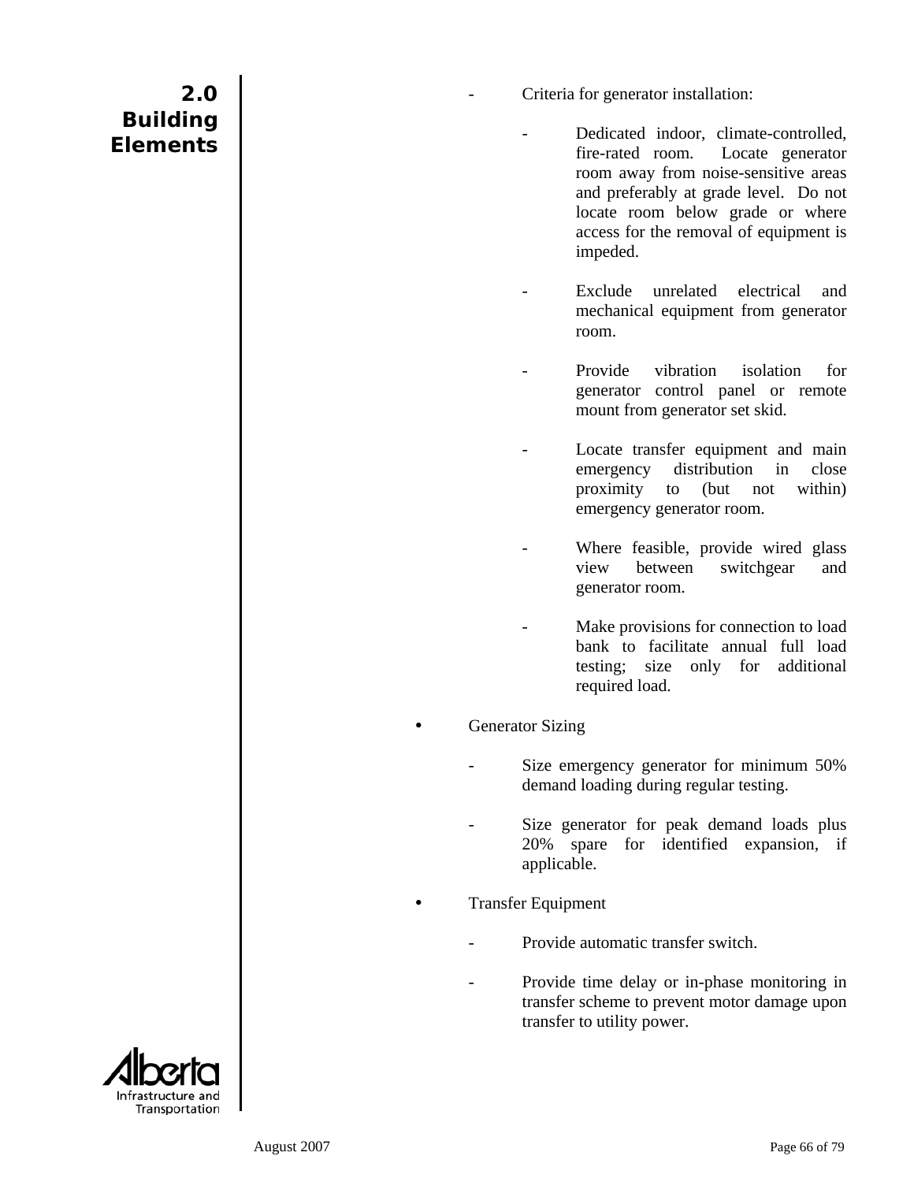- Criteria for generator installation:

  - Dedicated indoor, climate-controlled, fire-rated room. Locate generator room away from noise-sensitive areas and preferably at grade level. Do not locate room below grade or where access for the removal of equipment is impeded.

  - Exclude unrelated electrical and mechanical equipment from generator room.

  - Provide vibration isolation for generator control panel or remote mount from generator set skid.

  - Locate transfer equipment and main emergency distribution in close proximity to (but not within) emergency generator room.

  - Where feasible, provide wired glass view between switchgear and generator room.

  - Make provisions for connection to load bank to facilitate annual full load testing; size only for additional required load.

- Generator Sizing

  - Size emergency generator for minimum 50% demand loading during regular testing.

  - Size generator for peak demand loads plus 20% spare for identified expansion, if applicable.

- Transfer Equipment

  - Provide automatic transfer switch.

  - Provide time delay or in-phase monitoring in transfer scheme to prevent motor damage upon transfer to utility power.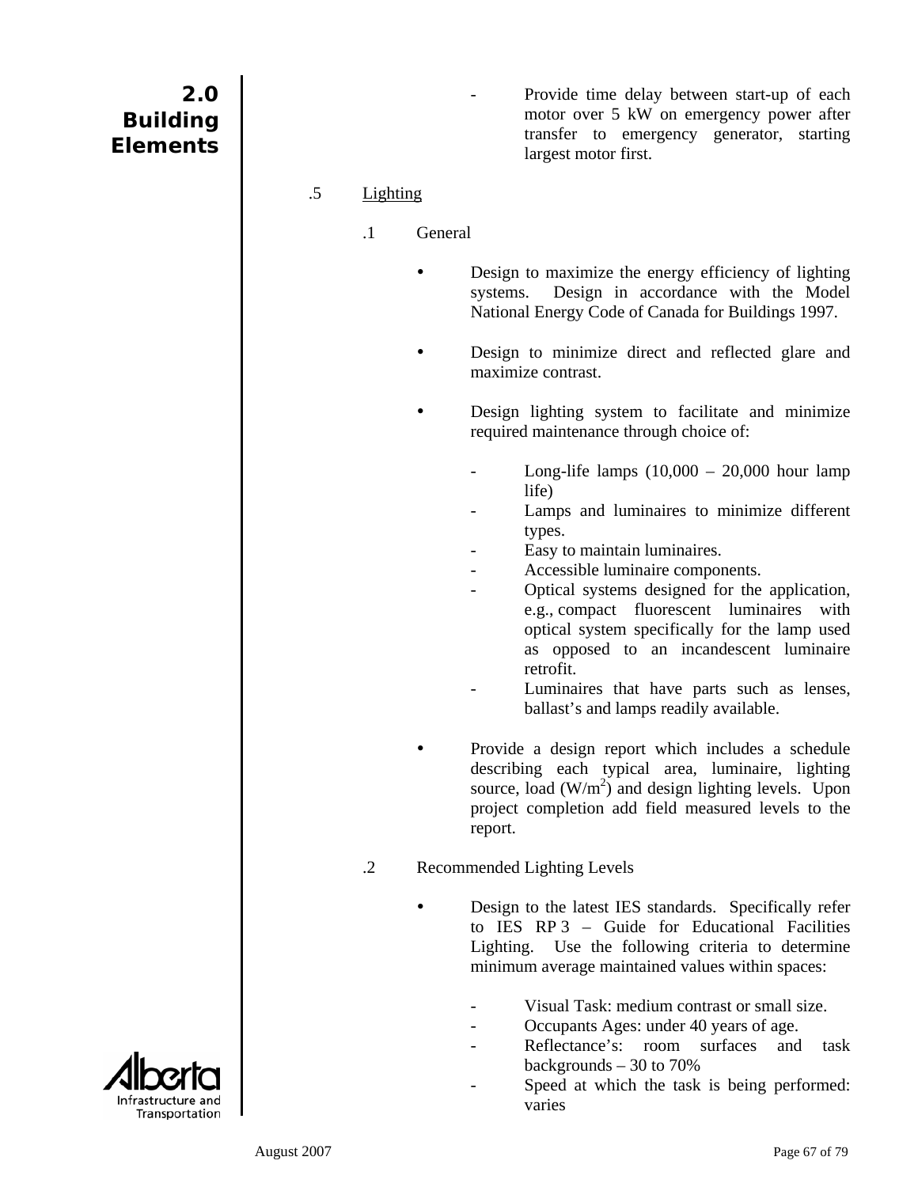- Provide time delay between start-up of each motor over 5 kW on emergency power after transfer to emergency generator, starting largest motor first.

.5 Lighting

.1 General

- Design to maximize the energy efficiency of lighting systems. Design in accordance with the Model National Energy Code of Canada for Buildings 1997.

- Design to minimize direct and reflected glare and maximize contrast.

- Design lighting system to facilitate and minimize required maintenance through choice of:

  - Long-life lamps (10,000 – 20,000 hour lamp life)
  - Lamps and luminaires to minimize different types.
  - Easy to maintain luminaires.
  - Accessible luminaire components.
  - Optical systems designed for the application, e.g., compact fluorescent luminaires with optical system specifically for the lamp used as opposed to an incandescent luminaire retrofit.
  - Luminaires that have parts such as lenses, ballast's and lamps readily available.

- Provide a design report which includes a schedule describing each typical area, luminaire, lighting source, load ($W/m^2$) and design lighting levels. Upon project completion add field measured levels to the report.

.2 Recommended Lighting Levels

- Design to the latest IES standards. Specifically refer to IES RP 3 – Guide for Educational Facilities Lighting. Use the following criteria to determine minimum average maintained values within spaces:

  - Visual Task: medium contrast or small size.
  - Occupants Ages: under 40 years of age.
  - Reflectance's: room surfaces and task backgrounds – 30 to 70%
  - Speed at which the task is being performed: varies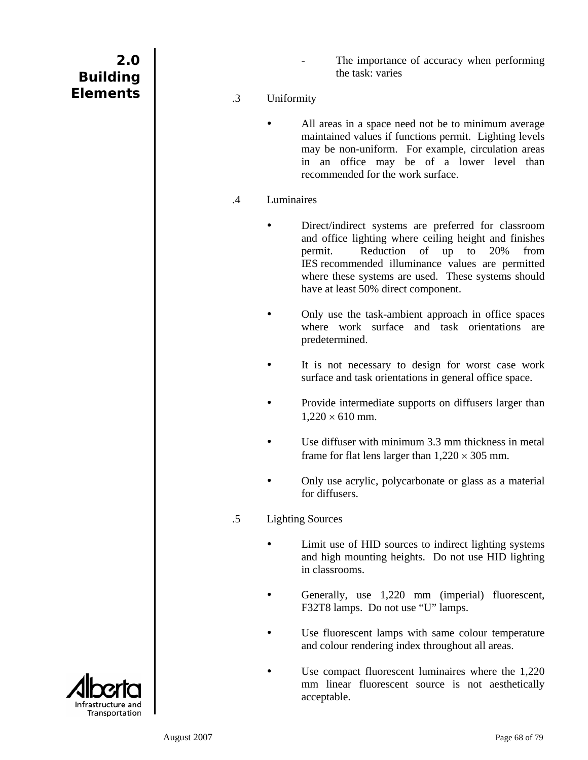- The importance of accuracy when performing the task: varies

.3 Uniformity

- All areas in a space need not be to minimum average maintained values if functions permit. Lighting levels may be non-uniform. For example, circulation areas in an office may be of a lower level than recommended for the work surface.

.4 Luminaires

- Direct/indirect systems are preferred for classroom and office lighting where ceiling height and finishes permit. Reduction of up to 20% from IES recommended illuminance values are permitted where these systems are used. These systems should have at least 50% direct component.
- Only use the task-ambient approach in office spaces where work surface and task orientations are predetermined.
- It is not necessary to design for worst case work surface and task orientations in general office space.
- Provide intermediate supports on diffusers larger than 1,220 × 610 mm.
- Use diffuser with minimum 3.3 mm thickness in metal frame for flat lens larger than 1,220 × 305 mm.
- Only use acrylic, polycarbonate or glass as a material for diffusers.

.5 Lighting Sources

- Limit use of HID sources to indirect lighting systems and high mounting heights. Do not use HID lighting in classrooms.
- Generally, use 1,220 mm (imperial) fluorescent, F32T8 lamps. Do not use “U” lamps.
- Use fluorescent lamps with same colour temperature and colour rendering index throughout all areas.
- Use compact fluorescent luminaires where the 1,220 mm linear fluorescent source is not aesthetically acceptable.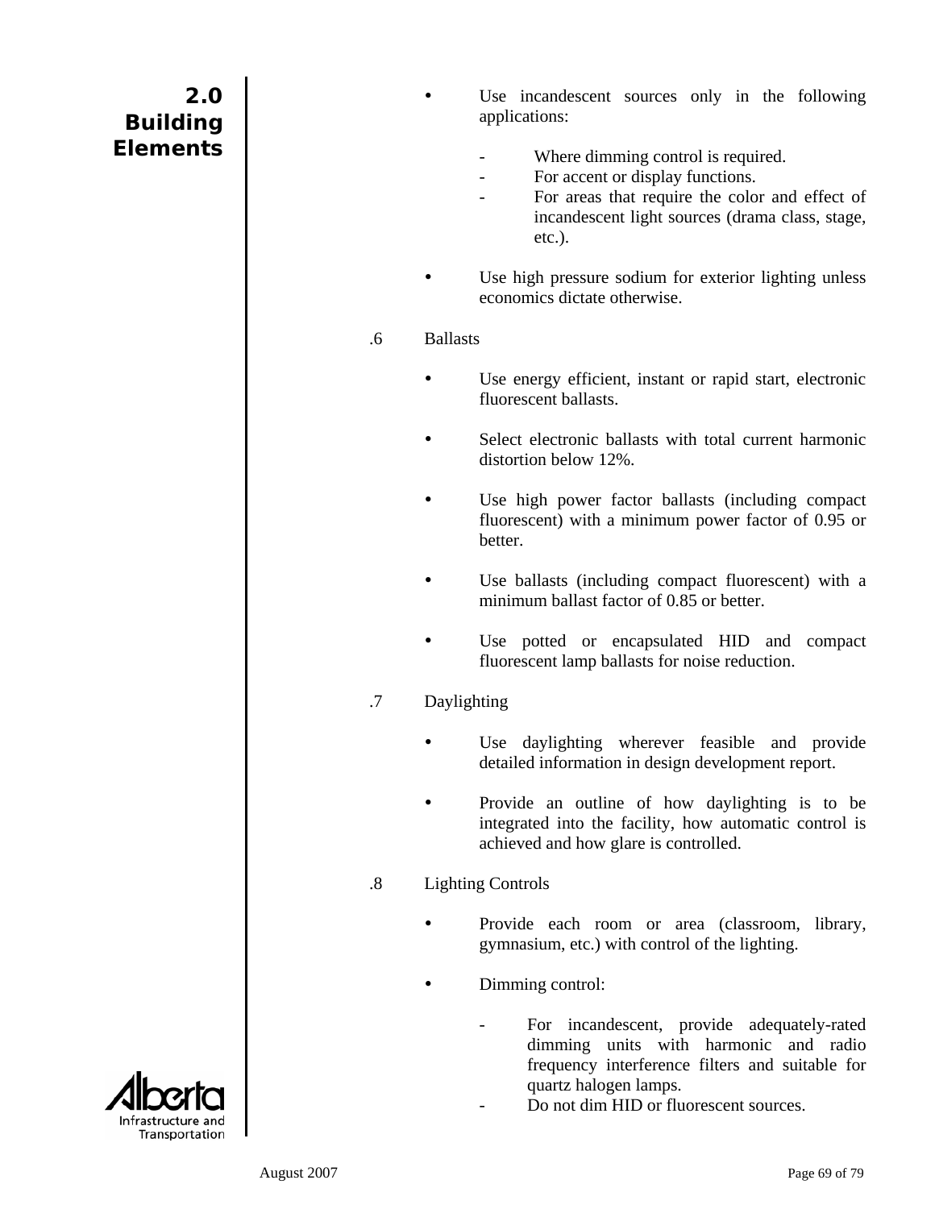- Use incandescent sources only in the following applications:

  - Where dimming control is required.
  - For accent or display functions.
  - For areas that require the color and effect of incandescent light sources (drama class, stage, etc.).

- Use high pressure sodium for exterior lighting unless economics dictate otherwise.

.6 Ballasts

- Use energy efficient, instant or rapid start, electronic fluorescent ballasts.

- Select electronic ballasts with total current harmonic distortion below 12%.

- Use high power factor ballasts (including compact fluorescent) with a minimum power factor of 0.95 or better.

- Use ballasts (including compact fluorescent) with a minimum ballast factor of 0.85 or better.

- Use potted or encapsulated HID and compact fluorescent lamp ballasts for noise reduction.

.7 Daylighting

- Use daylighting wherever feasible and provide detailed information in design development report.

- Provide an outline of how daylighting is to be integrated into the facility, how automatic control is achieved and how glare is controlled.

.8 Lighting Controls

- Provide each room or area (classroom, library, gymnasium, etc.) with control of the lighting.

- Dimming control:

  - For incandescent, provide adequately-rated dimming units with harmonic and radio frequency interference filters and suitable for quartz halogen lamps.
  - Do not dim HID or fluorescent sources.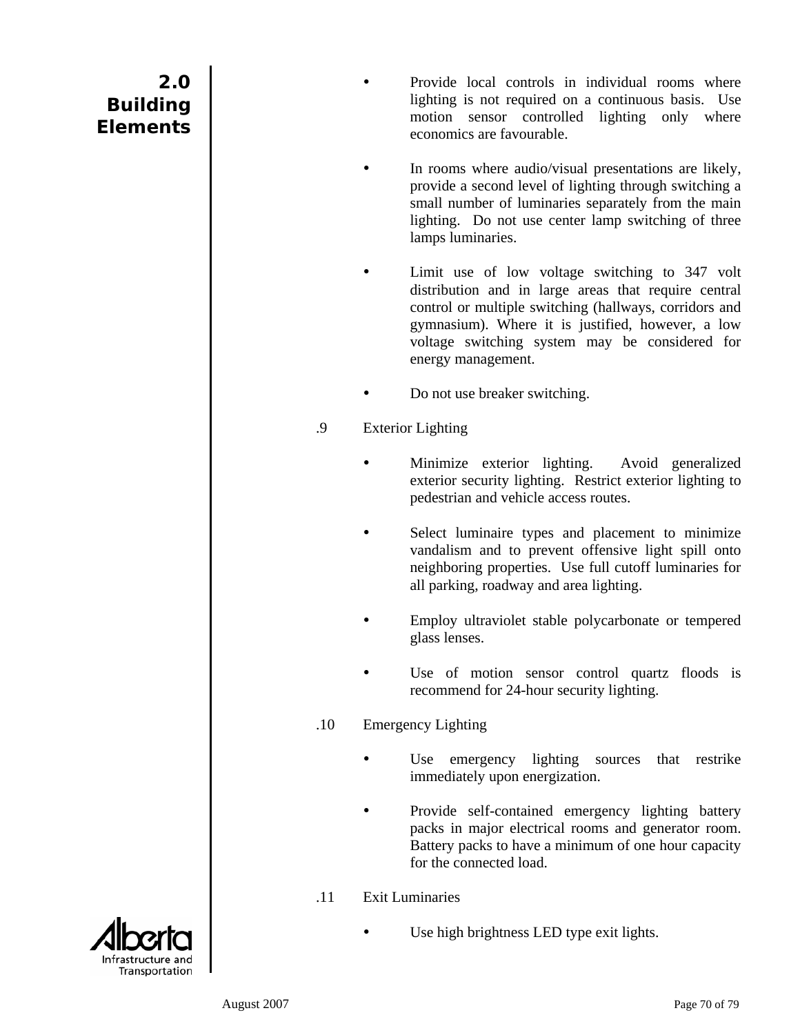- Provide local controls in individual rooms where lighting is not required on a continuous basis. Use motion sensor controlled lighting only where economics are favourable.

- In rooms where audio/visual presentations are likely, provide a second level of lighting through switching a small number of luminaries separately from the main lighting. Do not use center lamp switching of three lamps luminaries.

- Limit use of low voltage switching to 347 volt distribution and in large areas that require central control or multiple switching (hallways, corridors and gymnasium). Where it is justified, however, a low voltage switching system may be considered for energy management.

- Do not use breaker switching.

.9 Exterior Lighting

- Minimize exterior lighting. Avoid generalized exterior security lighting. Restrict exterior lighting to pedestrian and vehicle access routes.

- Select luminaire types and placement to minimize vandalism and to prevent offensive light spill onto neighboring properties. Use full cutoff luminaries for all parking, roadway and area lighting.

- Employ ultraviolet stable polycarbonate or tempered glass lenses.

- Use of motion sensor control quartz floods is recommend for 24-hour security lighting.

.10 Emergency Lighting

- Use emergency lighting sources that restrike immediately upon energization.

- Provide self-contained emergency lighting battery packs in major electrical rooms and generator room. Battery packs to have a minimum of one hour capacity for the connected load.

.11 Exit Luminaries

- Use high brightness LED type exit lights.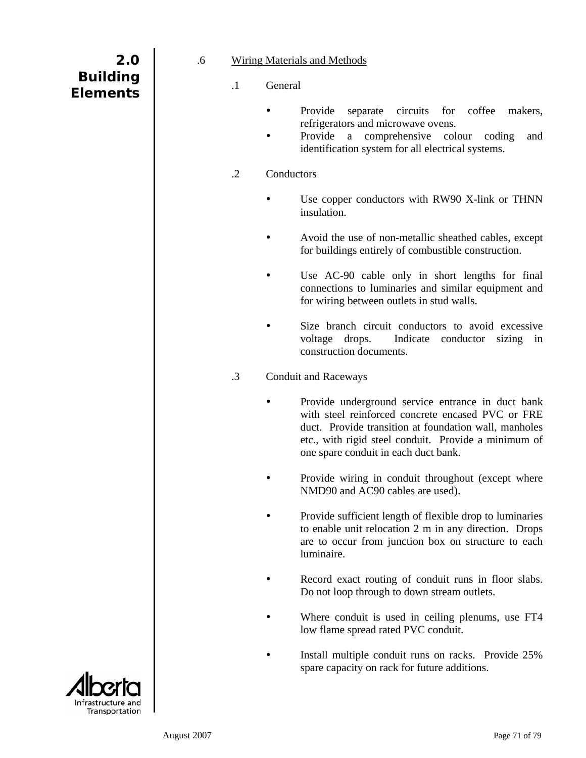.6 Wiring Materials and Methods

.1 General

- Provide separate circuits for coffee makers, refrigerators and microwave ovens.
- Provide a comprehensive colour coding and identification system for all electrical systems.

.2 Conductors

- Use copper conductors with RW90 X-link or THNN insulation.

- Avoid the use of non-metallic sheathed cables, except for buildings entirely of combustible construction.

- Use AC-90 cable only in short lengths for final connections to luminaries and similar equipment and for wiring between outlets in stud walls.

- Size branch circuit conductors to avoid excessive voltage drops. Indicate conductor sizing in construction documents.

.3 Conduit and Raceways

- Provide underground service entrance in duct bank with steel reinforced concrete encased PVC or FRE duct. Provide transition at foundation wall, manholes etc., with rigid steel conduit. Provide a minimum of one spare conduit in each duct bank.

- Provide wiring in conduit throughout (except where NMD90 and AC90 cables are used).

- Provide sufficient length of flexible drop to luminaries to enable unit relocation 2 m in any direction. Drops are to occur from junction box on structure to each luminaire.

- Record exact routing of conduit runs in floor slabs. Do not loop through to down stream outlets.

- Where conduit is used in ceiling plenums, use FT4 low flame spread rated PVC conduit.

- Install multiple conduit runs on racks. Provide 25% spare capacity on rack for future additions.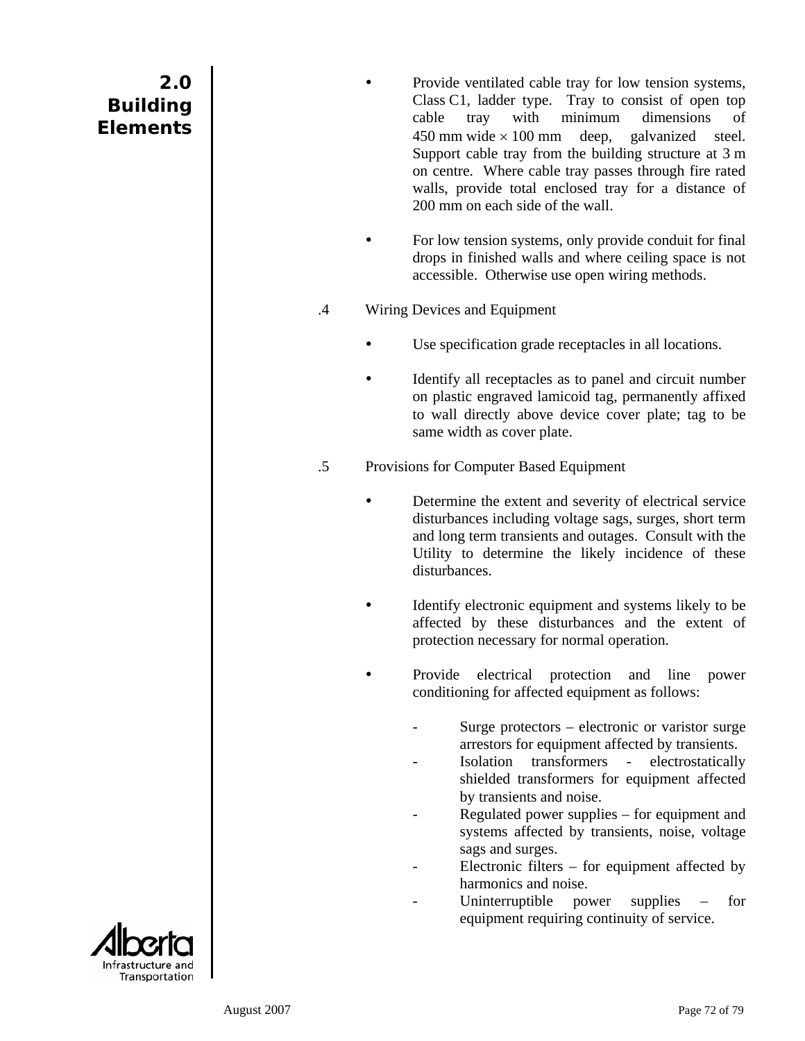- Provide ventilated cable tray for low tension systems, Class C1, ladder type. Tray to consist of open top cable tray with minimum dimensions of 450 mm wide × 100 mm deep, galvanized steel. Support cable tray from the building structure at 3 m on centre. Where cable tray passes through fire rated walls, provide total enclosed tray for a distance of 200 mm on each side of the wall.

- For low tension systems, only provide conduit for final drops in finished walls and where ceiling space is not accessible. Otherwise use open wiring methods.

.4 Wiring Devices and Equipment

- Use specification grade receptacles in all locations.

- Identify all receptacles as to panel and circuit number on plastic engraved lamicoid tag, permanently affixed to wall directly above device cover plate; tag to be same width as cover plate.

.5 Provisions for Computer Based Equipment

- Determine the extent and severity of electrical service disturbances including voltage sags, surges, short term and long term transients and outages. Consult with the Utility to determine the likely incidence of these disturbances.

- Identify electronic equipment and systems likely to be affected by these disturbances and the extent of protection necessary for normal operation.

- Provide electrical protection and line power conditioning for affected equipment as follows:

  - Surge protectors – electronic or varistor surge arrestors for equipment affected by transients.
  - Isolation transformers - electrostatically shielded transformers for equipment affected by transients and noise.
  - Regulated power supplies – for equipment and systems affected by transients, noise, voltage sags and surges.
  - Electronic filters – for equipment affected by harmonics and noise.
  - Uninterruptible power supplies – for equipment requiring continuity of service.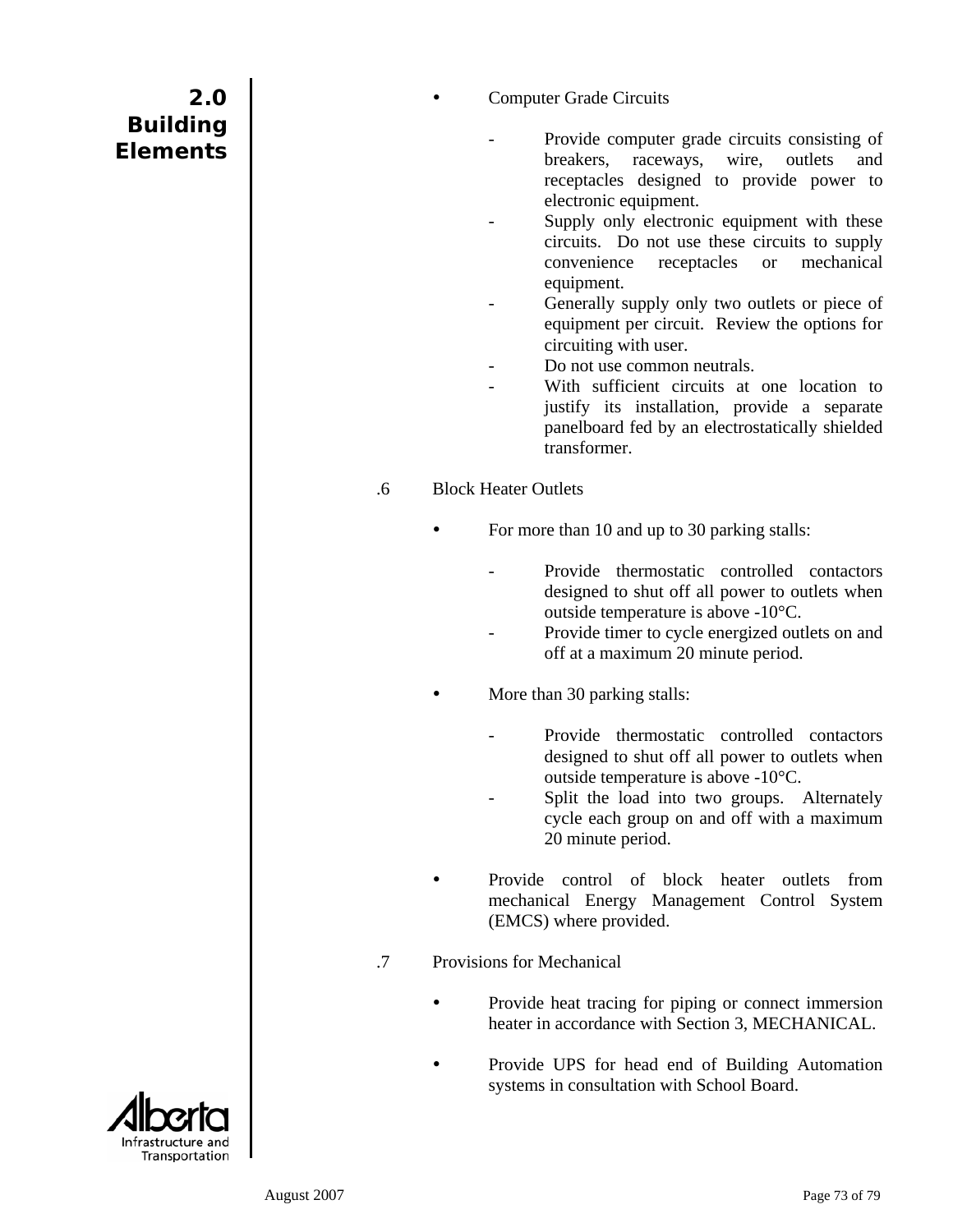- Computer Grade Circuits

  - Provide computer grade circuits consisting of breakers, raceways, wire, outlets and receptacles designed to provide power to electronic equipment.
  - Supply only electronic equipment with these circuits. Do not use these circuits to supply convenience receptacles or mechanical equipment.
  - Generally supply only two outlets or piece of equipment per circuit. Review the options for circuiting with user.
  - Do not use common neutrals.
  - With sufficient circuits at one location to justify its installation, provide a separate panelboard fed by an electrostatically shielded transformer.

.6 Block Heater Outlets

- For more than 10 and up to 30 parking stalls:

  - Provide thermostatic controlled contactors designed to shut off all power to outlets when outside temperature is above -10°C.
  - Provide timer to cycle energized outlets on and off at a maximum 20 minute period.

- More than 30 parking stalls:

  - Provide thermostatic controlled contactors designed to shut off all power to outlets when outside temperature is above -10°C.
  - Split the load into two groups. Alternately cycle each group on and off with a maximum 20 minute period.

- Provide control of block heater outlets from mechanical Energy Management Control System (EMCS) where provided.

.7 Provisions for Mechanical

- Provide heat tracing for piping or connect immersion heater in accordance with Section 3, MECHANICAL.

- Provide UPS for head end of Building Automation systems in consultation with School Board.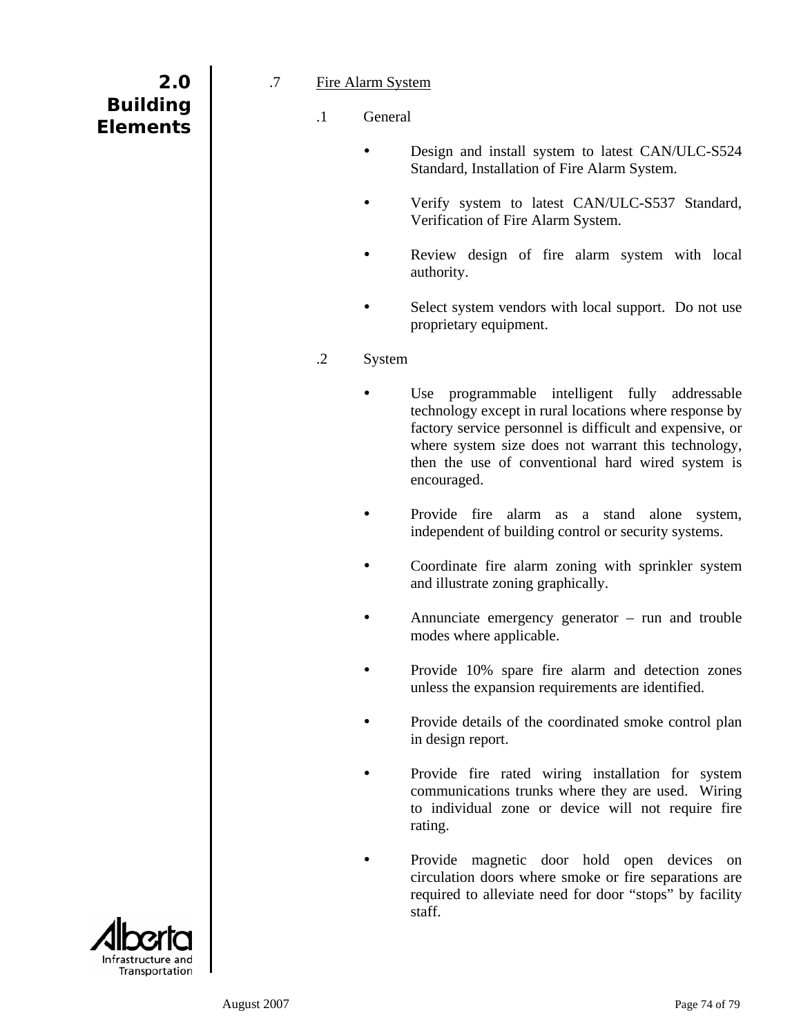.7 Fire Alarm System

.1 General

- Design and install system to latest CAN/ULC-S524 Standard, Installation of Fire Alarm System.
- Verify system to latest CAN/ULC-S537 Standard, Verification of Fire Alarm System.
- Review design of fire alarm system with local authority.
- Select system vendors with local support. Do not use proprietary equipment.

.2 System

- Use programmable intelligent fully addressable technology except in rural locations where response by factory service personnel is difficult and expensive, or where system size does not warrant this technology, then the use of conventional hard wired system is encouraged.
- Provide fire alarm as a stand alone system, independent of building control or security systems.
- Coordinate fire alarm zoning with sprinkler system and illustrate zoning graphically.
- Annunciate emergency generator – run and trouble modes where applicable.
- Provide 10% spare fire alarm and detection zones unless the expansion requirements are identified.
- Provide details of the coordinated smoke control plan in design report.
- Provide fire rated wiring installation for system communications trunks where they are used. Wiring to individual zone or device will not require fire rating.
- Provide magnetic door hold open devices on circulation doors where smoke or fire separations are required to alleviate need for door "stops" by facility staff.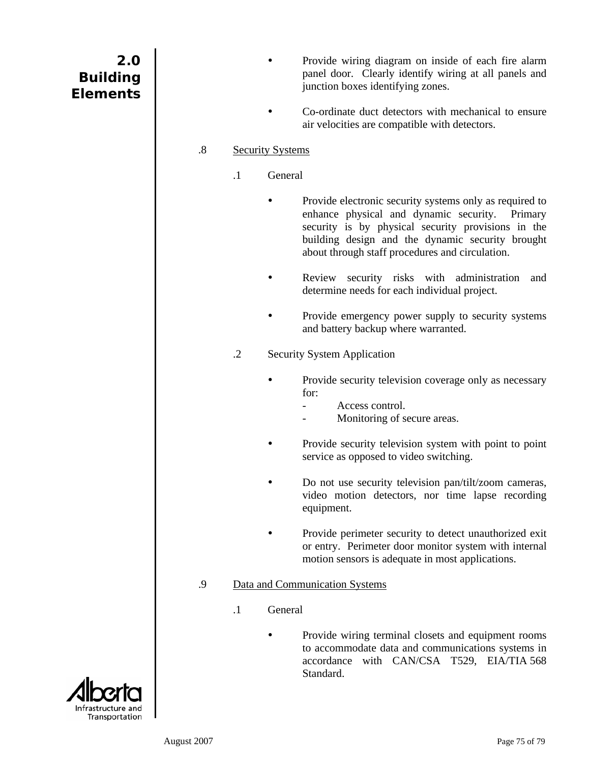- Provide wiring diagram on inside of each fire alarm panel door. Clearly identify wiring at all panels and junction boxes identifying zones.

- Co-ordinate duct detectors with mechanical to ensure air velocities are compatible with detectors.

.8 Security Systems

.1 General

- Provide electronic security systems only as required to enhance physical and dynamic security. Primary security is by physical security provisions in the building design and the dynamic security brought about through staff procedures and circulation.

- Review security risks with administration and determine needs for each individual project.

- Provide emergency power supply to security systems and battery backup where warranted.

.2 Security System Application

- Provide security television coverage only as necessary for:
  - Access control.
  - Monitoring of secure areas.

- Provide security television system with point to point service as opposed to video switching.

- Do not use security television pan/tilt/zoom cameras, video motion detectors, nor time lapse recording equipment.

- Provide perimeter security to detect unauthorized exit or entry. Perimeter door monitor system with internal motion sensors is adequate in most applications.

.9 Data and Communication Systems

.1 General

- Provide wiring terminal closets and equipment rooms to accommodate data and communications systems in accordance with CAN/CSA T529, EIA/TIA 568 Standard.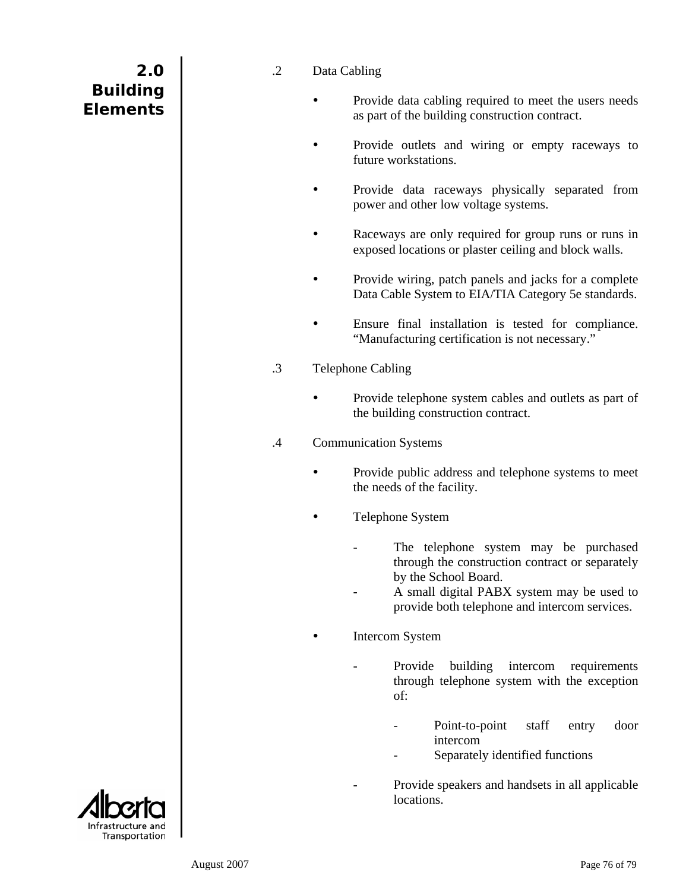.2 Data Cabling

- Provide data cabling required to meet the users needs as part of the building construction contract.
- Provide outlets and wiring or empty raceways to future workstations.
- Provide data raceways physically separated from power and other low voltage systems.
- Raceways are only required for group runs or runs in exposed locations or plaster ceiling and block walls.
- Provide wiring, patch panels and jacks for a complete Data Cable System to EIA/TIA Category 5e standards.
- Ensure final installation is tested for compliance. "Manufacturing certification is not necessary."

.3 Telephone Cabling

- Provide telephone system cables and outlets as part of the building construction contract.

.4 Communication Systems

- Provide public address and telephone systems to meet the needs of the facility.
- Telephone System
  - The telephone system may be purchased through the construction contract or separately by the School Board.
  - A small digital PABX system may be used to provide both telephone and intercom services.
- Intercom System
  - Provide building intercom requirements through telephone system with the exception of:
    - Point-to-point staff entry door intercom
    - Separately identified functions
  - Provide speakers and handsets in all applicable locations.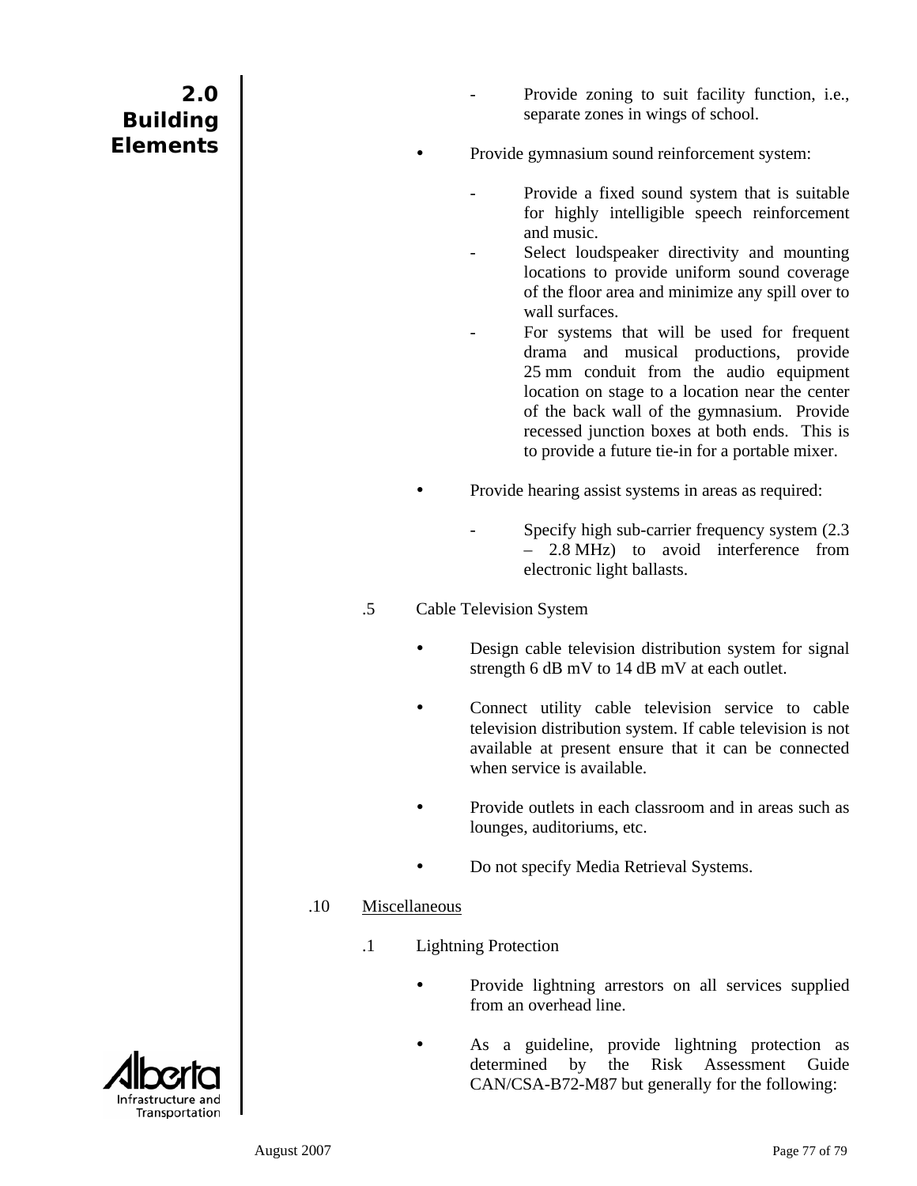- Provide zoning to suit facility function, i.e., separate zones in wings of school.

- Provide gymnasium sound reinforcement system:

  - Provide a fixed sound system that is suitable for highly intelligible speech reinforcement and music.
  - Select loudspeaker directivity and mounting locations to provide uniform sound coverage of the floor area and minimize any spill over to wall surfaces.
  - For systems that will be used for frequent drama and musical productions, provide 25 mm conduit from the audio equipment location on stage to a location near the center of the back wall of the gymnasium. Provide recessed junction boxes at both ends. This is to provide a future tie-in for a portable mixer.

- Provide hearing assist systems in areas as required:

  - Specify high sub-carrier frequency system (2.3 – 2.8 MHz) to avoid interference from electronic light ballasts.

.5 Cable Television System

- Design cable television distribution system for signal strength 6 dB mV to 14 dB mV at each outlet.

- Connect utility cable television service to cable television distribution system. If cable television is not available at present ensure that it can be connected when service is available.

- Provide outlets in each classroom and in areas such as lounges, auditoriums, etc.

- Do not specify Media Retrieval Systems.

.10 <u>Miscellaneous</u>

.1 Lightning Protection

- Provide lightning arrestors on all services supplied from an overhead line.

- As a guideline, provide lightning protection as determined by the Risk Assessment Guide CAN/CSA-B72-M87 but generally for the following: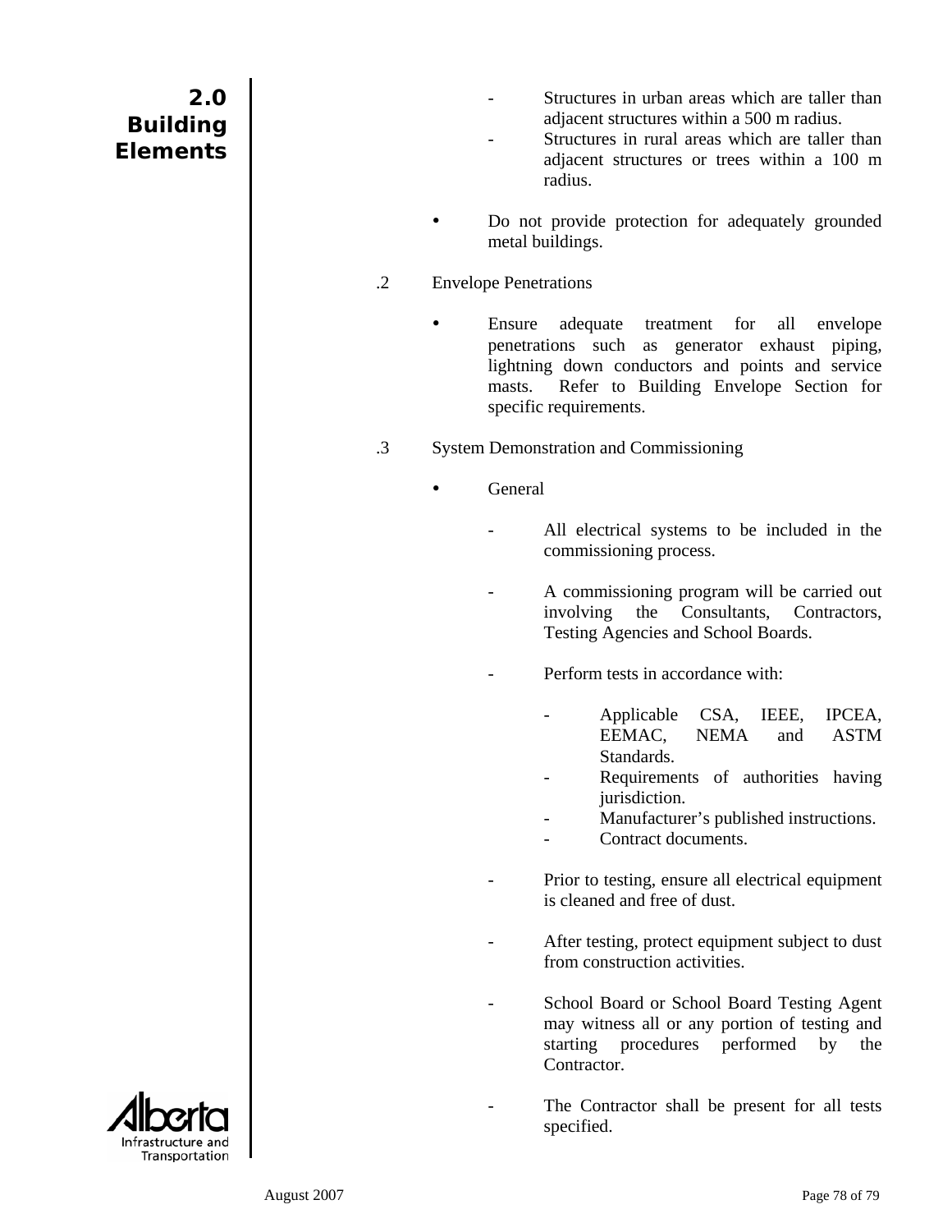- Structures in urban areas which are taller than adjacent structures within a 500 m radius.
- Structures in rural areas which are taller than adjacent structures or trees within a 100 m radius.

- Do not provide protection for adequately grounded metal buildings.

.2 Envelope Penetrations

- Ensure adequate treatment for all envelope penetrations such as generator exhaust piping, lightning down conductors and points and service masts. Refer to Building Envelope Section for specific requirements.

.3 System Demonstration and Commissioning

- General

  - All electrical systems to be included in the commissioning process.

  - A commissioning program will be carried out involving the Consultants, Contractors, Testing Agencies and School Boards.

  - Perform tests in accordance with:

    - Applicable CSA, IEEE, IPCEA, EEMAC, NEMA and ASTM Standards.
    - Requirements of authorities having jurisdiction.
    - Manufacturer's published instructions.
    - Contract documents.

  - Prior to testing, ensure all electrical equipment is cleaned and free of dust.

  - After testing, protect equipment subject to dust from construction activities.

  - School Board or School Board Testing Agent may witness all or any portion of testing and starting procedures performed by the Contractor.

  - The Contractor shall be present for all tests specified.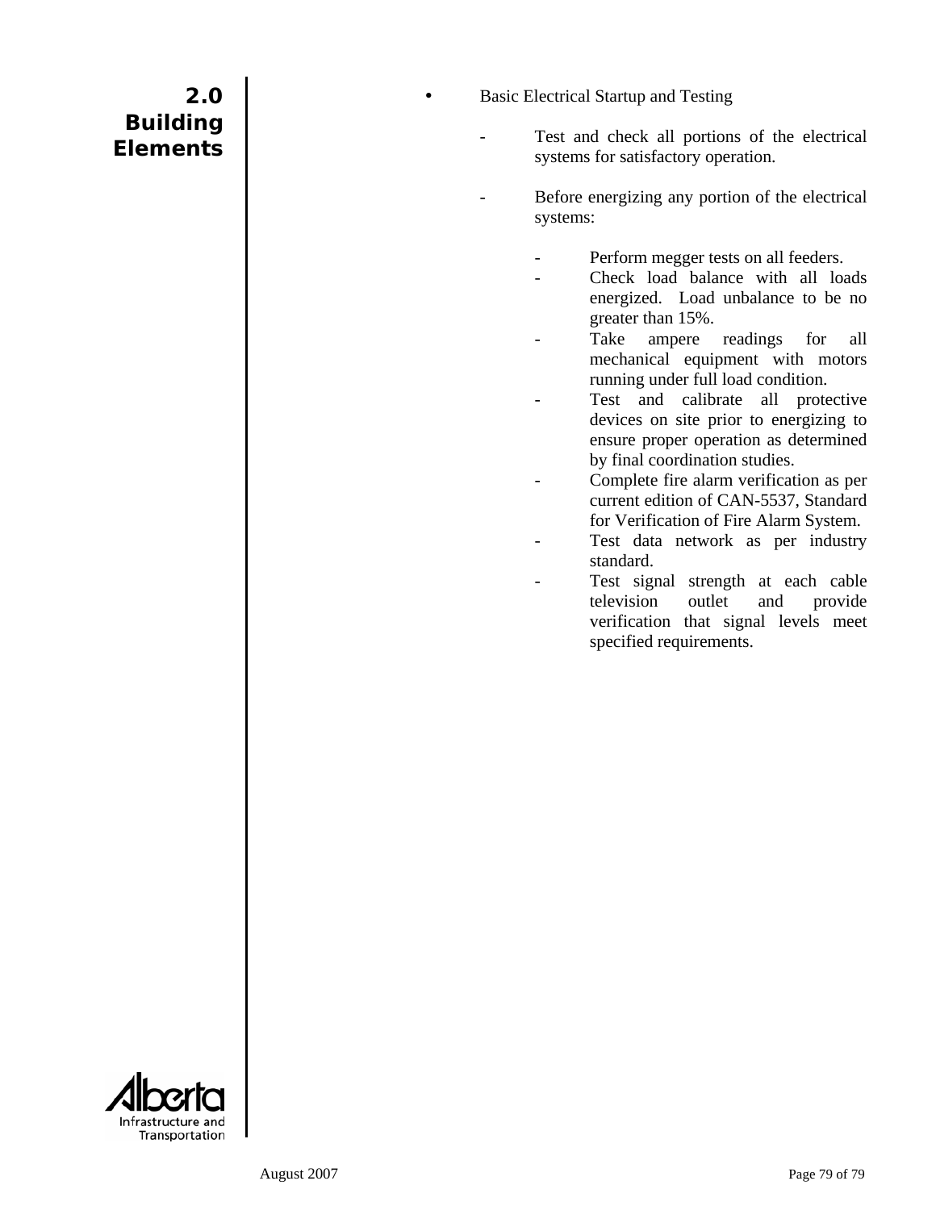- Basic Electrical Startup and Testing

  - Test and check all portions of the electrical systems for satisfactory operation.

  - Before energizing any portion of the electrical systems:

    - Perform megger tests on all feeders.
    - Check load balance with all loads energized. Load unbalance to be no greater than 15%.
    - Take ampere readings for all mechanical equipment with motors running under full load condition.
    - Test and calibrate all protective devices on site prior to energizing to ensure proper operation as determined by final coordination studies.
    - Complete fire alarm verification as per current edition of CAN-5537, Standard for Verification of Fire Alarm System.
    - Test data network as per industry standard.
    - Test signal strength at each cable television outlet and provide verification that signal levels meet specified requirements.